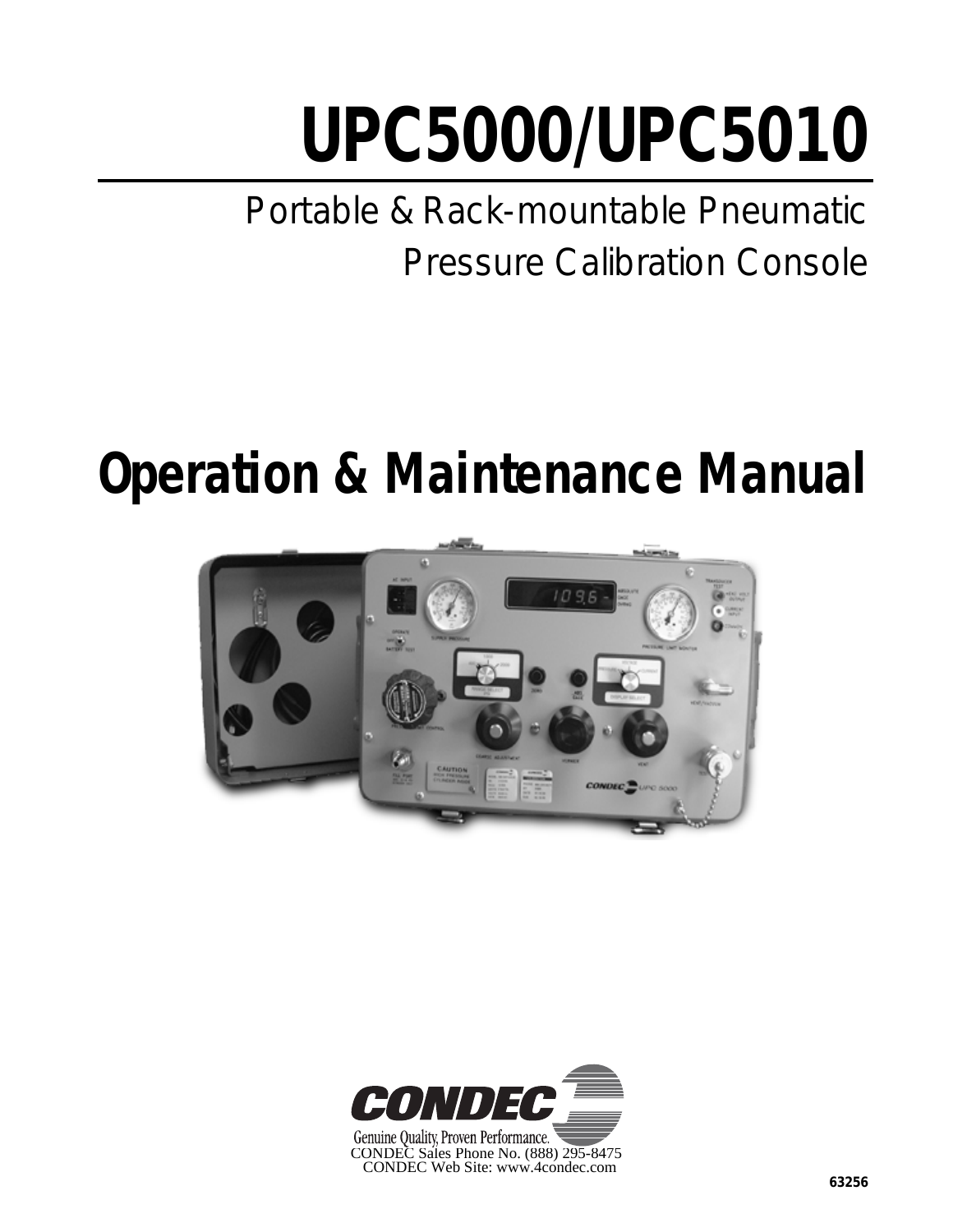# UPC5000/UPC5010

Portable & Rack-mountable Pneumatic Pressure Calibration Console

# Operation & Maintenance Manual

CONDEC

Genuine Quality, Proven Performance.

CONDEC Sales Phone No. (888) 295-8475

CONDEC Web Site: www.4condec.com

63256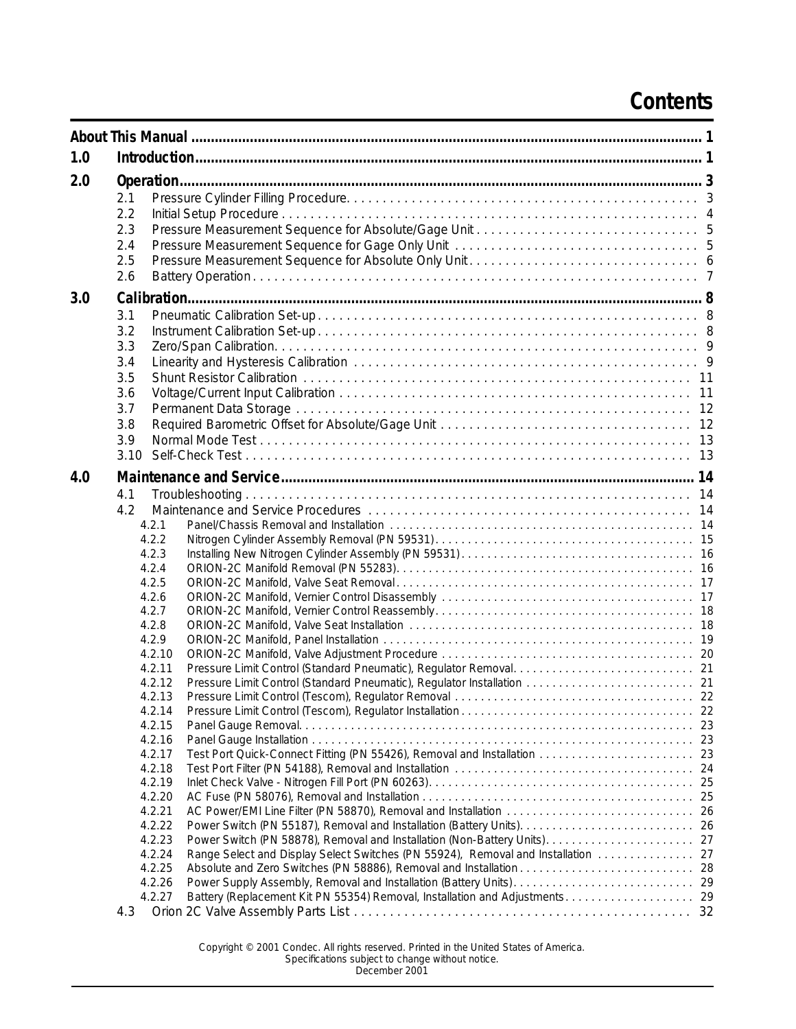# Contents

| | | |
|---|---|---|
| **About This Manual** | | **1** |
| **1.0** | **Introduction** | **1** |
| **2.0** | **Operation** | **3** |
| 2.1 | Pressure Cylinder Filling Procedure | 3 |
| 2.2 | Initial Setup Procedure | 4 |
| 2.3 | Pressure Measurement Sequence for Absolute/Gage Unit | 5 |
| 2.4 | Pressure Measurement Sequence for Gage Only Unit | 5 |
| 2.5 | Pressure Measurement Sequence for Absolute Only Unit | 6 |
| 2.6 | Battery Operation | 7 |
| **3.0** | **Calibration** | **8** |
| 3.1 | Pneumatic Calibration Set-up | 8 |
| 3.2 | Instrument Calibration Set-up | 8 |
| 3.3 | Zero/Span Calibration | 9 |
| 3.4 | Linearity and Hysteresis Calibration | 9 |
| 3.5 | Shunt Resistor Calibration | 11 |
| 3.6 | Voltage/Current Input Calibration | 11 |
| 3.7 | Permanent Data Storage | 12 |
| 3.8 | Required Barometric Offset for Absolute/Gage Unit | 12 |
| 3.9 | Normal Mode Test | 13 |
| 3.10 | Self-Check Test | 13 |
| **4.0** | **Maintenance and Service** | **14** |
| 4.1 | Troubleshooting | 14 |
| 4.2 | Maintenance and Service Procedures | 14 |
| 4.2.1 | Panel/Chassis Removal and Installation | 14 |
| 4.2.2 | Nitrogen Cylinder Assembly Removal (PN 59531) | 15 |
| 4.2.3 | Installing New Nitrogen Cylinder Assembly (PN 59531) | 16 |
| 4.2.4 | ORION-2C Manifold Removal (PN 55283) | 16 |
| 4.2.5 | ORION-2C Manifold, Valve Seat Removal | 17 |
| 4.2.6 | ORION-2C Manifold, Vernier Control Disassembly | 17 |
| 4.2.7 | ORION-2C Manifold, Vernier Control Reassembly | 18 |
| 4.2.8 | ORION-2C Manifold, Valve Seat Installation | 18 |
| 4.2.9 | ORION-2C Manifold, Panel Installation | 19 |
| 4.2.10 | ORION-2C Manifold, Valve Adjustment Procedure | 20 |
| 4.2.11 | Pressure Limit Control (Standard Pneumatic), Regulator Removal | 21 |
| 4.2.12 | Pressure Limit Control (Standard Pneumatic), Regulator Installation | 21 |
| 4.2.13 | Pressure Limit Control (Tescom), Regulator Removal | 22 |
| 4.2.14 | Pressure Limit Control (Tescom), Regulator Installation | 22 |
| 4.2.15 | Panel Gauge Removal | 23 |
| 4.2.16 | Panel Gauge Installation | 23 |
| 4.2.17 | Test Port Quick-Connect Fitting (PN 55426), Removal and Installation | 23 |
| 4.2.18 | Test Port Filter (PN 54188), Removal and Installation | 24 |
| 4.2.19 | Inlet Check Valve - Nitrogen Fill Port (PN 60263) | 25 |
| 4.2.20 | AC Fuse (PN 58076), Removal and Installation | 25 |
| 4.2.21 | AC Power/EMI Line Filter (PN 58870), Removal and Installation | 26 |
| 4.2.22 | Power Switch (PN 55187), Removal and Installation (Battery Units) | 26 |
| 4.2.23 | Power Switch (PN 58878), Removal and Installation (Non-Battery Units) | 27 |
| 4.2.24 | Range Select and Display Select Switches (PN 55924), Removal and Installation | 27 |
| 4.2.25 | Absolute and Zero Switches (PN 58886), Removal and Installation | 28 |
| 4.2.26 | Power Supply Assembly, Removal and Installation (Battery Units) | 29 |
| 4.2.27 | Battery (Replacement Kit PN 55354) Removal, Installation and Adjustments | 29 |
| 4.3 | Orion 2C Valve Assembly Parts List | 32 |

Copyright © 2001 Condec. All rights reserved. Printed in the United States of America.
Specifications subject to change without notice.
December 2001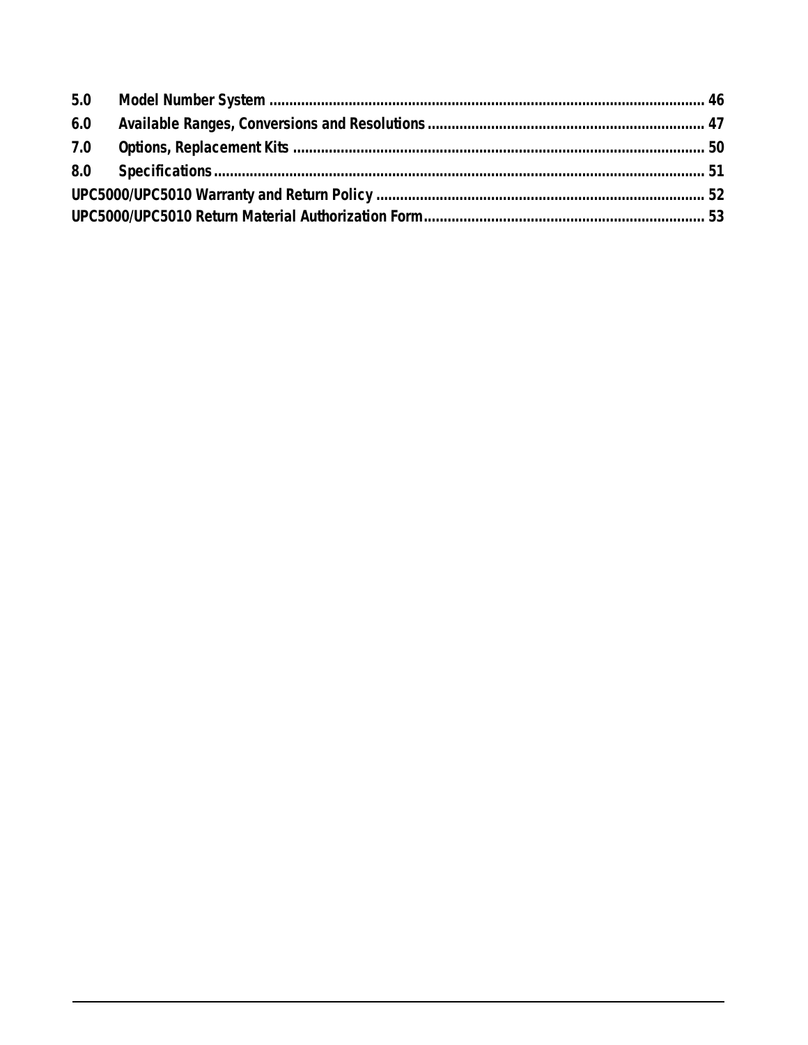| | | |
|---|---|---|
| **5.0** | **Model Number System** | **46** |
| **6.0** | **Available Ranges, Conversions and Resolutions** | **47** |
| **7.0** | **Options, Replacement Kits** | **50** |
| **8.0** | **Specifications** | **51** |
| **UPC5000/UPC5010 Warranty and Return Policy** | | **52** |
| **UPC5000/UPC5010 Return Material Authorization Form** | | **53** |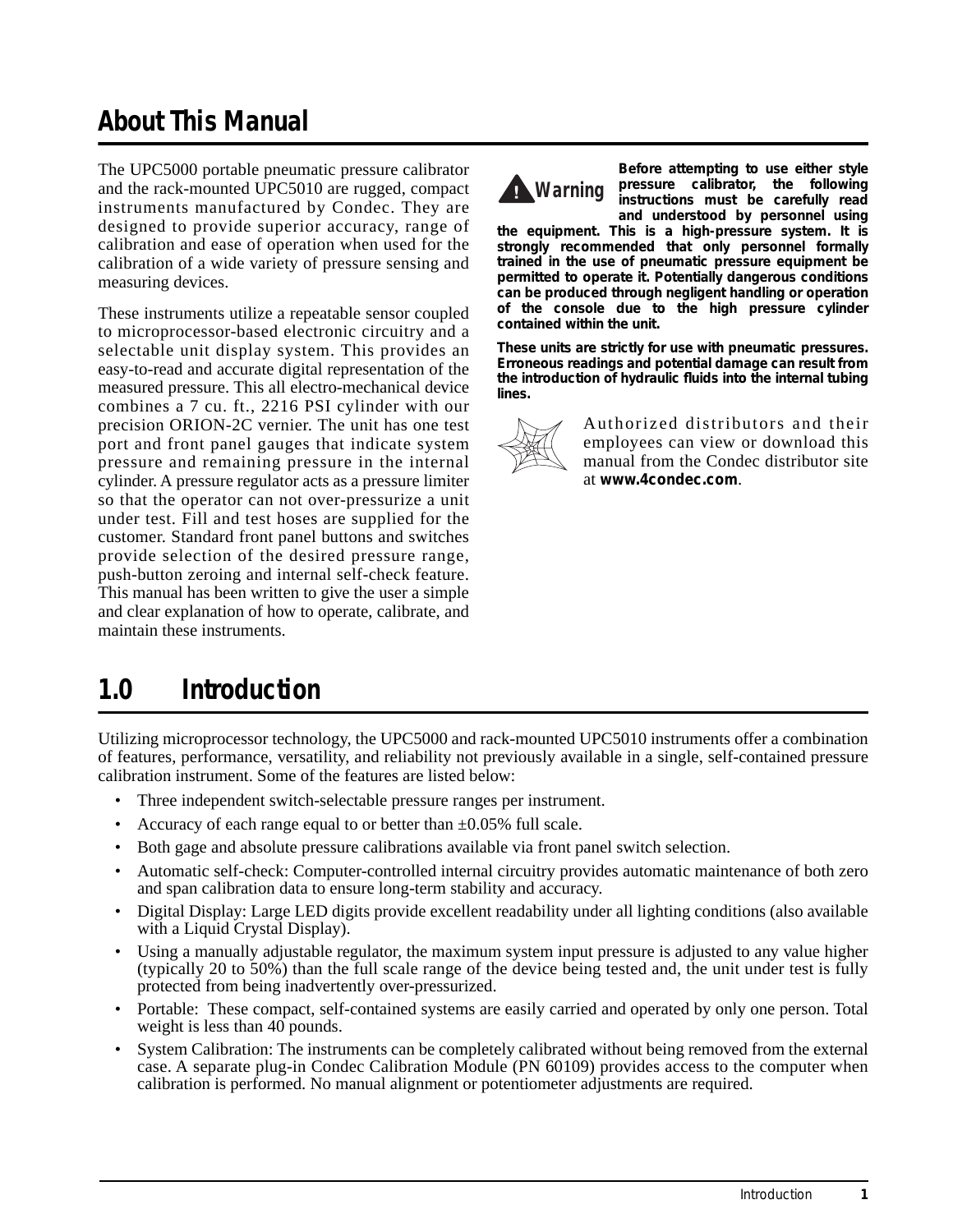# About This Manual

The UPC5000 portable pneumatic pressure calibrator and the rack-mounted UPC5010 are rugged, compact instruments manufactured by Condec. They are designed to provide superior accuracy, range of calibration and ease of operation when used for the calibration of a wide variety of pressure sensing and measuring devices.

These instruments utilize a repeatable sensor coupled to microprocessor-based electronic circuitry and a selectable unit display system. This provides an easy-to-read and accurate digital representation of the measured pressure. This all electro-mechanical device combines a 7 cu. ft., 2216 PSI cylinder with our precision ORION-2C vernier. The unit has one test port and front panel gauges that indicate system pressure and remaining pressure in the internal cylinder. A pressure regulator acts as a pressure limiter so that the operator can not over-pressurize a unit under test. Fill and test hoses are supplied for the customer. Standard front panel buttons and switches provide selection of the desired pressure range, push-button zeroing and internal self-check feature. This manual has been written to give the user a simple and clear explanation of how to operate, calibrate, and maintain these instruments.

**Warning** **Before attempting to use either style pressure calibrator, the following instructions must be carefully read and understood by personnel using the equipment. This is a high-pressure system. It is strongly recommended that only personnel formally trained in the use of pneumatic pressure equipment be permitted to operate it. Potentially dangerous conditions can be produced through negligent handling or operation of the console due to the high pressure cylinder contained within the unit.**

**These units are strictly for use with pneumatic pressures. Erroneous readings and potential damage can result from the introduction of hydraulic fluids into the internal tubing lines.**

Authorized distributors and their employees can view or download this manual from the Condec distributor site at **www.4condec.com**.

# 1.0 Introduction

Utilizing microprocessor technology, the UPC5000 and rack-mounted UPC5010 instruments offer a combination of features, performance, versatility, and reliability not previously available in a single, self-contained pressure calibration instrument. Some of the features are listed below:

- Three independent switch-selectable pressure ranges per instrument.
- Accuracy of each range equal to or better than ±0.05% full scale.
- Both gage and absolute pressure calibrations available via front panel switch selection.
- Automatic self-check: Computer-controlled internal circuitry provides automatic maintenance of both zero and span calibration data to ensure long-term stability and accuracy.
- Digital Display: Large LED digits provide excellent readability under all lighting conditions (also available with a Liquid Crystal Display).
- Using a manually adjustable regulator, the maximum system input pressure is adjusted to any value higher (typically 20 to 50%) than the full scale range of the device being tested and, the unit under test is fully protected from being inadvertently over-pressurized.
- Portable: These compact, self-contained systems are easily carried and operated by only one person. Total weight is less than 40 pounds.
- System Calibration: The instruments can be completely calibrated without being removed from the external case. A separate plug-in Condec Calibration Module (PN 60109) provides access to the computer when calibration is performed. No manual alignment or potentiometer adjustments are required.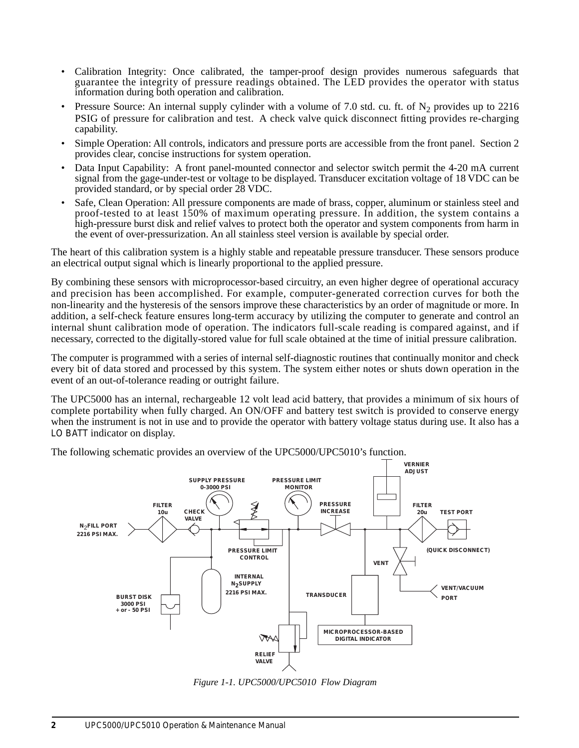- Calibration Integrity: Once calibrated, the tamper-proof design provides numerous safeguards that guarantee the integrity of pressure readings obtained. The LED provides the operator with status information during both operation and calibration.
- Pressure Source: An internal supply cylinder with a volume of 7.0 std. cu. ft. of $N_2$ provides up to 2216 PSIG of pressure for calibration and test. A check valve quick disconnect fitting provides re-charging capability.
- Simple Operation: All controls, indicators and pressure ports are accessible from the front panel. Section 2 provides clear, concise instructions for system operation.
- Data Input Capability: A front panel-mounted connector and selector switch permit the 4-20 mA current signal from the gage-under-test or voltage to be displayed. Transducer excitation voltage of 18 VDC can be provided standard, or by special order 28 VDC.
- Safe, Clean Operation: All pressure components are made of brass, copper, aluminum or stainless steel and proof-tested to at least 150% of maximum operating pressure. In addition, the system contains a high-pressure burst disk and relief valves to protect both the operator and system components from harm in the event of over-pressurization. An all stainless steel version is available by special order.

The heart of this calibration system is a highly stable and repeatable pressure transducer. These sensors produce an electrical output signal which is linearly proportional to the applied pressure.

By combining these sensors with microprocessor-based circuitry, an even higher degree of operational accuracy and precision has been accomplished. For example, computer-generated correction curves for both the non-linearity and the hysteresis of the sensors improve these characteristics by an order of magnitude or more. In addition, a self-check feature ensures long-term accuracy by utilizing the computer to generate and control an internal shunt calibration mode of operation. The indicators full-scale reading is compared against, and if necessary, corrected to the digitally-stored value for full scale obtained at the time of initial pressure calibration.

The computer is programmed with a series of internal self-diagnostic routines that continually monitor and check every bit of data stored and processed by this system. The system either notes or shuts down operation in the event of an out-of-tolerance reading or outright failure.

The UPC5000 has an internal, rechargeable 12 volt lead acid battery, that provides a minimum of six hours of complete portability when fully charged. An ON/OFF and battery test switch is provided to conserve energy when the instrument is not in use and to provide the operator with battery voltage status during use. It also has a LO BATT indicator on display.

The following schematic provides an overview of the UPC5000/UPC5010's function.

SUPPLY PRESSURE 0-3000 PSI · PRESSURE LIMIT MONITOR · VERNIER ADJUST · FILTER 10u · CHECK VALVE · PRESSURE INCREASE · FILTER 20u · TEST PORT · $N_2$ FILL PORT 2216 PSI MAX. · PRESSURE LIMIT CONTROL · (QUICK DISCONNECT) · VENT · INTERNAL $N_2$ SUPPLY 2216 PSI MAX. · VENT/VACUUM PORT · BURST DISK 3000 PSI + or - 50 PSI · TRANSDUCER · MICROPROCESSOR-BASED DIGITAL INDICATOR · RELIEF VALVE

*Figure 1-1. UPC5000/UPC5010 Flow Diagram*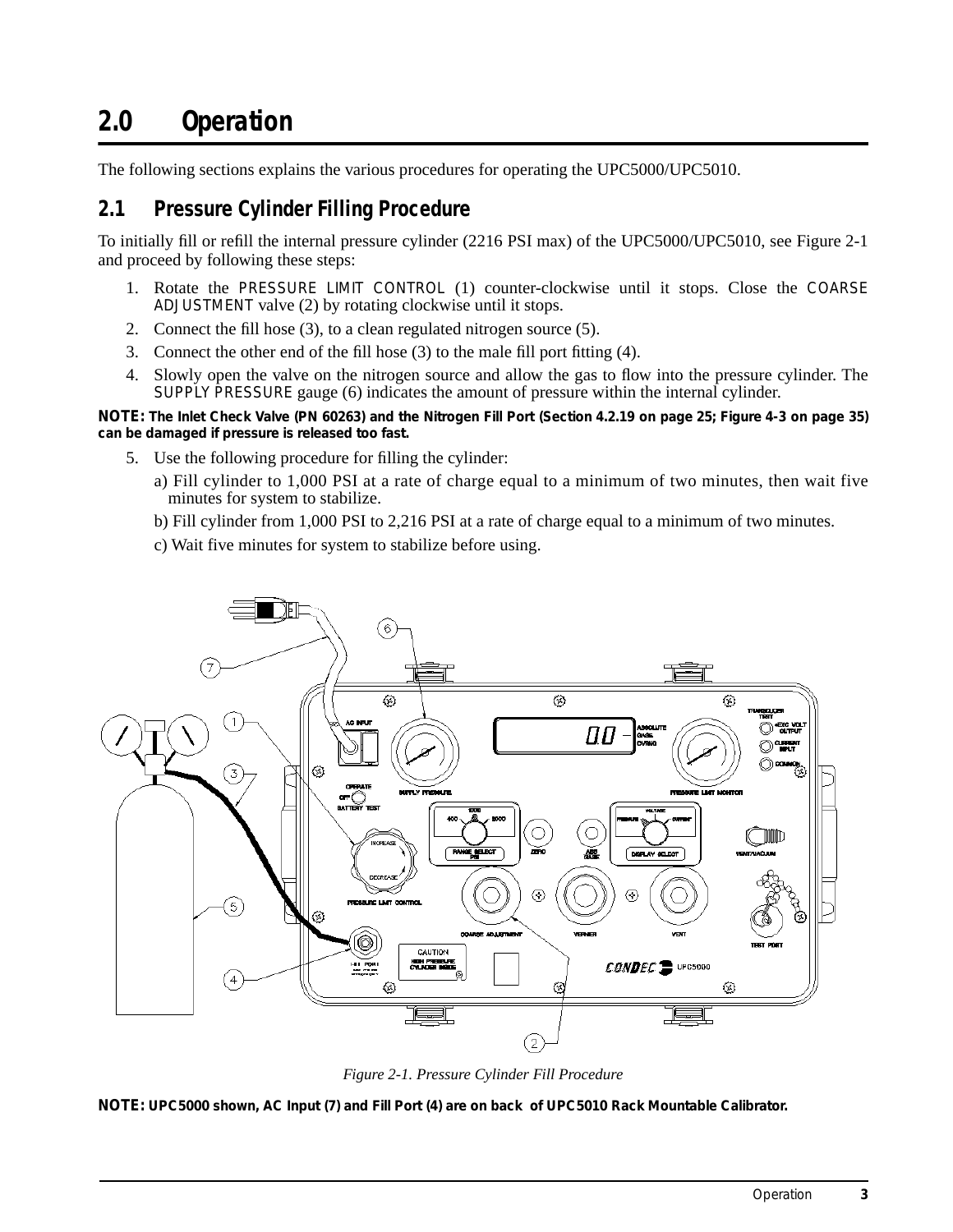# 2.0 Operation

The following sections explains the various procedures for operating the UPC5000/UPC5010.

## 2.1 Pressure Cylinder Filling Procedure

To initially fill or refill the internal pressure cylinder (2216 PSI max) of the UPC5000/UPC5010, see Figure 2-1 and proceed by following these steps:

1. Rotate the PRESSURE LIMIT CONTROL (1) counter-clockwise until it stops. Close the COARSE ADJUSTMENT valve (2) by rotating clockwise until it stops.
2. Connect the fill hose (3), to a clean regulated nitrogen source (5).
3. Connect the other end of the fill hose (3) to the male fill port fitting (4).
4. Slowly open the valve on the nitrogen source and allow the gas to flow into the pressure cylinder. The SUPPLY PRESSURE gauge (6) indicates the amount of pressure within the internal cylinder.

**NOTE: The Inlet Check Valve (PN 60263) and the Nitrogen Fill Port (Section 4.2.19 on page 25; Figure 4-3 on page 35) can be damaged if pressure is released too fast.**

5. Use the following procedure for filling the cylinder:
   a) Fill cylinder to 1,000 PSI at a rate of charge equal to a minimum of two minutes, then wait five minutes for system to stabilize.
   b) Fill cylinder from 1,000 PSI to 2,216 PSI at a rate of charge equal to a minimum of two minutes.
   c) Wait five minutes for system to stabilize before using.

*Figure 2-1. Pressure Cylinder Fill Procedure*

**NOTE: UPC5000 shown, AC Input (7) and Fill Port (4) are on back of UPC5010 Rack Mountable Calibrator.**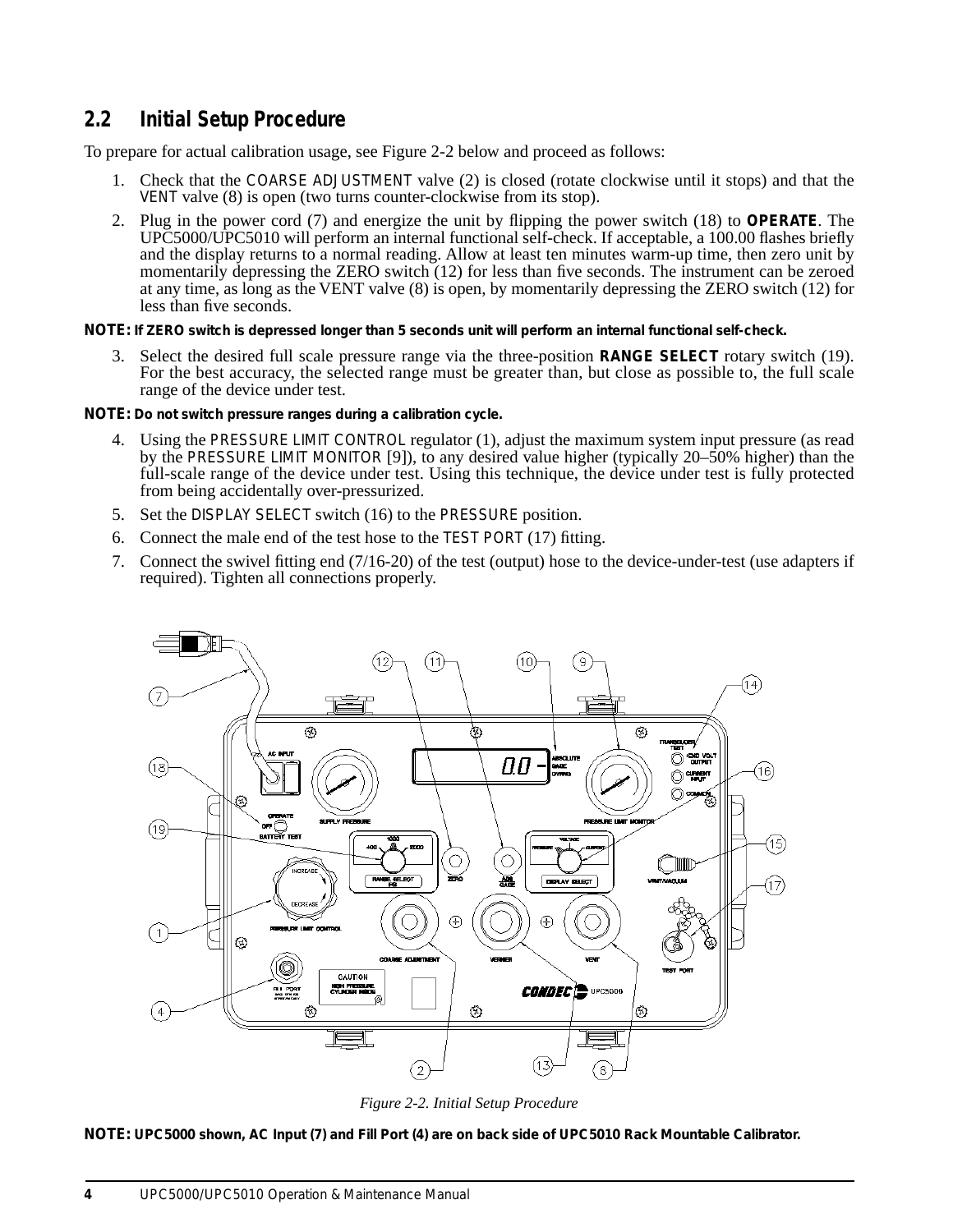## 2.2 Initial Setup Procedure

To prepare for actual calibration usage, see Figure 2-2 below and proceed as follows:

1. Check that the COARSE ADJUSTMENT valve (2) is closed (rotate clockwise until it stops) and that the VENT valve (8) is open (two turns counter-clockwise from its stop).
2. Plug in the power cord (7) and energize the unit by flipping the power switch (18) to **OPERATE**. The UPC5000/UPC5010 will perform an internal functional self-check. If acceptable, a 100.00 flashes briefly and the display returns to a normal reading. Allow at least ten minutes warm-up time, then zero unit by momentarily depressing the ZERO switch (12) for less than five seconds. The instrument can be zeroed at any time, as long as the VENT valve (8) is open, by momentarily depressing the ZERO switch (12) for less than five seconds.

**NOTE: If ZERO switch is depressed longer than 5 seconds unit will perform an internal functional self-check.**

3. Select the desired full scale pressure range via the three-position **RANGE SELECT** rotary switch (19). For the best accuracy, the selected range must be greater than, but close as possible to, the full scale range of the device under test.

**NOTE: Do not switch pressure ranges during a calibration cycle.**

4. Using the PRESSURE LIMIT CONTROL regulator (1), adjust the maximum system input pressure (as read by the PRESSURE LIMIT MONITOR [9]), to any desired value higher (typically 20–50% higher) than the full-scale range of the device under test. Using this technique, the device under test is fully protected from being accidentally over-pressurized.
5. Set the DISPLAY SELECT switch (16) to the PRESSURE position.
6. Connect the male end of the test hose to the TEST PORT (17) fitting.
7. Connect the swivel fitting end (7/16-20) of the test (output) hose to the device-under-test (use adapters if required). Tighten all connections properly.

*Figure 2-2. Initial Setup Procedure*

**NOTE: UPC5000 shown, AC Input (7) and Fill Port (4) are on back side of UPC5010 Rack Mountable Calibrator.**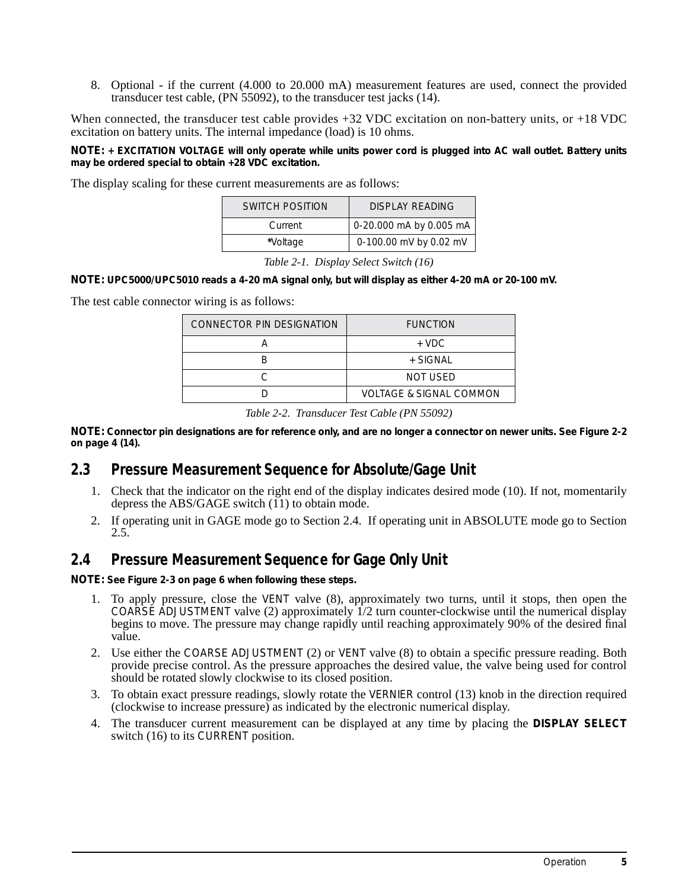8. Optional - if the current (4.000 to 20.000 mA) measurement features are used, connect the provided transducer test cable, (PN 55092), to the transducer test jacks (14).

When connected, the transducer test cable provides +32 VDC excitation on non-battery units, or +18 VDC excitation on battery units. The internal impedance (load) is 10 ohms.

**NOTE: + EXCITATION VOLTAGE will only operate while units power cord is plugged into AC wall outlet. Battery units may be ordered special to obtain +28 VDC excitation.**

The display scaling for these current measurements are as follows:

| SWITCH POSITION | DISPLAY READING |
|---|---|
| Current | 0-20.000 mA by 0.005 mA |
| *Voltage | 0-100.00 mV by 0.02 mV |

*Table 2-1. Display Select Switch (16)*

**NOTE: UPC5000/UPC5010 reads a 4-20 mA signal only, but will display as either 4-20 mA or 20-100 mV.**

The test cable connector wiring is as follows:

| CONNECTOR PIN DESIGNATION | FUNCTION |
|---|---|
| A | + VDC |
| B | + SIGNAL |
| C | NOT USED |
| D | VOLTAGE & SIGNAL COMMON |

*Table 2-2. Transducer Test Cable (PN 55092)*

**NOTE: Connector pin designations are for reference only, and are no longer a connector on newer units. See Figure 2-2 on page 4 (14).**

## 2.3 Pressure Measurement Sequence for Absolute/Gage Unit

1. Check that the indicator on the right end of the display indicates desired mode (10). If not, momentarily depress the ABS/GAGE switch (11) to obtain mode.
2. If operating unit in GAGE mode go to Section 2.4. If operating unit in ABSOLUTE mode go to Section 2.5.

## 2.4 Pressure Measurement Sequence for Gage Only Unit

**NOTE: See Figure 2-3 on page 6 when following these steps.**

1. To apply pressure, close the VENT valve (8), approximately two turns, until it stops, then open the COARSE ADJUSTMENT valve (2) approximately 1/2 turn counter-clockwise until the numerical display begins to move. The pressure may change rapidly until reaching approximately 90% of the desired final value.
2. Use either the COARSE ADJUSTMENT (2) or VENT valve (8) to obtain a specific pressure reading. Both provide precise control. As the pressure approaches the desired value, the valve being used for control should be rotated slowly clockwise to its closed position.
3. To obtain exact pressure readings, slowly rotate the VERNIER control (13) knob in the direction required (clockwise to increase pressure) as indicated by the electronic numerical display.
4. The transducer current measurement can be displayed at any time by placing the **DISPLAY SELECT** switch (16) to its CURRENT position.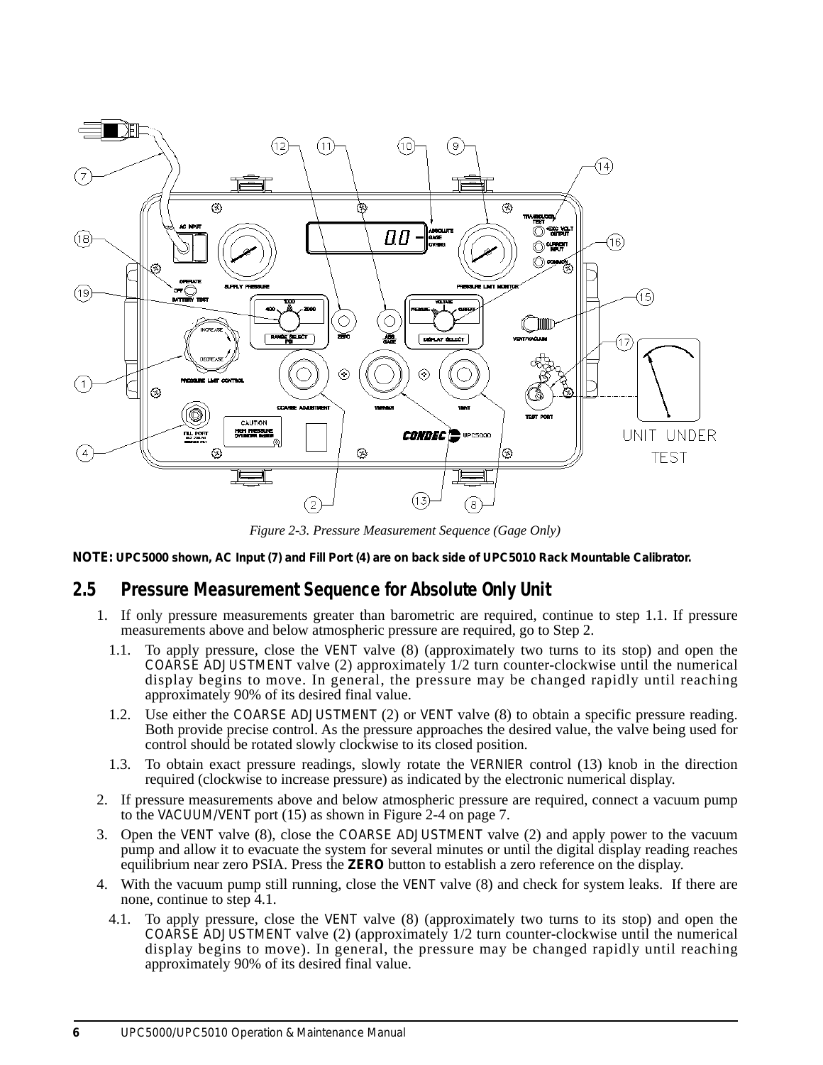*Figure 2-3. Pressure Measurement Sequence (Gage Only)*

**NOTE: UPC5000 shown, AC Input (7) and Fill Port (4) are on back side of UPC5010 Rack Mountable Calibrator.**

## 2.5 Pressure Measurement Sequence for Absolute Only Unit

1. If only pressure measurements greater than barometric are required, continue to step 1.1. If pressure measurements above and below atmospheric pressure are required, go to Step 2.
   - 1.1. To apply pressure, close the VENT valve (8) (approximately two turns to its stop) and open the COARSE ADJUSTMENT valve (2) approximately 1/2 turn counter-clockwise until the numerical display begins to move. In general, the pressure may be changed rapidly until reaching approximately 90% of its desired final value.
   - 1.2. Use either the COARSE ADJUSTMENT (2) or VENT valve (8) to obtain a specific pressure reading. Both provide precise control. As the pressure approaches the desired value, the valve being used for control should be rotated slowly clockwise to its closed position.
   - 1.3. To obtain exact pressure readings, slowly rotate the VERNIER control (13) knob in the direction required (clockwise to increase pressure) as indicated by the electronic numerical display.
2. If pressure measurements above and below atmospheric pressure are required, connect a vacuum pump to the VACUUM/VENT port (15) as shown in Figure 2-4 on page 7.
3. Open the VENT valve (8), close the COARSE ADJUSTMENT valve (2) and apply power to the vacuum pump and allow it to evacuate the system for several minutes or until the digital display reading reaches equilibrium near zero PSIA. Press the **ZERO** button to establish a zero reference on the display.
4. With the vacuum pump still running, close the VENT valve (8) and check for system leaks. If there are none, continue to step 4.1.
   - 4.1. To apply pressure, close the VENT valve (8) (approximately two turns to its stop) and open the COARSE ADJUSTMENT valve (2) (approximately 1/2 turn counter-clockwise until the numerical display begins to move). In general, the pressure may be changed rapidly until reaching approximately 90% of its desired final value.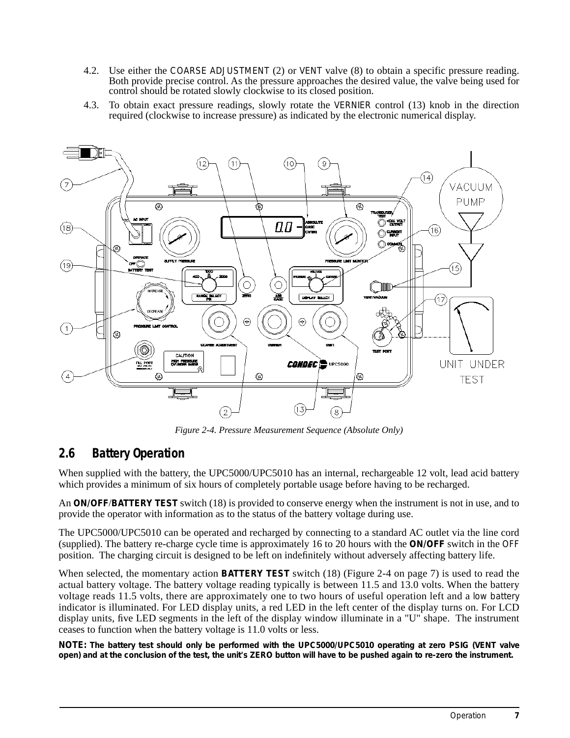4.2. Use either the COARSE ADJUSTMENT (2) or VENT valve (8) to obtain a specific pressure reading. Both provide precise control. As the pressure approaches the desired value, the valve being used for control should be rotated slowly clockwise to its closed position.

4.3. To obtain exact pressure readings, slowly rotate the VERNIER control (13) knob in the direction required (clockwise to increase pressure) as indicated by the electronic numerical display.

*Figure 2-4. Pressure Measurement Sequence (Absolute Only)*

## 2.6 Battery Operation

When supplied with the battery, the UPC5000/UPC5010 has an internal, rechargeable 12 volt, lead acid battery which provides a minimum of six hours of completely portable usage before having to be recharged.

An **ON/OFF/BATTERY TEST** switch (18) is provided to conserve energy when the instrument is not in use, and to provide the operator with information as to the status of the battery voltage during use.

The UPC5000/UPC5010 can be operated and recharged by connecting to a standard AC outlet via the line cord (supplied). The battery re-charge cycle time is approximately 16 to 20 hours with the **ON/OFF** switch in the OFF position. The charging circuit is designed to be left on indefinitely without adversely affecting battery life.

When selected, the momentary action **BATTERY TEST** switch (18) (Figure 2-4 on page 7) is used to read the actual battery voltage. The battery voltage reading typically is between 11.5 and 13.0 volts. When the battery voltage reads 11.5 volts, there are approximately one to two hours of useful operation left and a low battery indicator is illuminated. For LED display units, a red LED in the left center of the display turns on. For LCD display units, five LED segments in the left of the display window illuminate in a "U" shape. The instrument ceases to function when the battery voltage is 11.0 volts or less.

**NOTE: The battery test should only be performed with the UPC5000/UPC5010 operating at zero PSIG (VENT valve open) and at the conclusion of the test, the unit's ZERO button will have to be pushed again to re-zero the instrument.**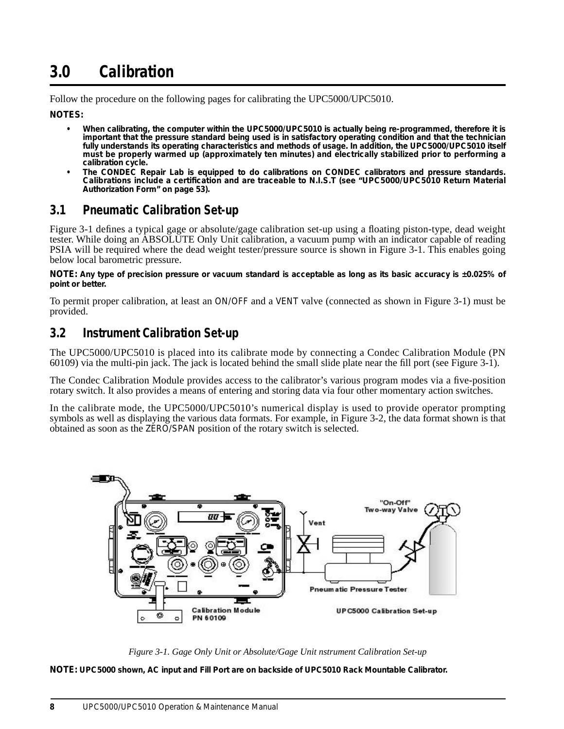# 3.0 Calibration

Follow the procedure on the following pages for calibrating the UPC5000/UPC5010.

**NOTES:**

- **When calibrating, the computer within the UPC5000/UPC5010 is actually being re-programmed, therefore it is important that the pressure standard being used is in satisfactory operating condition and that the technician fully understands its operating characteristics and methods of usage. In addition, the UPC5000/UPC5010 itself must be properly warmed up (approximately ten minutes) and electrically stabilized prior to performing a calibration cycle.**
- **The CONDEC Repair Lab is equipped to do calibrations on CONDEC calibrators and pressure standards. Calibrations include a certification and are traceable to N.I.S.T (see "UPC5000/UPC5010 Return Material Authorization Form" on page 53).**

## 3.1 Pneumatic Calibration Set-up

Figure 3-1 defines a typical gage or absolute/gage calibration set-up using a floating piston-type, dead weight tester. While doing an ABSOLUTE Only Unit calibration, a vacuum pump with an indicator capable of reading PSIA will be required where the dead weight tester/pressure source is shown in Figure 3-1. This enables going below local barometric pressure.

**NOTE: Any type of precision pressure or vacuum standard is acceptable as long as its basic accuracy is ±0.025% of point or better.**

To permit proper calibration, at least an ON/OFF and a VENT valve (connected as shown in Figure 3-1) must be provided.

## 3.2 Instrument Calibration Set-up

The UPC5000/UPC5010 is placed into its calibrate mode by connecting a Condec Calibration Module (PN 60109) via the multi-pin jack. The jack is located behind the small slide plate near the fill port (see Figure 3-1).

The Condec Calibration Module provides access to the calibrator's various program modes via a five-position rotary switch. It also provides a means of entering and storing data via four other momentary action switches.

In the calibrate mode, the UPC5000/UPC5010's numerical display is used to provide operator prompting symbols as well as displaying the various data formats. For example, in Figure 3-2, the data format shown is that obtained as soon as the ZERO/SPAN position of the rotary switch is selected.

*Figure 3-1. Gage Only Unit or Absolute/Gage Unit nstrument Calibration Set-up*

**NOTE: UPC5000 shown, AC input and Fill Port are on backside of UPC5010 Rack Mountable Calibrator.**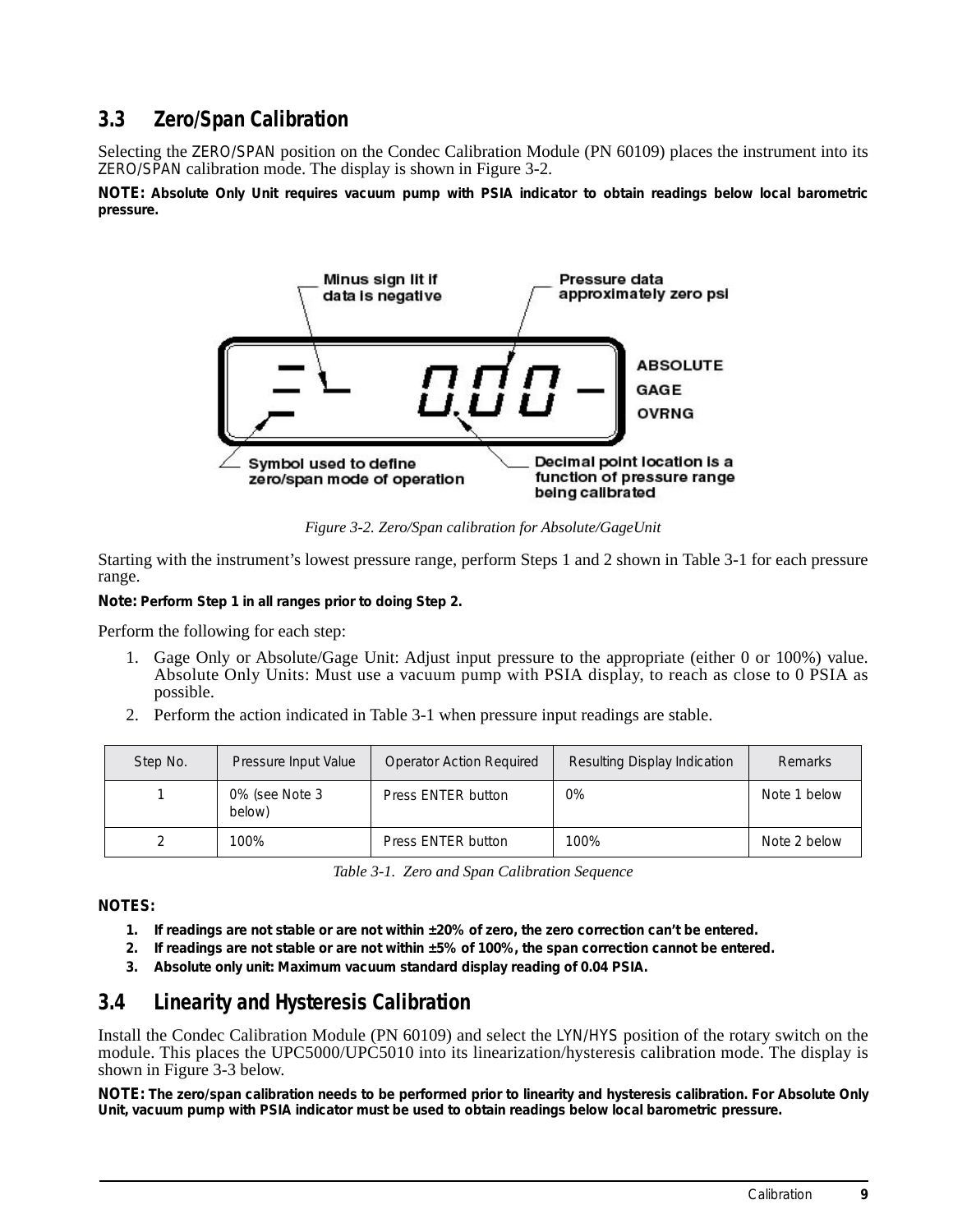## 3.3 Zero/Span Calibration

Selecting the ZERO/SPAN position on the Condec Calibration Module (PN 60109) places the instrument into its ZERO/SPAN calibration mode. The display is shown in Figure 3-2.

**NOTE: Absolute Only Unit requires vacuum pump with PSIA indicator to obtain readings below local barometric pressure.**

Minus sign lit if data is negative

Pressure data approximately zero psi

ABSOLUTE

GAGE

OVRNG

Symbol used to define zero/span mode of operation

Decimal point location is a function of pressure range being calibrated

*Figure 3-2. Zero/Span calibration for Absolute/GageUnit*

Starting with the instrument's lowest pressure range, perform Steps 1 and 2 shown in Table 3-1 for each pressure range.

**Note: Perform Step 1 in all ranges prior to doing Step 2.**

Perform the following for each step:

1. Gage Only or Absolute/Gage Unit: Adjust input pressure to the appropriate (either 0 or 100%) value. Absolute Only Units: Must use a vacuum pump with PSIA display, to reach as close to 0 PSIA as possible.
2. Perform the action indicated in Table 3-1 when pressure input readings are stable.

| Step No. | Pressure Input Value | Operator Action Required | Resulting Display Indication | Remarks |
|---|---|---|---|---|
| 1 | 0% (see Note 3 below) | Press ENTER button | 0% | Note 1 below |
| 2 | 100% | Press ENTER button | 100% | Note 2 below |

*Table 3-1. Zero and Span Calibration Sequence*

**NOTES:**

1. **If readings are not stable or are not within ±20% of zero, the zero correction can't be entered.**
2. **If readings are not stable or are not within ±5% of 100%, the span correction cannot be entered.**
3. **Absolute only unit: Maximum vacuum standard display reading of 0.04 PSIA.**

## 3.4 Linearity and Hysteresis Calibration

Install the Condec Calibration Module (PN 60109) and select the LYN/HYS position of the rotary switch on the module. This places the UPC5000/UPC5010 into its linearization/hysteresis calibration mode. The display is shown in Figure 3-3 below.

**NOTE: The zero/span calibration needs to be performed prior to linearity and hysteresis calibration. For Absolute Only Unit, vacuum pump with PSIA indicator must be used to obtain readings below local barometric pressure.**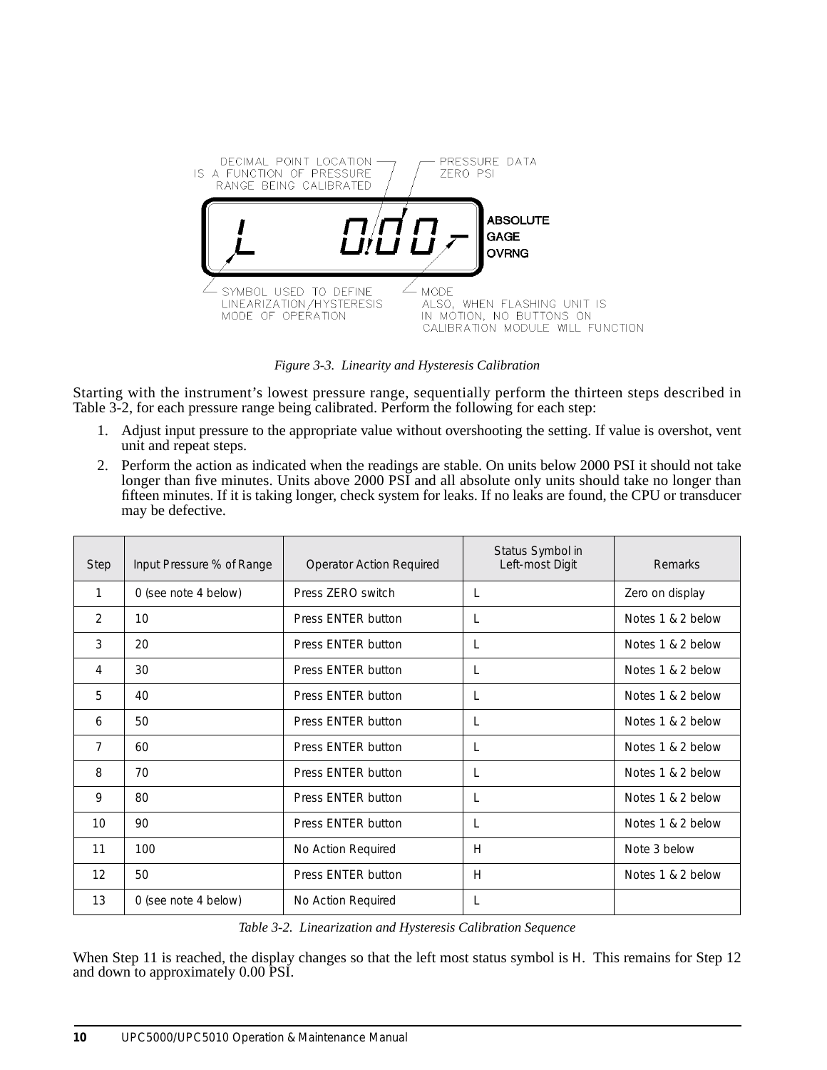DECIMAL POINT LOCATION IS A FUNCTION OF PRESSURE RANGE BEING CALIBRATED

PRESSURE DATA ZERO PSI

L 0.00 -

ABSOLUTE
GAGE
OVRNG

SYMBOL USED TO DEFINE LINEARIZATION/HYSTERESIS MODE OF OPERATION

MODE
ALSO, WHEN FLASHING UNIT IS IN MOTION, NO BUTTONS ON CALIBRATION MODULE WILL FUNCTION

*Figure 3-3. Linearity and Hysteresis Calibration*

Starting with the instrument's lowest pressure range, sequentially perform the thirteen steps described in Table 3-2, for each pressure range being calibrated. Perform the following for each step:

1. Adjust input pressure to the appropriate value without overshooting the setting. If value is overshot, vent unit and repeat steps.
2. Perform the action as indicated when the readings are stable. On units below 2000 PSI it should not take longer than five minutes. Units above 2000 PSI and all absolute only units should take no longer than fifteen minutes. If it is taking longer, check system for leaks. If no leaks are found, the CPU or transducer may be defective.

| Step | Input Pressure % of Range | Operator Action Required | Status Symbol in Left-most Digit | Remarks |
|---|---|---|---|---|
| 1 | 0 (see note 4 below) | Press ZERO switch | L | Zero on display |
| 2 | 10 | Press ENTER button | L | Notes 1 & 2 below |
| 3 | 20 | Press ENTER button | L | Notes 1 & 2 below |
| 4 | 30 | Press ENTER button | L | Notes 1 & 2 below |
| 5 | 40 | Press ENTER button | L | Notes 1 & 2 below |
| 6 | 50 | Press ENTER button | L | Notes 1 & 2 below |
| 7 | 60 | Press ENTER button | L | Notes 1 & 2 below |
| 8 | 70 | Press ENTER button | L | Notes 1 & 2 below |
| 9 | 80 | Press ENTER button | L | Notes 1 & 2 below |
| 10 | 90 | Press ENTER button | L | Notes 1 & 2 below |
| 11 | 100 | No Action Required | H | Note 3 below |
| 12 | 50 | Press ENTER button | H | Notes 1 & 2 below |
| 13 | 0 (see note 4 below) | No Action Required | L | |

*Table 3-2. Linearization and Hysteresis Calibration Sequence*

When Step 11 is reached, the display changes so that the left most status symbol is H. This remains for Step 12 and down to approximately 0.00 PSI.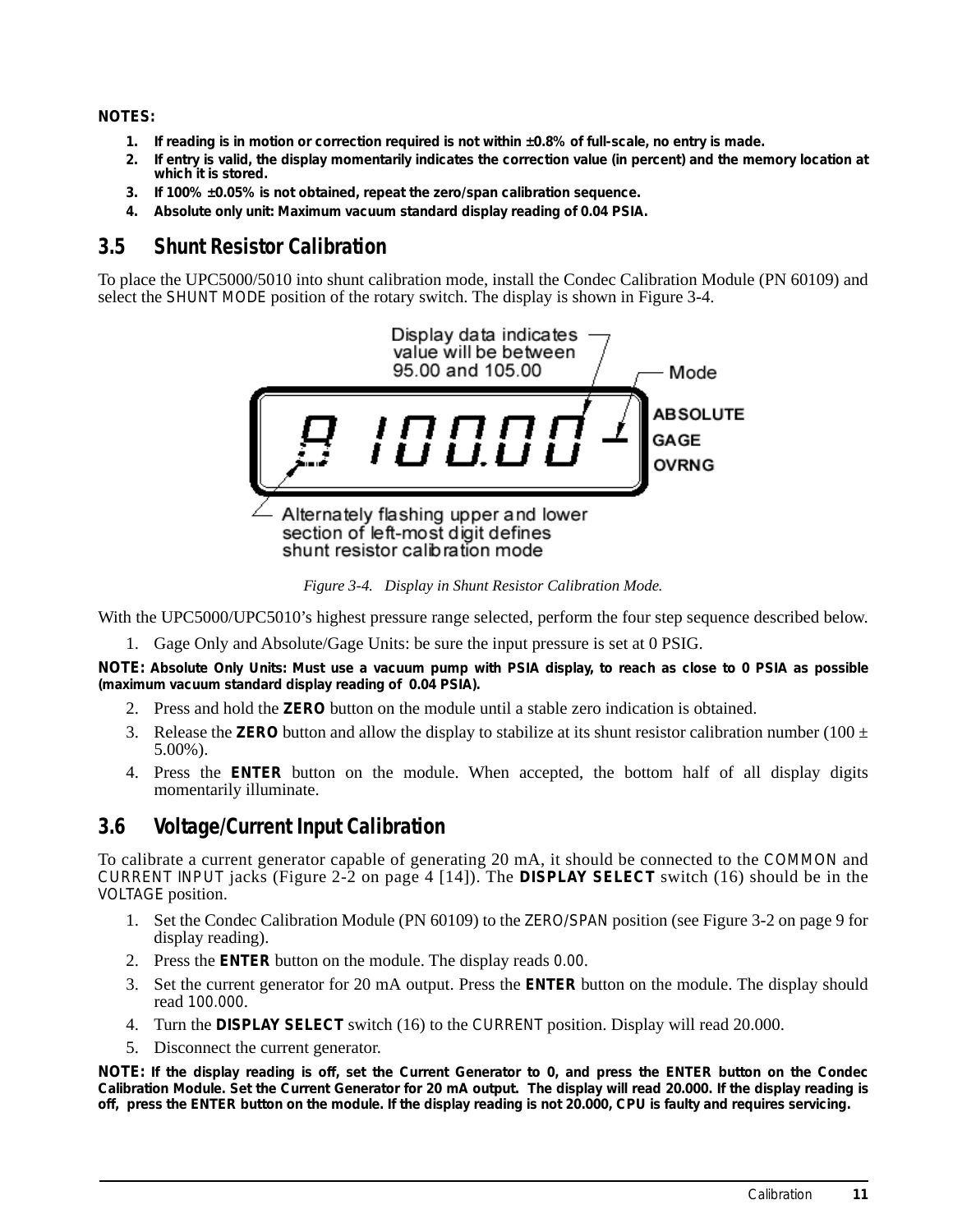**NOTES:**

1. **If reading is in motion or correction required is not within ±0.8% of full-scale, no entry is made.**
2. **If entry is valid, the display momentarily indicates the correction value (in percent) and the memory location at which it is stored.**
3. **If 100% ±0.05% is not obtained, repeat the zero/span calibration sequence.**
4. **Absolute only unit: Maximum vacuum standard display reading of 0.04 PSIA.**

## 3.5 Shunt Resistor Calibration

To place the UPC5000/5010 into shunt calibration mode, install the Condec Calibration Module (PN 60109) and select the SHUNT MODE position of the rotary switch. The display is shown in Figure 3-4.

*Figure 3-4. Display in Shunt Resistor Calibration Mode.*

With the UPC5000/UPC5010's highest pressure range selected, perform the four step sequence described below.

1. Gage Only and Absolute/Gage Units: be sure the input pressure is set at 0 PSIG.

**NOTE: Absolute Only Units: Must use a vacuum pump with PSIA display, to reach as close to 0 PSIA as possible (maximum vacuum standard display reading of 0.04 PSIA).**

2. Press and hold the **ZERO** button on the module until a stable zero indication is obtained.
3. Release the **ZERO** button and allow the display to stabilize at its shunt resistor calibration number (100 ± 5.00%).
4. Press the **ENTER** button on the module. When accepted, the bottom half of all display digits momentarily illuminate.

## 3.6 Voltage/Current Input Calibration

To calibrate a current generator capable of generating 20 mA, it should be connected to the COMMON and CURRENT INPUT jacks (Figure 2-2 on page 4 [14]). The **DISPLAY SELECT** switch (16) should be in the VOLTAGE position.

1. Set the Condec Calibration Module (PN 60109) to the ZERO/SPAN position (see Figure 3-2 on page 9 for display reading).
2. Press the **ENTER** button on the module. The display reads 0.00.
3. Set the current generator for 20 mA output. Press the **ENTER** button on the module. The display should read 100.000.
4. Turn the **DISPLAY SELECT** switch (16) to the CURRENT position. Display will read 20.000.
5. Disconnect the current generator.

**NOTE: If the display reading is off, set the Current Generator to 0, and press the ENTER button on the Condec Calibration Module. Set the Current Generator for 20 mA output. The display will read 20.000. If the display reading is off, press the ENTER button on the module. If the display reading is not 20.000, CPU is faulty and requires servicing.**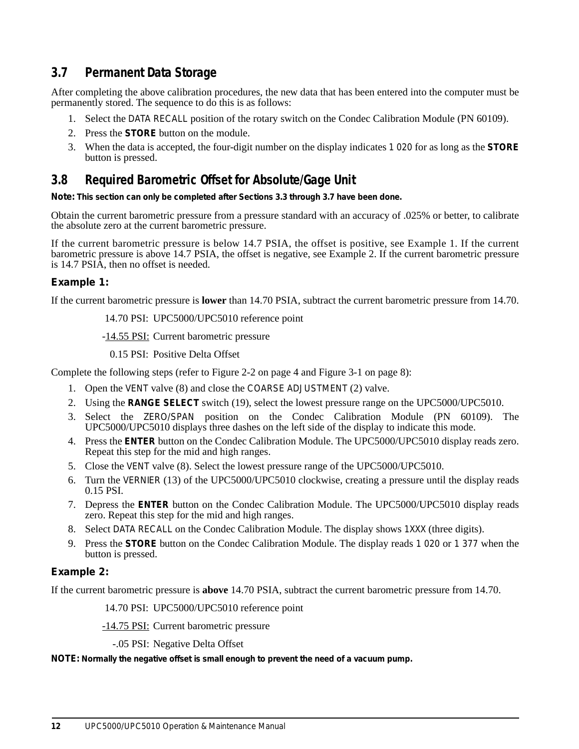## 3.7 Permanent Data Storage

After completing the above calibration procedures, the new data that has been entered into the computer must be permanently stored. The sequence to do this is as follows:

1. Select the DATA RECALL position of the rotary switch on the Condec Calibration Module (PN 60109).
2. Press the **STORE** button on the module.
3. When the data is accepted, the four-digit number on the display indicates 1 020 for as long as the **STORE** button is pressed.

## 3.8 Required Barometric Offset for Absolute/Gage Unit

**Note: This section can only be completed after Sections 3.3 through 3.7 have been done.**

Obtain the current barometric pressure from a pressure standard with an accuracy of .025% or better, to calibrate the absolute zero at the current barometric pressure.

If the current barometric pressure is below 14.7 PSIA, the offset is positive, see Example 1. If the current barometric pressure is above 14.7 PSIA, the offset is negative, see Example 2. If the current barometric pressure is 14.7 PSIA, then no offset is needed.

### Example 1:

If the current barometric pressure is **lower** than 14.70 PSIA, subtract the current barometric pressure from 14.70.

14.70 PSI: UPC5000/UPC5010 reference point

-14.55 PSI: Current barometric pressure

0.15 PSI: Positive Delta Offset

Complete the following steps (refer to Figure 2-2 on page 4 and Figure 3-1 on page 8):

1. Open the VENT valve (8) and close the COARSE ADJUSTMENT (2) valve.
2. Using the **RANGE SELECT** switch (19), select the lowest pressure range on the UPC5000/UPC5010.
3. Select the ZERO/SPAN position on the Condec Calibration Module (PN 60109). The UPC5000/UPC5010 displays three dashes on the left side of the display to indicate this mode.
4. Press the **ENTER** button on the Condec Calibration Module. The UPC5000/UPC5010 display reads zero. Repeat this step for the mid and high ranges.
5. Close the VENT valve (8). Select the lowest pressure range of the UPC5000/UPC5010.
6. Turn the VERNIER (13) of the UPC5000/UPC5010 clockwise, creating a pressure until the display reads 0.15 PSI.
7. Depress the **ENTER** button on the Condec Calibration Module. The UPC5000/UPC5010 display reads zero. Repeat this step for the mid and high ranges.
8. Select DATA RECALL on the Condec Calibration Module. The display shows 1XXX (three digits).
9. Press the **STORE** button on the Condec Calibration Module. The display reads 1 020 or 1 377 when the button is pressed.

### Example 2:

If the current barometric pressure is **above** 14.70 PSIA, subtract the current barometric pressure from 14.70.

14.70 PSI: UPC5000/UPC5010 reference point

-14.75 PSI: Current barometric pressure

-.05 PSI: Negative Delta Offset

**NOTE: Normally the negative offset is small enough to prevent the need of a vacuum pump.**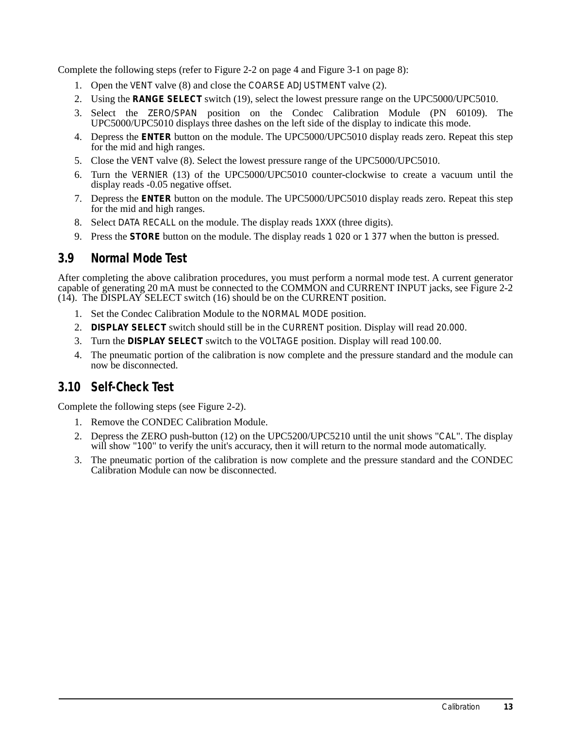Complete the following steps (refer to Figure 2-2 on page 4 and Figure 3-1 on page 8):

1. Open the VENT valve (8) and close the COARSE ADJUSTMENT valve (2).
2. Using the **RANGE SELECT** switch (19), select the lowest pressure range on the UPC5000/UPC5010.
3. Select the ZERO/SPAN position on the Condec Calibration Module (PN 60109). The UPC5000/UPC5010 displays three dashes on the left side of the display to indicate this mode.
4. Depress the **ENTER** button on the module. The UPC5000/UPC5010 display reads zero. Repeat this step for the mid and high ranges.
5. Close the VENT valve (8). Select the lowest pressure range of the UPC5000/UPC5010.
6. Turn the VERNIER (13) of the UPC5000/UPC5010 counter-clockwise to create a vacuum until the display reads -0.05 negative offset.
7. Depress the **ENTER** button on the module. The UPC5000/UPC5010 display reads zero. Repeat this step for the mid and high ranges.
8. Select DATA RECALL on the module. The display reads 1XXX (three digits).
9. Press the **STORE** button on the module. The display reads 1 020 or 1 377 when the button is pressed.

## 3.9 Normal Mode Test

After completing the above calibration procedures, you must perform a normal mode test. A current generator capable of generating 20 mA must be connected to the COMMON and CURRENT INPUT jacks, see Figure 2-2 (14). The DISPLAY SELECT switch (16) should be on the CURRENT position.

1. Set the Condec Calibration Module to the NORMAL MODE position.
2. **DISPLAY SELECT** switch should still be in the CURRENT position. Display will read 20.000.
3. Turn the **DISPLAY SELECT** switch to the VOLTAGE position. Display will read 100.00.
4. The pneumatic portion of the calibration is now complete and the pressure standard and the module can now be disconnected.

## 3.10 Self-Check Test

Complete the following steps (see Figure 2-2).

1. Remove the CONDEC Calibration Module.
2. Depress the ZERO push-button (12) on the UPC5200/UPC5210 until the unit shows "CAL". The display will show "100" to verify the unit's accuracy, then it will return to the normal mode automatically.
3. The pneumatic portion of the calibration is now complete and the pressure standard and the CONDEC Calibration Module can now be disconnected.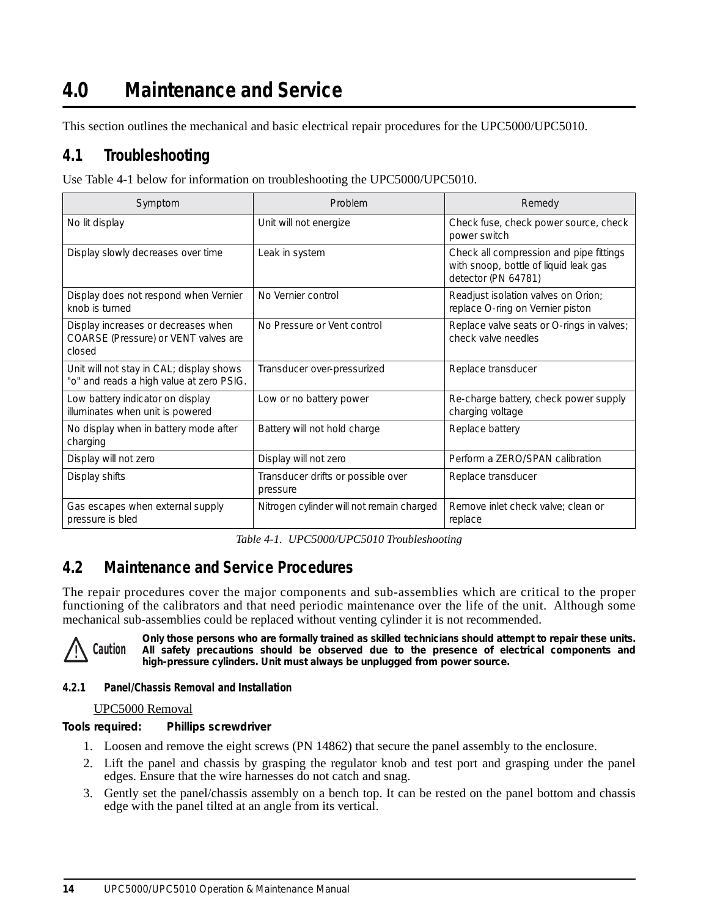# 4.0 Maintenance and Service

This section outlines the mechanical and basic electrical repair procedures for the UPC5000/UPC5010.

## 4.1 Troubleshooting

Use Table 4-1 below for information on troubleshooting the UPC5000/UPC5010.

| Symptom | Problem | Remedy |
|---|---|---|
| No lit display | Unit will not energize | Check fuse, check power source, check power switch |
| Display slowly decreases over time | Leak in system | Check all compression and pipe fittings with snoop, bottle of liquid leak gas detector (PN 64781) |
| Display does not respond when Vernier knob is turned | No Vernier control | Readjust isolation valves on Orion; replace O-ring on Vernier piston |
| Display increases or decreases when COARSE (Pressure) or VENT valves are closed | No Pressure or Vent control | Replace valve seats or O-rings in valves; check valve needles |
| Unit will not stay in CAL; display shows "o" and reads a high value at zero PSIG. | Transducer over-pressurized | Replace transducer |
| Low battery indicator on display illuminates when unit is powered | Low or no battery power | Re-charge battery, check power supply charging voltage |
| No display when in battery mode after charging | Battery will not hold charge | Replace battery |
| Display will not zero | Display will not zero | Perform a ZERO/SPAN calibration |
| Display shifts | Transducer drifts or possible over pressure | Replace transducer |
| Gas escapes when external supply pressure is bled | Nitrogen cylinder will not remain charged | Remove inlet check valve; clean or replace |

*Table 4-1. UPC5000/UPC5010 Troubleshooting*

## 4.2 Maintenance and Service Procedures

The repair procedures cover the major components and sub-assemblies which are critical to the proper functioning of the calibrators and that need periodic maintenance over the life of the unit. Although some mechanical sub-assemblies could be replaced without venting cylinder it is not recommended.

**Caution** **Only those persons who are formally trained as skilled technicians should attempt to repair these units. All safety precautions should be observed due to the presence of electrical components and high-pressure cylinders. Unit must always be unplugged from power source.**

#### 4.2.1 Panel/Chassis Removal and Installation

<u>UPC5000 Removal</u>

**Tools required:** **Phillips screwdriver**

1. Loosen and remove the eight screws (PN 14862) that secure the panel assembly to the enclosure.
2. Lift the panel and chassis by grasping the regulator knob and test port and grasping under the panel edges. Ensure that the wire harnesses do not catch and snag.
3. Gently set the panel/chassis assembly on a bench top. It can be rested on the panel bottom and chassis edge with the panel tilted at an angle from its vertical.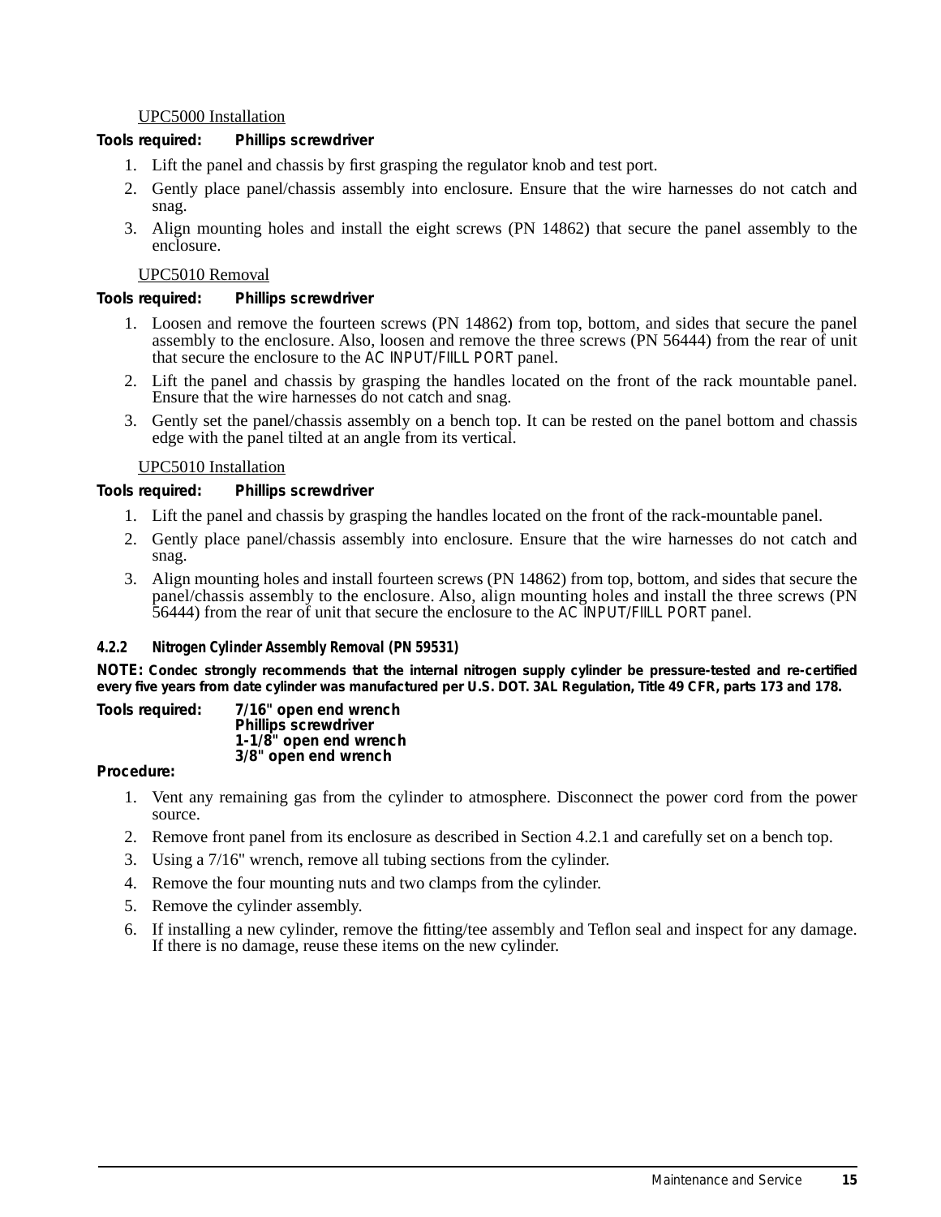UPC5000 Installation

**Tools required: Phillips screwdriver**

1. Lift the panel and chassis by first grasping the regulator knob and test port.
2. Gently place panel/chassis assembly into enclosure. Ensure that the wire harnesses do not catch and snag.
3. Align mounting holes and install the eight screws (PN 14862) that secure the panel assembly to the enclosure.

UPC5010 Removal

**Tools required: Phillips screwdriver**

1. Loosen and remove the fourteen screws (PN 14862) from top, bottom, and sides that secure the panel assembly to the enclosure. Also, loosen and remove the three screws (PN 56444) from the rear of unit that secure the enclosure to the AC INPUT/FIILL PORT panel.
2. Lift the panel and chassis by grasping the handles located on the front of the rack mountable panel. Ensure that the wire harnesses do not catch and snag.
3. Gently set the panel/chassis assembly on a bench top. It can be rested on the panel bottom and chassis edge with the panel tilted at an angle from its vertical.

UPC5010 Installation

**Tools required: Phillips screwdriver**

1. Lift the panel and chassis by grasping the handles located on the front of the rack-mountable panel.
2. Gently place panel/chassis assembly into enclosure. Ensure that the wire harnesses do not catch and snag.
3. Align mounting holes and install fourteen screws (PN 14862) from top, bottom, and sides that secure the panel/chassis assembly to the enclosure. Also, align mounting holes and install the three screws (PN 56444) from the rear of unit that secure the enclosure to the AC INPUT/FIILL PORT panel.

### 4.2.2 Nitrogen Cylinder Assembly Removal (PN 59531)

**NOTE: Condec strongly recommends that the internal nitrogen supply cylinder be pressure-tested and re-certified every five years from date cylinder was manufactured per U.S. DOT. 3AL Regulation, Title 49 CFR, parts 173 and 178.**

**Tools required:** **7/16" open end wrench**
**Phillips screwdriver**
**1-1/8" open end wrench**
**3/8" open end wrench**

**Procedure:**

1. Vent any remaining gas from the cylinder to atmosphere. Disconnect the power cord from the power source.
2. Remove front panel from its enclosure as described in Section 4.2.1 and carefully set on a bench top.
3. Using a 7/16" wrench, remove all tubing sections from the cylinder.
4. Remove the four mounting nuts and two clamps from the cylinder.
5. Remove the cylinder assembly.
6. If installing a new cylinder, remove the fitting/tee assembly and Teflon seal and inspect for any damage. If there is no damage, reuse these items on the new cylinder.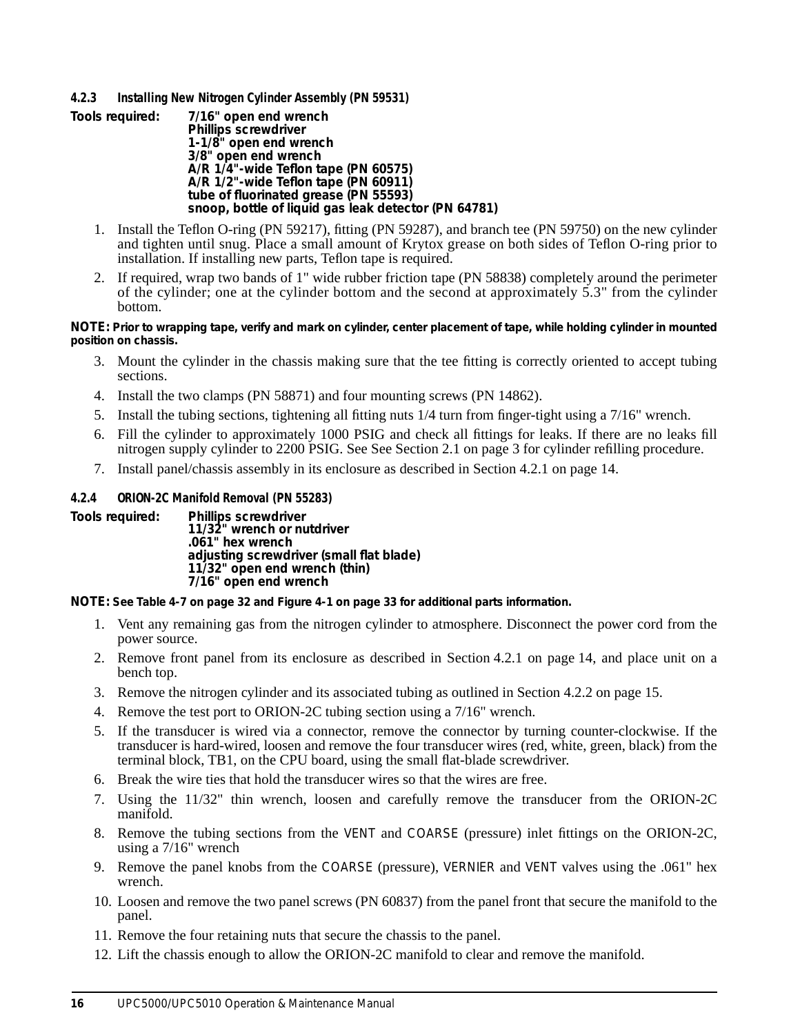#### 4.2.3 Installing New Nitrogen Cylinder Assembly (PN 59531)

**Tools required:** 
**7/16" open end wrench**
**Phillips screwdriver**
**1-1/8" open end wrench**
**3/8" open end wrench**
**A/R 1/4"-wide Teflon tape (PN 60575)**
**A/R 1/2"-wide Teflon tape (PN 60911)**
**tube of fluorinated grease (PN 55593)**
**snoop, bottle of liquid gas leak detector (PN 64781)**

1. Install the Teflon O-ring (PN 59217), fitting (PN 59287), and branch tee (PN 59750) on the new cylinder and tighten until snug. Place a small amount of Krytox grease on both sides of Teflon O-ring prior to installation. If installing new parts, Teflon tape is required.
2. If required, wrap two bands of 1" wide rubber friction tape (PN 58838) completely around the perimeter of the cylinder; one at the cylinder bottom and the second at approximately 5.3" from the cylinder bottom.

**NOTE: Prior to wrapping tape, verify and mark on cylinder, center placement of tape, while holding cylinder in mounted position on chassis.**

3. Mount the cylinder in the chassis making sure that the tee fitting is correctly oriented to accept tubing sections.
4. Install the two clamps (PN 58871) and four mounting screws (PN 14862).
5. Install the tubing sections, tightening all fitting nuts 1/4 turn from finger-tight using a 7/16" wrench.
6. Fill the cylinder to approximately 1000 PSIG and check all fittings for leaks. If there are no leaks fill nitrogen supply cylinder to 2200 PSIG. See See Section 2.1 on page 3 for cylinder refilling procedure.
7. Install panel/chassis assembly in its enclosure as described in Section 4.2.1 on page 14.

#### 4.2.4 ORION-2C Manifold Removal (PN 55283)

**Tools required:** 
**Phillips screwdriver**
**11/32" wrench or nutdriver**
**.061" hex wrench**
**adjusting screwdriver (small flat blade)**
**11/32" open end wrench (thin)**
**7/16" open end wrench**

**NOTE: See Table 4-7 on page 32 and Figure 4-1 on page 33 for additional parts information.**

1. Vent any remaining gas from the nitrogen cylinder to atmosphere. Disconnect the power cord from the power source.
2. Remove front panel from its enclosure as described in Section 4.2.1 on page 14, and place unit on a bench top.
3. Remove the nitrogen cylinder and its associated tubing as outlined in Section 4.2.2 on page 15.
4. Remove the test port to ORION-2C tubing section using a 7/16" wrench.
5. If the transducer is wired via a connector, remove the connector by turning counter-clockwise. If the transducer is hard-wired, loosen and remove the four transducer wires (red, white, green, black) from the terminal block, TB1, on the CPU board, using the small flat-blade screwdriver.
6. Break the wire ties that hold the transducer wires so that the wires are free.
7. Using the 11/32" thin wrench, loosen and carefully remove the transducer from the ORION-2C manifold.
8. Remove the tubing sections from the VENT and COARSE (pressure) inlet fittings on the ORION-2C, using a 7/16" wrench
9. Remove the panel knobs from the COARSE (pressure), VERNIER and VENT valves using the .061" hex wrench.
10. Loosen and remove the two panel screws (PN 60837) from the panel front that secure the manifold to the panel.
11. Remove the four retaining nuts that secure the chassis to the panel.
12. Lift the chassis enough to allow the ORION-2C manifold to clear and remove the manifold.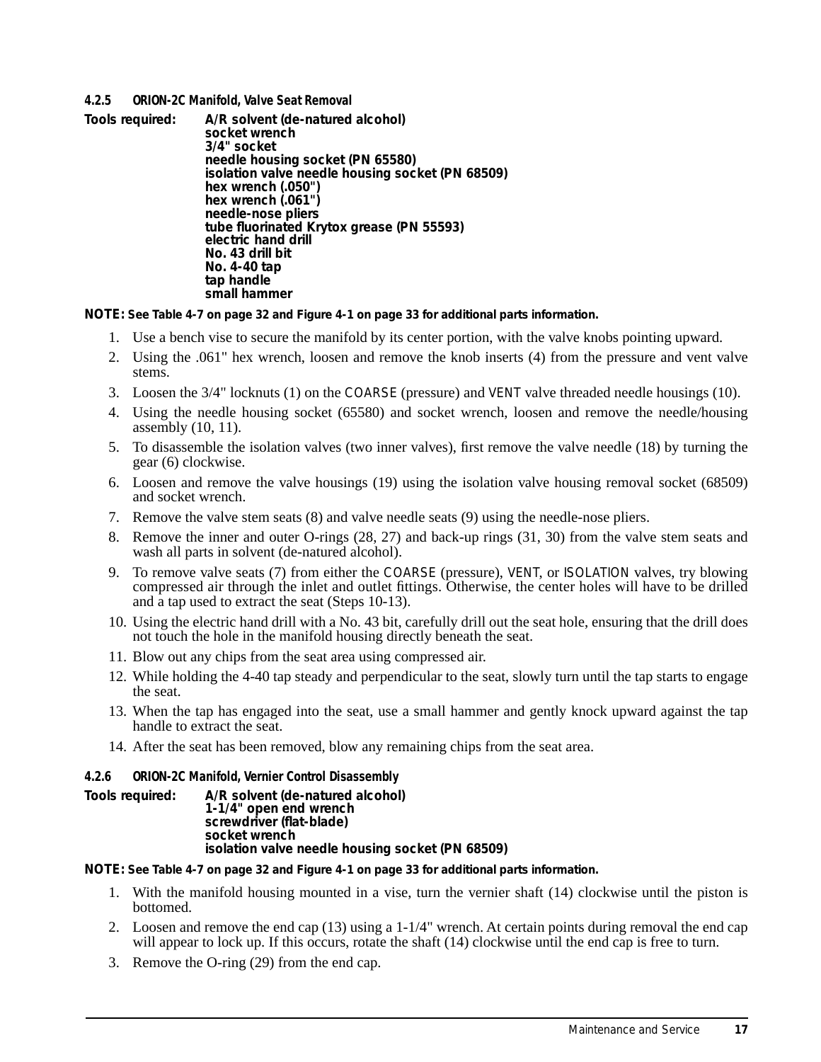#### 4.2.5 ORION-2C Manifold, Valve Seat Removal

**Tools required:**
- **A/R solvent (de-natured alcohol)**
- **socket wrench**
- **3/4" socket**
- **needle housing socket (PN 65580)**
- **isolation valve needle housing socket (PN 68509)**
- **hex wrench (.050")**
- **hex wrench (.061")**
- **needle-nose pliers**
- **tube fluorinated Krytox grease (PN 55593)**
- **electric hand drill**
- **No. 43 drill bit**
- **No. 4-40 tap**
- **tap handle**
- **small hammer**

**NOTE: See Table 4-7 on page 32 and Figure 4-1 on page 33 for additional parts information.**

1. Use a bench vise to secure the manifold by its center portion, with the valve knobs pointing upward.
2. Using the .061" hex wrench, loosen and remove the knob inserts (4) from the pressure and vent valve stems.
3. Loosen the 3/4" locknuts (1) on the COARSE (pressure) and VENT valve threaded needle housings (10).
4. Using the needle housing socket (65580) and socket wrench, loosen and remove the needle/housing assembly (10, 11).
5. To disassemble the isolation valves (two inner valves), first remove the valve needle (18) by turning the gear (6) clockwise.
6. Loosen and remove the valve housings (19) using the isolation valve housing removal socket (68509) and socket wrench.
7. Remove the valve stem seats (8) and valve needle seats (9) using the needle-nose pliers.
8. Remove the inner and outer O-rings (28, 27) and back-up rings (31, 30) from the valve stem seats and wash all parts in solvent (de-natured alcohol).
9. To remove valve seats (7) from either the COARSE (pressure), VENT, or ISOLATION valves, try blowing compressed air through the inlet and outlet fittings. Otherwise, the center holes will have to be drilled and a tap used to extract the seat (Steps 10-13).
10. Using the electric hand drill with a No. 43 bit, carefully drill out the seat hole, ensuring that the drill does not touch the hole in the manifold housing directly beneath the seat.
11. Blow out any chips from the seat area using compressed air.
12. While holding the 4-40 tap steady and perpendicular to the seat, slowly turn until the tap starts to engage the seat.
13. When the tap has engaged into the seat, use a small hammer and gently knock upward against the tap handle to extract the seat.
14. After the seat has been removed, blow any remaining chips from the seat area.

#### 4.2.6 ORION-2C Manifold, Vernier Control Disassembly

**Tools required:**
- **A/R solvent (de-natured alcohol)**
- **1-1/4" open end wrench**
- **screwdriver (flat-blade)**
- **socket wrench**
- **isolation valve needle housing socket (PN 68509)**

**NOTE: See Table 4-7 on page 32 and Figure 4-1 on page 33 for additional parts information.**

1. With the manifold housing mounted in a vise, turn the vernier shaft (14) clockwise until the piston is bottomed.
2. Loosen and remove the end cap (13) using a 1-1/4" wrench. At certain points during removal the end cap will appear to lock up. If this occurs, rotate the shaft (14) clockwise until the end cap is free to turn.
3. Remove the O-ring (29) from the end cap.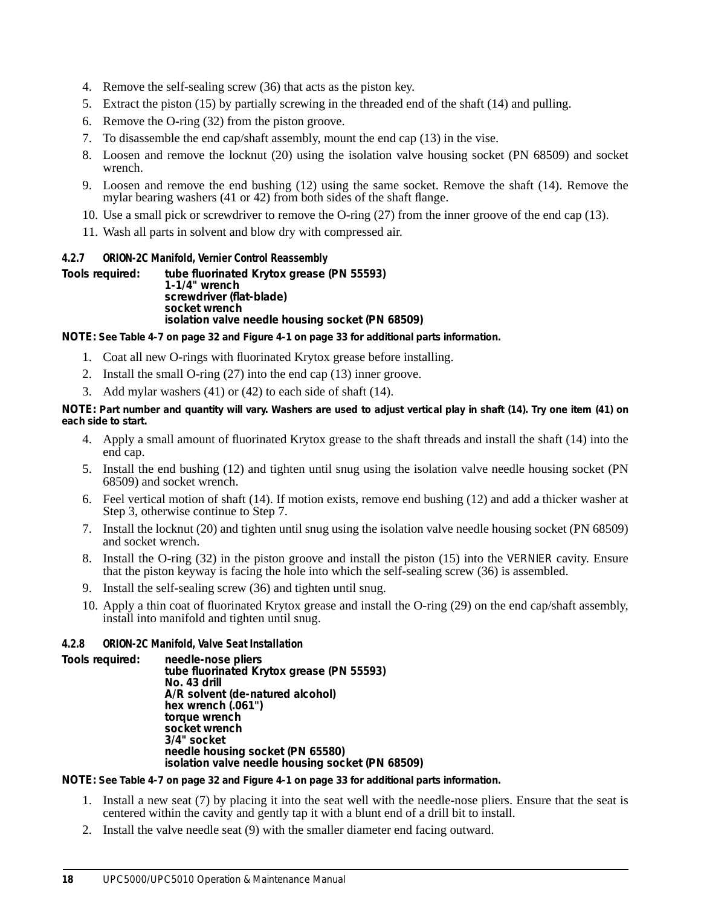4. Remove the self-sealing screw (36) that acts as the piston key.
5. Extract the piston (15) by partially screwing in the threaded end of the shaft (14) and pulling.
6. Remove the O-ring (32) from the piston groove.
7. To disassemble the end cap/shaft assembly, mount the end cap (13) in the vise.
8. Loosen and remove the locknut (20) using the isolation valve housing socket (PN 68509) and socket wrench.
9. Loosen and remove the end bushing (12) using the same socket. Remove the shaft (14). Remove the mylar bearing washers (41 or 42) from both sides of the shaft flange.
10. Use a small pick or screwdriver to remove the O-ring (27) from the inner groove of the end cap (13).
11. Wash all parts in solvent and blow dry with compressed air.

#### 4.2.7 ORION-2C Manifold, Vernier Control Reassembly

**Tools required:**
**tube fluorinated Krytox grease (PN 55593)**
**1-1/4" wrench**
**screwdriver (flat-blade)**
**socket wrench**
**isolation valve needle housing socket (PN 68509)**

**NOTE:** **See Table 4-7 on page 32 and Figure 4-1 on page 33 for additional parts information.**

1. Coat all new O-rings with fluorinated Krytox grease before installing.
2. Install the small O-ring (27) into the end cap (13) inner groove.
3. Add mylar washers (41) or (42) to each side of shaft (14).

**NOTE:** **Part number and quantity will vary. Washers are used to adjust vertical play in shaft (14). Try one item (41) on each side to start.**

4. Apply a small amount of fluorinated Krytox grease to the shaft threads and install the shaft (14) into the end cap.
5. Install the end bushing (12) and tighten until snug using the isolation valve needle housing socket (PN 68509) and socket wrench.
6. Feel vertical motion of shaft (14). If motion exists, remove end bushing (12) and add a thicker washer at Step 3, otherwise continue to Step 7.
7. Install the locknut (20) and tighten until snug using the isolation valve needle housing socket (PN 68509) and socket wrench.
8. Install the O-ring (32) in the piston groove and install the piston (15) into the VERNIER cavity. Ensure that the piston keyway is facing the hole into which the self-sealing screw (36) is assembled.
9. Install the self-sealing screw (36) and tighten until snug.
10. Apply a thin coat of fluorinated Krytox grease and install the O-ring (29) on the end cap/shaft assembly, install into manifold and tighten until snug.

#### 4.2.8 ORION-2C Manifold, Valve Seat Installation

**Tools required:**
**needle-nose pliers**
**tube fluorinated Krytox grease (PN 55593)**
**No. 43 drill**
**A/R solvent (de-natured alcohol)**
**hex wrench (.061")**
**torque wrench**
**socket wrench**
**3/4" socket**
**needle housing socket (PN 65580)**
**isolation valve needle housing socket (PN 68509)**

**NOTE:** **See Table 4-7 on page 32 and Figure 4-1 on page 33 for additional parts information.**

1. Install a new seat (7) by placing it into the seat well with the needle-nose pliers. Ensure that the seat is centered within the cavity and gently tap it with a blunt end of a drill bit to install.
2. Install the valve needle seat (9) with the smaller diameter end facing outward.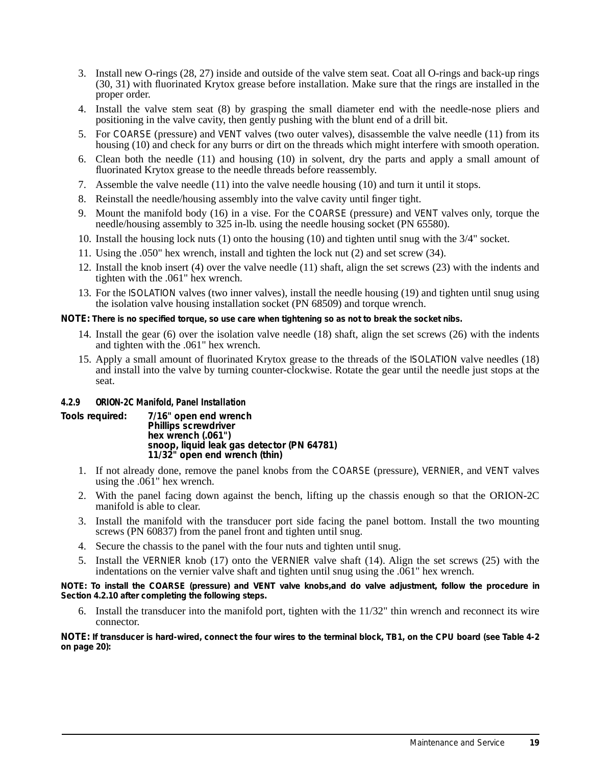3. Install new O-rings (28, 27) inside and outside of the valve stem seat. Coat all O-rings and back-up rings (30, 31) with fluorinated Krytox grease before installation. Make sure that the rings are installed in the proper order.
4. Install the valve stem seat (8) by grasping the small diameter end with the needle-nose pliers and positioning in the valve cavity, then gently pushing with the blunt end of a drill bit.
5. For COARSE (pressure) and VENT valves (two outer valves), disassemble the valve needle (11) from its housing (10) and check for any burrs or dirt on the threads which might interfere with smooth operation.
6. Clean both the needle (11) and housing (10) in solvent, dry the parts and apply a small amount of fluorinated Krytox grease to the needle threads before reassembly.
7. Assemble the valve needle (11) into the valve needle housing (10) and turn it until it stops.
8. Reinstall the needle/housing assembly into the valve cavity until finger tight.
9. Mount the manifold body (16) in a vise. For the COARSE (pressure) and VENT valves only, torque the needle/housing assembly to 325 in-lb. using the needle housing socket (PN 65580).
10. Install the housing lock nuts (1) onto the housing (10) and tighten until snug with the 3/4" socket.
11. Using the .050" hex wrench, install and tighten the lock nut (2) and set screw (34).
12. Install the knob insert (4) over the valve needle (11) shaft, align the set screws (23) with the indents and tighten with the .061" hex wrench.
13. For the ISOLATION valves (two inner valves), install the needle housing (19) and tighten until snug using the isolation valve housing installation socket (PN 68509) and torque wrench.

**NOTE: There is no specified torque, so use care when tightening so as not to break the socket nibs.**

14. Install the gear (6) over the isolation valve needle (18) shaft, align the set screws (26) with the indents and tighten with the .061" hex wrench.
15. Apply a small amount of fluorinated Krytox grease to the threads of the ISOLATION valve needles (18) and install into the valve by turning counter-clockwise. Rotate the gear until the needle just stops at the seat.

#### 4.2.9 ORION-2C Manifold, Panel Installation

**Tools required:**
- **7/16" open end wrench**
- **Phillips screwdriver**
- **hex wrench (.061")**
- **snoop, liquid leak gas detector (PN 64781)**
- **11/32" open end wrench (thin)**

1. If not already done, remove the panel knobs from the COARSE (pressure), VERNIER, and VENT valves using the .061" hex wrench.
2. With the panel facing down against the bench, lifting up the chassis enough so that the ORION-2C manifold is able to clear.
3. Install the manifold with the transducer port side facing the panel bottom. Install the two mounting screws (PN 60837) from the panel front and tighten until snug.
4. Secure the chassis to the panel with the four nuts and tighten until snug.
5. Install the VERNIER knob (17) onto the VERNIER valve shaft (14). Align the set screws (25) with the indentations on the vernier valve shaft and tighten until snug using the .061" hex wrench.

**NOTE: To install the COARSE (pressure) and VENT valve knobs,and do valve adjustment, follow the procedure in Section 4.2.10 after completing the following steps.**

6. Install the transducer into the manifold port, tighten with the 11/32" thin wrench and reconnect its wire connector.

**NOTE: If transducer is hard-wired, connect the four wires to the terminal block, TB1, on the CPU board (see Table 4-2 on page 20):**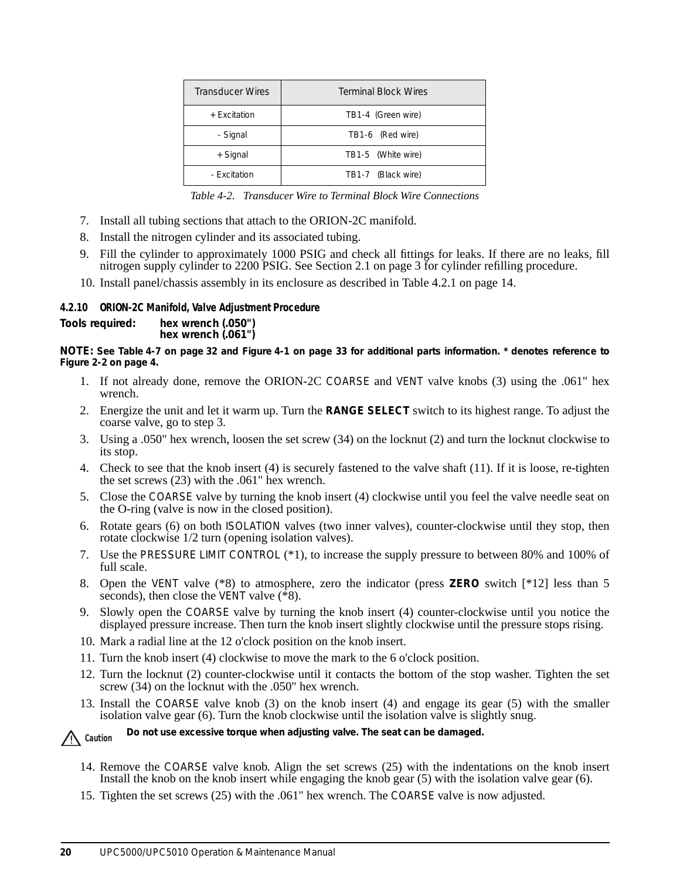| Transducer Wires | Terminal Block Wires |
|---|---|
| + Excitation | TB1-4 (Green wire) |
| - Signal | TB1-6 (Red wire) |
| + Signal | TB1-5 (White wire) |
| - Excitation | TB1-7 (Black wire) |

*Table 4-2. Transducer Wire to Terminal Block Wire Connections*

7. Install all tubing sections that attach to the ORION-2C manifold.
8. Install the nitrogen cylinder and its associated tubing.
9. Fill the cylinder to approximately 1000 PSIG and check all fittings for leaks. If there are no leaks, fill nitrogen supply cylinder to 2200 PSIG. See Section 2.1 on page 3 for cylinder refilling procedure.
10. Install panel/chassis assembly in its enclosure as described in Table 4.2.1 on page 14.

#### 4.2.10 ORION-2C Manifold, Valve Adjustment Procedure

**Tools required: hex wrench (.050")**
**hex wrench (.061")**

**NOTE: See Table 4-7 on page 32 and Figure 4-1 on page 33 for additional parts information. * denotes reference to Figure 2-2 on page 4.**

1. If not already done, remove the ORION-2C COARSE and VENT valve knobs (3) using the .061" hex wrench.
2. Energize the unit and let it warm up. Turn the **RANGE SELECT** switch to its highest range. To adjust the coarse valve, go to step 3.
3. Using a .050" hex wrench, loosen the set screw (34) on the locknut (2) and turn the locknut clockwise to its stop.
4. Check to see that the knob insert (4) is securely fastened to the valve shaft (11). If it is loose, re-tighten the set screws (23) with the .061" hex wrench.
5. Close the COARSE valve by turning the knob insert (4) clockwise until you feel the valve needle seat on the O-ring (valve is now in the closed position).
6. Rotate gears (6) on both ISOLATION valves (two inner valves), counter-clockwise until they stop, then rotate clockwise 1/2 turn (opening isolation valves).
7. Use the PRESSURE LIMIT CONTROL (*1), to increase the supply pressure to between 80% and 100% of full scale.
8. Open the VENT valve (*8) to atmosphere, zero the indicator (press **ZERO** switch [*12] less than 5 seconds), then close the VENT valve (*8).
9. Slowly open the COARSE valve by turning the knob insert (4) counter-clockwise until you notice the displayed pressure increase. Then turn the knob insert slightly clockwise until the pressure stops rising.
10. Mark a radial line at the 12 o'clock position on the knob insert.
11. Turn the knob insert (4) clockwise to move the mark to the 6 o'clock position.
12. Turn the locknut (2) counter-clockwise until it contacts the bottom of the stop washer. Tighten the set screw (34) on the locknut with the .050" hex wrench.
13. Install the COARSE valve knob (3) on the knob insert (4) and engage its gear (5) with the smaller isolation valve gear (6). Turn the knob clockwise until the isolation valve is slightly snug.

**Caution** **Do not use excessive torque when adjusting valve. The seat can be damaged.**

14. Remove the COARSE valve knob. Align the set screws (25) with the indentations on the knob insert Install the knob on the knob insert while engaging the knob gear (5) with the isolation valve gear (6).
15. Tighten the set screws (25) with the .061" hex wrench. The COARSE valve is now adjusted.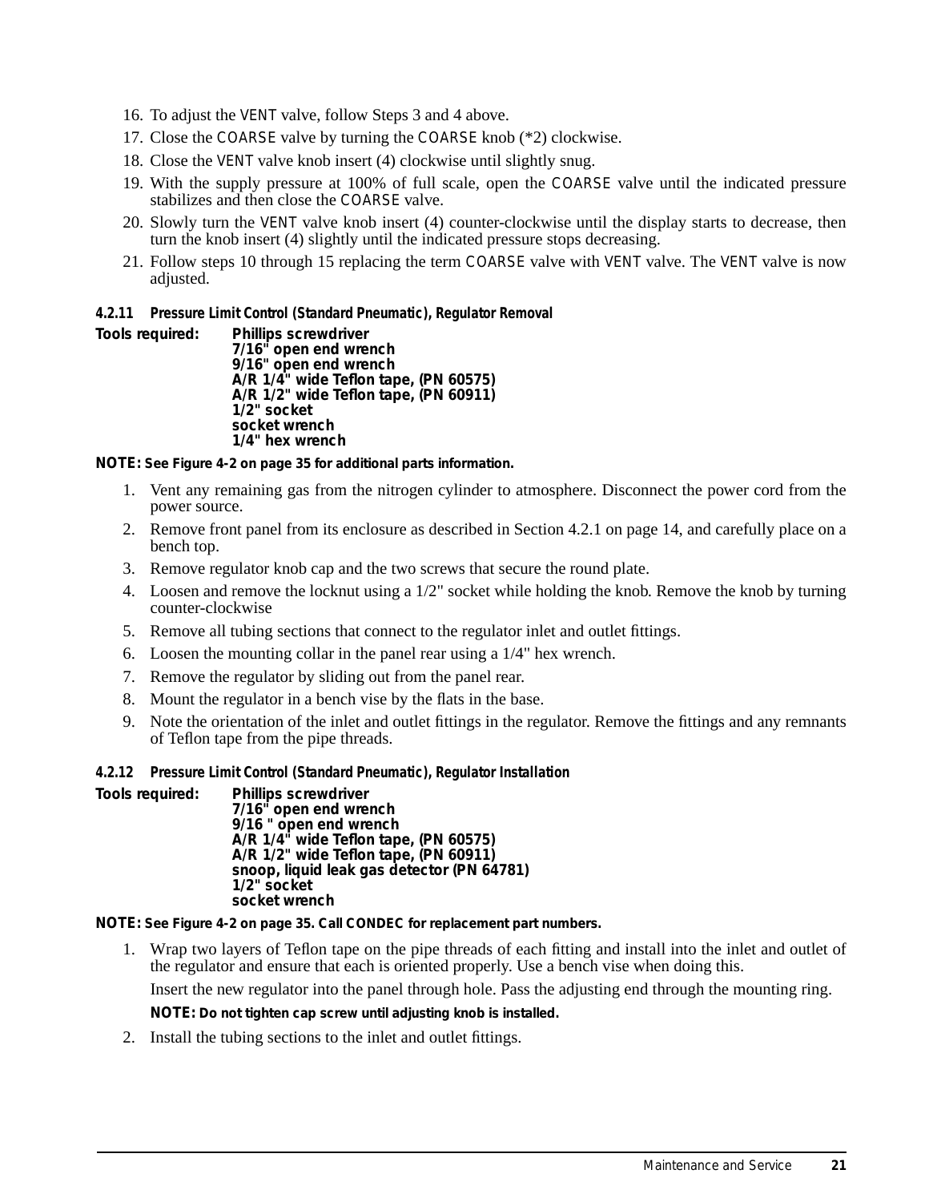16. To adjust the VENT valve, follow Steps 3 and 4 above.
17. Close the COARSE valve by turning the COARSE knob (*2) clockwise.
18. Close the VENT valve knob insert (4) clockwise until slightly snug.
19. With the supply pressure at 100% of full scale, open the COARSE valve until the indicated pressure stabilizes and then close the COARSE valve.
20. Slowly turn the VENT valve knob insert (4) counter-clockwise until the display starts to decrease, then turn the knob insert (4) slightly until the indicated pressure stops decreasing.
21. Follow steps 10 through 15 replacing the term COARSE valve with VENT valve. The VENT valve is now adjusted.

#### 4.2.11 Pressure Limit Control (Standard Pneumatic), Regulator Removal

**Tools required:**
- **Phillips screwdriver**
- **7/16" open end wrench**
- **9/16" open end wrench**
- **A/R 1/4" wide Teflon tape, (PN 60575)**
- **A/R 1/2" wide Teflon tape, (PN 60911)**
- **1/2" socket**
- **socket wrench**
- **1/4" hex wrench**

**NOTE:** See Figure 4-2 on page 35 for additional parts information.

1. Vent any remaining gas from the nitrogen cylinder to atmosphere. Disconnect the power cord from the power source.
2. Remove front panel from its enclosure as described in Section 4.2.1 on page 14, and carefully place on a bench top.
3. Remove regulator knob cap and the two screws that secure the round plate.
4. Loosen and remove the locknut using a 1/2" socket while holding the knob. Remove the knob by turning counter-clockwise
5. Remove all tubing sections that connect to the regulator inlet and outlet fittings.
6. Loosen the mounting collar in the panel rear using a 1/4" hex wrench.
7. Remove the regulator by sliding out from the panel rear.
8. Mount the regulator in a bench vise by the flats in the base.
9. Note the orientation of the inlet and outlet fittings in the regulator. Remove the fittings and any remnants of Teflon tape from the pipe threads.

#### 4.2.12 Pressure Limit Control (Standard Pneumatic), Regulator Installation

**Tools required:**
- **Phillips screwdriver**
- **7/16" open end wrench**
- **9/16 " open end wrench**
- **A/R 1/4" wide Teflon tape, (PN 60575)**
- **A/R 1/2" wide Teflon tape, (PN 60911)**
- **snoop, liquid leak gas detector (PN 64781)**
- **1/2" socket**
- **socket wrench**

**NOTE:** See Figure 4-2 on page 35. Call CONDEC for replacement part numbers.

1. Wrap two layers of Teflon tape on the pipe threads of each fitting and install into the inlet and outlet of the regulator and ensure that each is oriented properly. Use a bench vise when doing this.

   Insert the new regulator into the panel through hole. Pass the adjusting end through the mounting ring.

   **NOTE:** Do not tighten cap screw until adjusting knob is installed.

2. Install the tubing sections to the inlet and outlet fittings.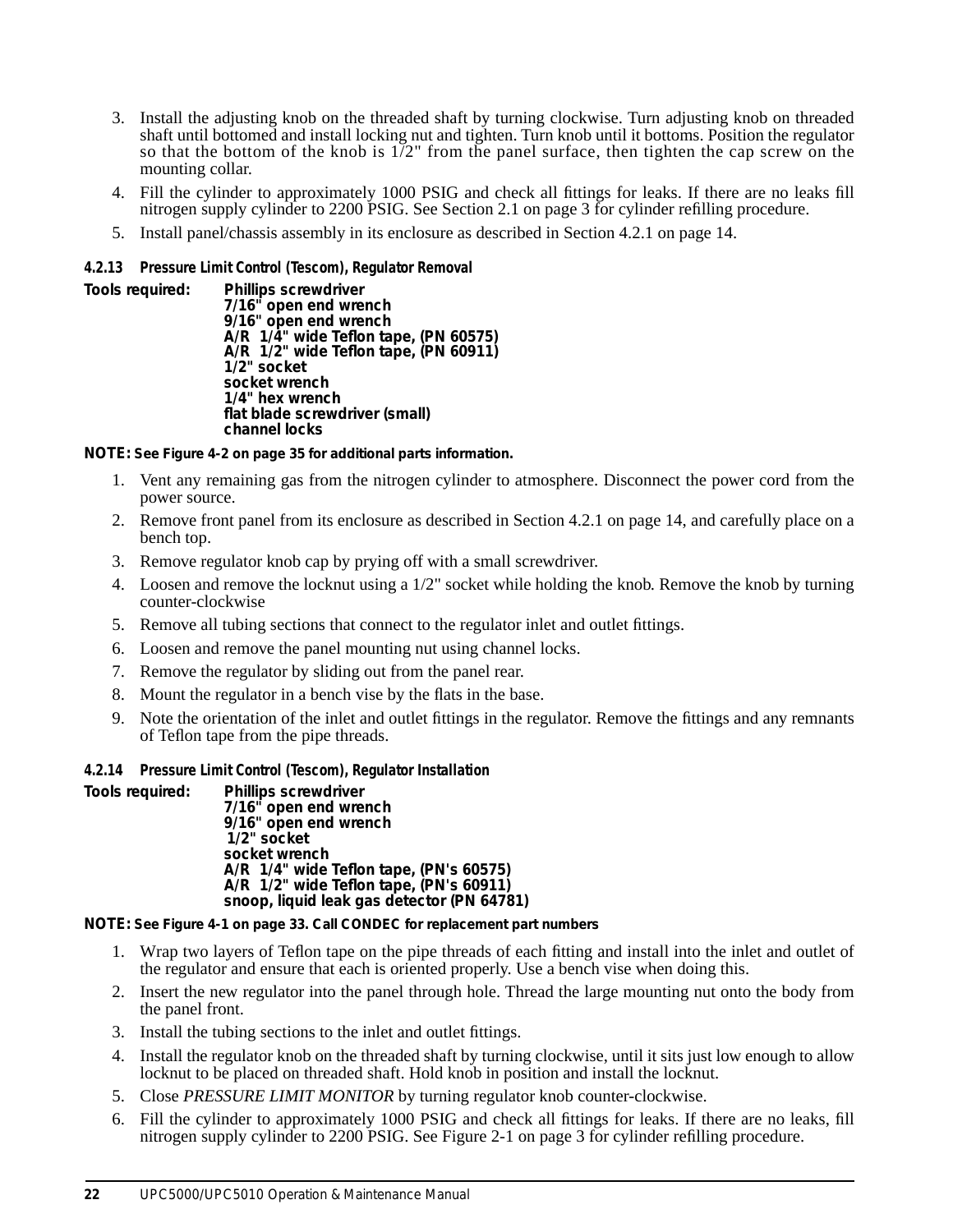3. Install the adjusting knob on the threaded shaft by turning clockwise. Turn adjusting knob on threaded shaft until bottomed and install locking nut and tighten. Turn knob until it bottoms. Position the regulator so that the bottom of the knob is 1/2" from the panel surface, then tighten the cap screw on the mounting collar.
4. Fill the cylinder to approximately 1000 PSIG and check all fittings for leaks. If there are no leaks fill nitrogen supply cylinder to 2200 PSIG. See Section 2.1 on page 3 for cylinder refilling procedure.
5. Install panel/chassis assembly in its enclosure as described in Section 4.2.1 on page 14.

#### 4.2.13 Pressure Limit Control (Tescom), Regulator Removal

**Tools required:**
**Phillips screwdriver**
**7/16" open end wrench**
**9/16" open end wrench**
**A/R 1/4" wide Teflon tape, (PN 60575)**
**A/R 1/2" wide Teflon tape, (PN 60911)**
**1/2" socket**
**socket wrench**
**1/4" hex wrench**
**flat blade screwdriver (small)**
**channel locks**

**NOTE: See Figure 4-2 on page 35 for additional parts information.**

1. Vent any remaining gas from the nitrogen cylinder to atmosphere. Disconnect the power cord from the power source.
2. Remove front panel from its enclosure as described in Section 4.2.1 on page 14, and carefully place on a bench top.
3. Remove regulator knob cap by prying off with a small screwdriver.
4. Loosen and remove the locknut using a 1/2" socket while holding the knob. Remove the knob by turning counter-clockwise
5. Remove all tubing sections that connect to the regulator inlet and outlet fittings.
6. Loosen and remove the panel mounting nut using channel locks.
7. Remove the regulator by sliding out from the panel rear.
8. Mount the regulator in a bench vise by the flats in the base.
9. Note the orientation of the inlet and outlet fittings in the regulator. Remove the fittings and any remnants of Teflon tape from the pipe threads.

#### 4.2.14 Pressure Limit Control (Tescom), Regulator Installation

**Tools required:**
**Phillips screwdriver**
**7/16" open end wrench**
**9/16" open end wrench**
**1/2" socket**
**socket wrench**
**A/R 1/4" wide Teflon tape, (PN's 60575)**
**A/R 1/2" wide Teflon tape, (PN's 60911)**
**snoop, liquid leak gas detector (PN 64781)**

**NOTE: See Figure 4-1 on page 33. Call CONDEC for replacement part numbers**

1. Wrap two layers of Teflon tape on the pipe threads of each fitting and install into the inlet and outlet of the regulator and ensure that each is oriented properly. Use a bench vise when doing this.
2. Insert the new regulator into the panel through hole. Thread the large mounting nut onto the body from the panel front.
3. Install the tubing sections to the inlet and outlet fittings.
4. Install the regulator knob on the threaded shaft by turning clockwise, until it sits just low enough to allow locknut to be placed on threaded shaft. Hold knob in position and install the locknut.
5. Close *PRESSURE LIMIT MONITOR* by turning regulator knob counter-clockwise.
6. Fill the cylinder to approximately 1000 PSIG and check all fittings for leaks. If there are no leaks, fill nitrogen supply cylinder to 2200 PSIG. See Figure 2-1 on page 3 for cylinder refilling procedure.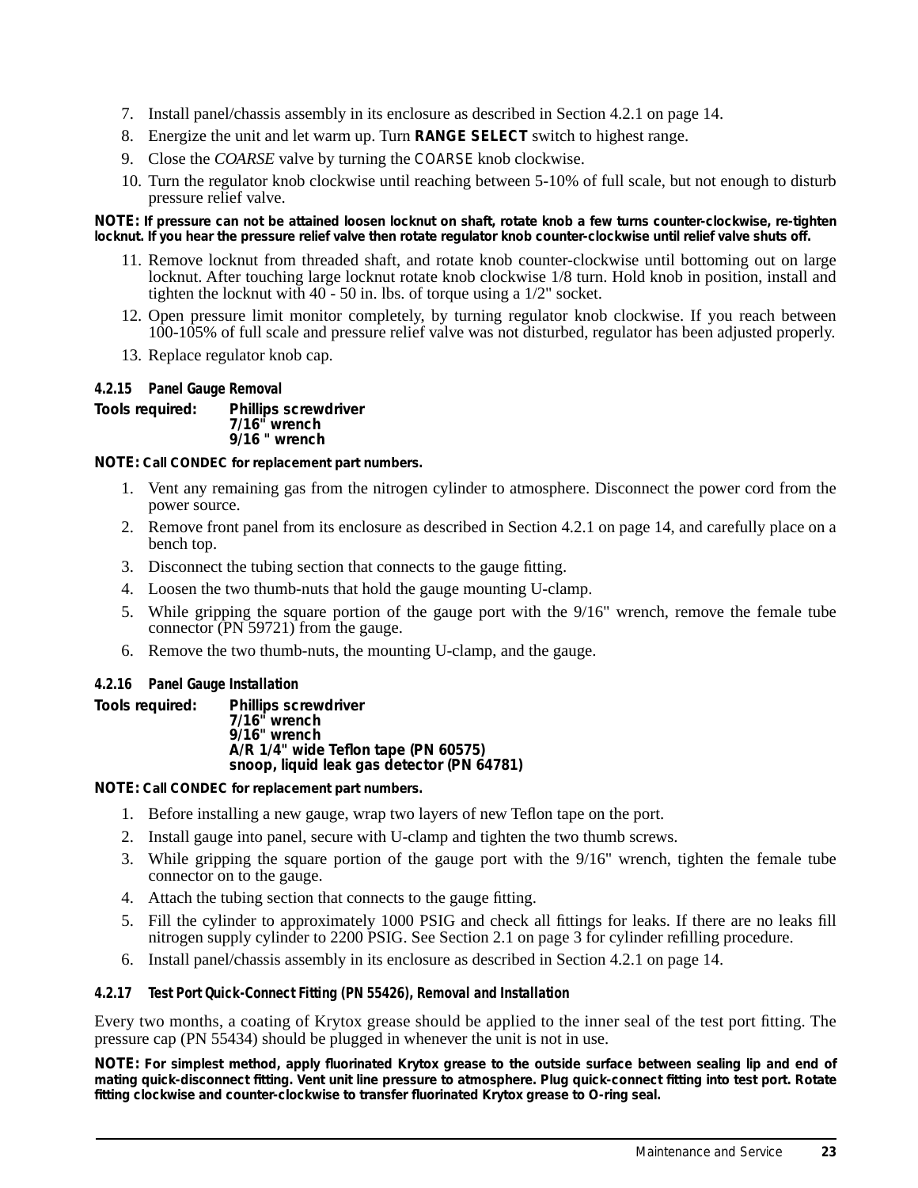7. Install panel/chassis assembly in its enclosure as described in Section 4.2.1 on page 14.
8. Energize the unit and let warm up. Turn **RANGE SELECT** switch to highest range.
9. Close the *COARSE* valve by turning the COARSE knob clockwise.
10. Turn the regulator knob clockwise until reaching between 5-10% of full scale, but not enough to disturb pressure relief valve.

**NOTE: If pressure can not be attained loosen locknut on shaft, rotate knob a few turns counter-clockwise, re-tighten locknut. If you hear the pressure relief valve then rotate regulator knob counter-clockwise until relief valve shuts off.**

11. Remove locknut from threaded shaft, and rotate knob counter-clockwise until bottoming out on large locknut. After touching large locknut rotate knob clockwise 1/8 turn. Hold knob in position, install and tighten the locknut with 40 - 50 in. lbs. of torque using a 1/2" socket.
12. Open pressure limit monitor completely, by turning regulator knob clockwise. If you reach between 100-105% of full scale and pressure relief valve was not disturbed, regulator has been adjusted properly.
13. Replace regulator knob cap.

#### 4.2.15 Panel Gauge Removal

**Tools required:** **Phillips screwdriver**
**7/16" wrench**
**9/16 " wrench**

**NOTE: Call CONDEC for replacement part numbers.**

1. Vent any remaining gas from the nitrogen cylinder to atmosphere. Disconnect the power cord from the power source.
2. Remove front panel from its enclosure as described in Section 4.2.1 on page 14, and carefully place on a bench top.
3. Disconnect the tubing section that connects to the gauge fitting.
4. Loosen the two thumb-nuts that hold the gauge mounting U-clamp.
5. While gripping the square portion of the gauge port with the 9/16" wrench, remove the female tube connector (PN 59721) from the gauge.
6. Remove the two thumb-nuts, the mounting U-clamp, and the gauge.

#### 4.2.16 Panel Gauge Installation

**Tools required:** **Phillips screwdriver**
**7/16" wrench**
**9/16" wrench**
**A/R 1/4" wide Teflon tape (PN 60575)**
**snoop, liquid leak gas detector (PN 64781)**

**NOTE: Call CONDEC for replacement part numbers.**

1. Before installing a new gauge, wrap two layers of new Teflon tape on the port.
2. Install gauge into panel, secure with U-clamp and tighten the two thumb screws.
3. While gripping the square portion of the gauge port with the 9/16" wrench, tighten the female tube connector on to the gauge.
4. Attach the tubing section that connects to the gauge fitting.
5. Fill the cylinder to approximately 1000 PSIG and check all fittings for leaks. If there are no leaks fill nitrogen supply cylinder to 2200 PSIG. See Section 2.1 on page 3 for cylinder refilling procedure.
6. Install panel/chassis assembly in its enclosure as described in Section 4.2.1 on page 14.

#### 4.2.17 Test Port Quick-Connect Fitting (PN 55426), Removal and Installation

Every two months, a coating of Krytox grease should be applied to the inner seal of the test port fitting. The pressure cap (PN 55434) should be plugged in whenever the unit is not in use.

**NOTE: For simplest method, apply fluorinated Krytox grease to the outside surface between sealing lip and end of mating quick-disconnect fitting. Vent unit line pressure to atmosphere. Plug quick-connect fitting into test port. Rotate fitting clockwise and counter-clockwise to transfer fluorinated Krytox grease to O-ring seal.**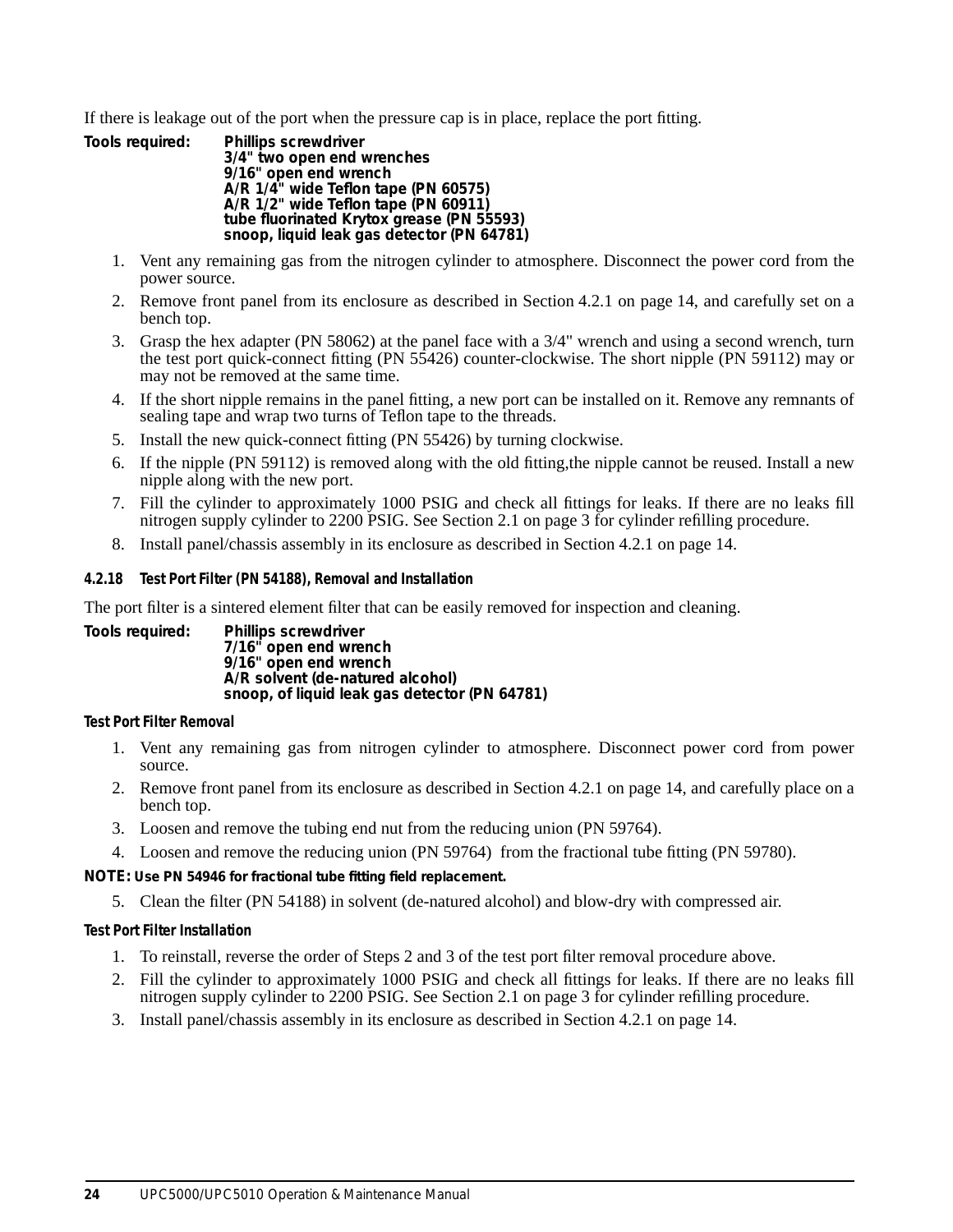If there is leakage out of the port when the pressure cap is in place, replace the port fitting.

**Tools required:** **Phillips screwdriver**
**3/4" two open end wrenches**
**9/16" open end wrench**
**A/R 1/4" wide Teflon tape (PN 60575)**
**A/R 1/2" wide Teflon tape (PN 60911)**
**tube fluorinated Krytox grease (PN 55593)**
**snoop, liquid leak gas detector (PN 64781)**

1. Vent any remaining gas from the nitrogen cylinder to atmosphere. Disconnect the power cord from the power source.
2. Remove front panel from its enclosure as described in Section 4.2.1 on page 14, and carefully set on a bench top.
3. Grasp the hex adapter (PN 58062) at the panel face with a 3/4" wrench and using a second wrench, turn the test port quick-connect fitting (PN 55426) counter-clockwise. The short nipple (PN 59112) may or may not be removed at the same time.
4. If the short nipple remains in the panel fitting, a new port can be installed on it. Remove any remnants of sealing tape and wrap two turns of Teflon tape to the threads.
5. Install the new quick-connect fitting (PN 55426) by turning clockwise.
6. If the nipple (PN 59112) is removed along with the old fitting,the nipple cannot be reused. Install a new nipple along with the new port.
7. Fill the cylinder to approximately 1000 PSIG and check all fittings for leaks. If there are no leaks fill nitrogen supply cylinder to 2200 PSIG. See Section 2.1 on page 3 for cylinder refilling procedure.
8. Install panel/chassis assembly in its enclosure as described in Section 4.2.1 on page 14.

#### 4.2.18 Test Port Filter (PN 54188), Removal and Installation

The port filter is a sintered element filter that can be easily removed for inspection and cleaning.

**Tools required:** **Phillips screwdriver**
**7/16" open end wrench**
**9/16" open end wrench**
**A/R solvent (de-natured alcohol)**
**snoop, of liquid leak gas detector (PN 64781)**

##### Test Port Filter Removal

1. Vent any remaining gas from nitrogen cylinder to atmosphere. Disconnect power cord from power source.
2. Remove front panel from its enclosure as described in Section 4.2.1 on page 14, and carefully place on a bench top.
3. Loosen and remove the tubing end nut from the reducing union (PN 59764).
4. Loosen and remove the reducing union (PN 59764) from the fractional tube fitting (PN 59780).

**NOTE: Use PN 54946 for fractional tube fitting field replacement.**

5. Clean the filter (PN 54188) in solvent (de-natured alcohol) and blow-dry with compressed air.

##### Test Port Filter Installation

1. To reinstall, reverse the order of Steps 2 and 3 of the test port filter removal procedure above.
2. Fill the cylinder to approximately 1000 PSIG and check all fittings for leaks. If there are no leaks fill nitrogen supply cylinder to 2200 PSIG. See Section 2.1 on page 3 for cylinder refilling procedure.
3. Install panel/chassis assembly in its enclosure as described in Section 4.2.1 on page 14.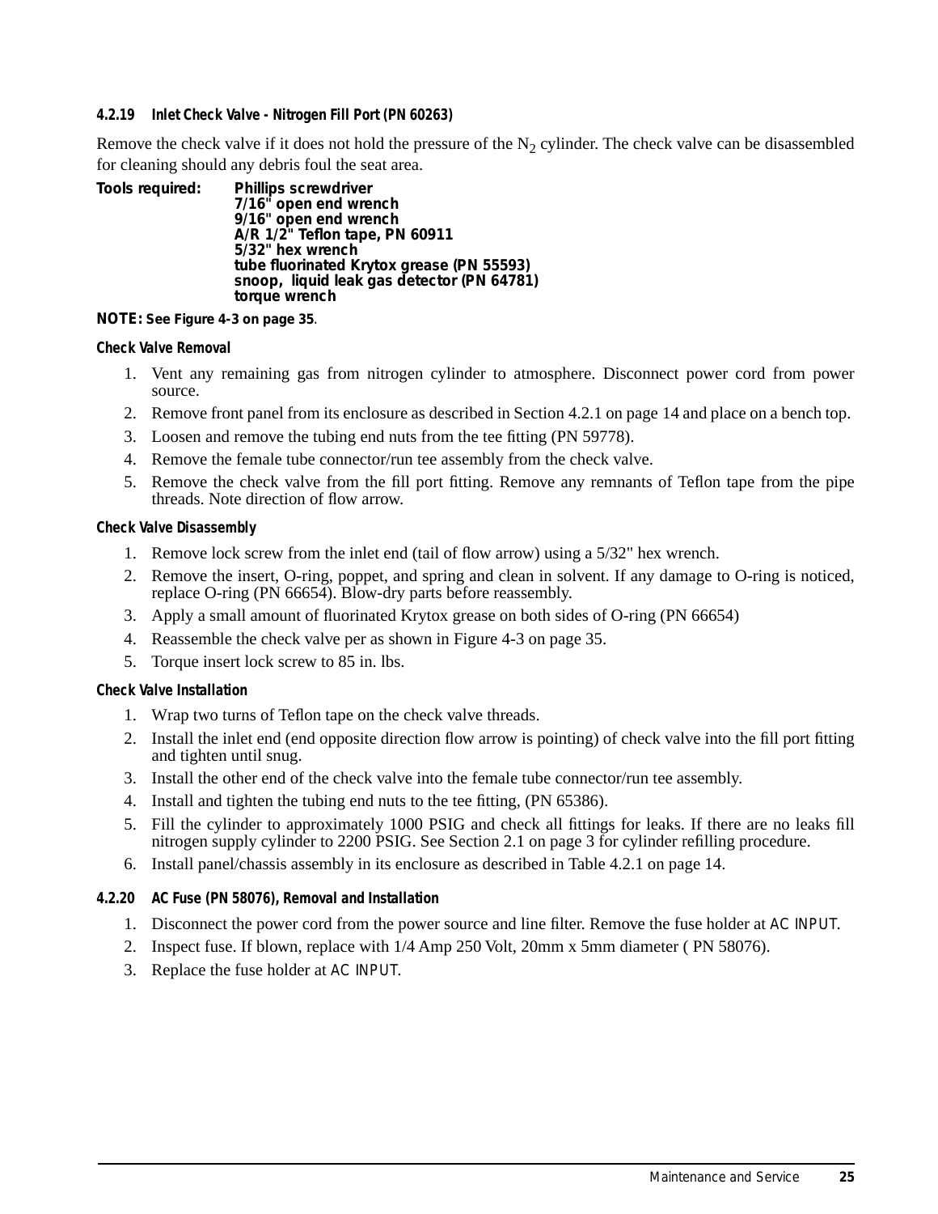### 4.2.19 Inlet Check Valve - Nitrogen Fill Port (PN 60263)

Remove the check valve if it does not hold the pressure of the $N_2$ cylinder. The check valve can be disassembled for cleaning should any debris foul the seat area.

**Tools required:**
- **Phillips screwdriver**
- **7/16" open end wrench**
- **9/16" open end wrench**
- **A/R 1/2" Teflon tape, PN 60911**
- **5/32" hex wrench**
- **tube fluorinated Krytox grease (PN 55593)**
- **snoop, liquid leak gas detector (PN 64781)**
- **torque wrench**

**NOTE:** **See Figure 4-3 on page 35**.

#### Check Valve Removal

1. Vent any remaining gas from nitrogen cylinder to atmosphere. Disconnect power cord from power source.
2. Remove front panel from its enclosure as described in Section 4.2.1 on page 14 and place on a bench top.
3. Loosen and remove the tubing end nuts from the tee fitting (PN 59778).
4. Remove the female tube connector/run tee assembly from the check valve.
5. Remove the check valve from the fill port fitting. Remove any remnants of Teflon tape from the pipe threads. Note direction of flow arrow.

#### Check Valve Disassembly

1. Remove lock screw from the inlet end (tail of flow arrow) using a 5/32" hex wrench.
2. Remove the insert, O-ring, poppet, and spring and clean in solvent. If any damage to O-ring is noticed, replace O-ring (PN 66654). Blow-dry parts before reassembly.
3. Apply a small amount of fluorinated Krytox grease on both sides of O-ring (PN 66654)
4. Reassemble the check valve per as shown in Figure 4-3 on page 35.
5. Torque insert lock screw to 85 in. lbs.

#### Check Valve Installation

1. Wrap two turns of Teflon tape on the check valve threads.
2. Install the inlet end (end opposite direction flow arrow is pointing) of check valve into the fill port fitting and tighten until snug.
3. Install the other end of the check valve into the female tube connector/run tee assembly.
4. Install and tighten the tubing end nuts to the tee fitting, (PN 65386).
5. Fill the cylinder to approximately 1000 PSIG and check all fittings for leaks. If there are no leaks fill nitrogen supply cylinder to 2200 PSIG. See Section 2.1 on page 3 for cylinder refilling procedure.
6. Install panel/chassis assembly in its enclosure as described in Table 4.2.1 on page 14.

### 4.2.20 AC Fuse (PN 58076), Removal and Installation

1. Disconnect the power cord from the power source and line filter. Remove the fuse holder at AC INPUT.
2. Inspect fuse. If blown, replace with 1/4 Amp 250 Volt, 20mm x 5mm diameter ( PN 58076).
3. Replace the fuse holder at AC INPUT.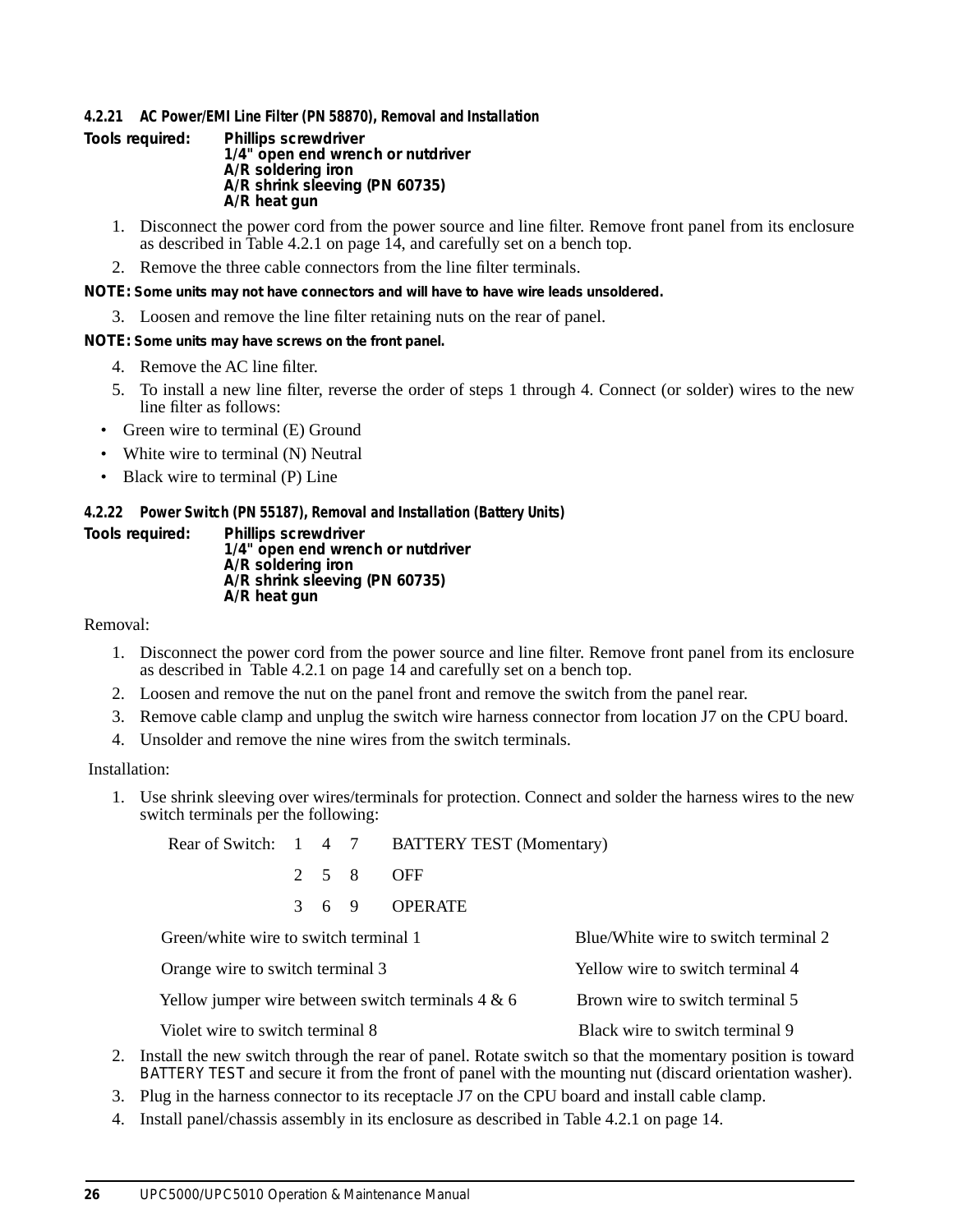#### 4.2.21 AC Power/EMI Line Filter (PN 58870), Removal and Installation

**Tools required:** **Phillips screwdriver**
**1/4" open end wrench or nutdriver**
**A/R soldering iron**
**A/R shrink sleeving (PN 60735)**
**A/R heat gun**

1. Disconnect the power cord from the power source and line filter. Remove front panel from its enclosure as described in Table 4.2.1 on page 14, and carefully set on a bench top.
2. Remove the three cable connectors from the line filter terminals.

**NOTE: Some units may not have connectors and will have to have wire leads unsoldered.**

3. Loosen and remove the line filter retaining nuts on the rear of panel.

**NOTE: Some units may have screws on the front panel.**

4. Remove the AC line filter.
5. To install a new line filter, reverse the order of steps 1 through 4. Connect (or solder) wires to the new line filter as follows:

- Green wire to terminal (E) Ground
- White wire to terminal (N) Neutral
- Black wire to terminal (P) Line

#### 4.2.22 Power Switch (PN 55187), Removal and Installation (Battery Units)

**Tools required:** **Phillips screwdriver**
**1/4" open end wrench or nutdriver**
**A/R soldering iron**
**A/R shrink sleeving (PN 60735)**
**A/R heat gun**

Removal:

1. Disconnect the power cord from the power source and line filter. Remove front panel from its enclosure as described in Table 4.2.1 on page 14 and carefully set on a bench top.
2. Loosen and remove the nut on the panel front and remove the switch from the panel rear.
3. Remove cable clamp and unplug the switch wire harness connector from location J7 on the CPU board.
4. Unsolder and remove the nine wires from the switch terminals.

Installation:

1. Use shrink sleeving over wires/terminals for protection. Connect and solder the harness wires to the new switch terminals per the following:

| Rear of Switch: | 1 | 4 | 7 | BATTERY TEST (Momentary) |
|---|---|---|---|---|
| | 2 | 5 | 8 | OFF |
| | 3 | 6 | 9 | OPERATE |

| | |
|---|---|
| Green/white wire to switch terminal 1 | Blue/White wire to switch terminal 2 |
| Orange wire to switch terminal 3 | Yellow wire to switch terminal 4 |
| Yellow jumper wire between switch terminals 4 & 6 | Brown wire to switch terminal 5 |
| Violet wire to switch terminal 8 | Black wire to switch terminal 9 |

2. Install the new switch through the rear of panel. Rotate switch so that the momentary position is toward BATTERY TEST and secure it from the front of panel with the mounting nut (discard orientation washer).
3. Plug in the harness connector to its receptacle J7 on the CPU board and install cable clamp.
4. Install panel/chassis assembly in its enclosure as described in Table 4.2.1 on page 14.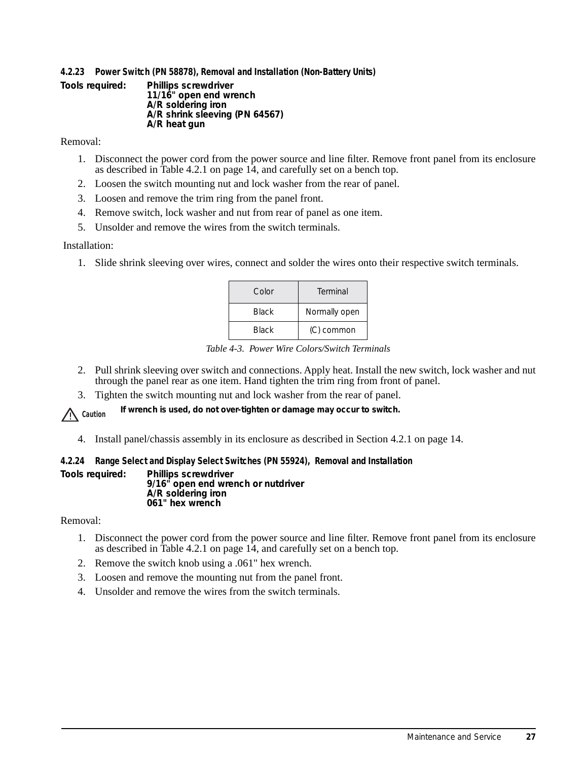#### 4.2.23 Power Switch (PN 58878), Removal and Installation (Non-Battery Units)

**Tools required:** **Phillips screwdriver**
**11/16" open end wrench**
**A/R soldering iron**
**A/R shrink sleeving (PN 64567)**
**A/R heat gun**

Removal:

1. Disconnect the power cord from the power source and line filter. Remove front panel from its enclosure as described in Table 4.2.1 on page 14, and carefully set on a bench top.
2. Loosen the switch mounting nut and lock washer from the rear of panel.
3. Loosen and remove the trim ring from the panel front.
4. Remove switch, lock washer and nut from rear of panel as one item.
5. Unsolder and remove the wires from the switch terminals.

Installation:

1. Slide shrink sleeving over wires, connect and solder the wires onto their respective switch terminals.

| Color | Terminal |
|---|---|
| Black | Normally open |
| Black | (C) common |

*Table 4-3. Power Wire Colors/Switch Terminals*

2. Pull shrink sleeving over switch and connections. Apply heat. Install the new switch, lock washer and nut through the panel rear as one item. Hand tighten the trim ring from front of panel.
3. Tighten the switch mounting nut and lock washer from the rear of panel.

**Caution** **If wrench is used, do not over-tighten or damage may occur to switch.**

4. Install panel/chassis assembly in its enclosure as described in Section 4.2.1 on page 14.

#### 4.2.24 Range Select and Display Select Switches (PN 55924), Removal and Installation

**Tools required:** **Phillips screwdriver**
**9/16" open end wrench or nutdriver**
**A/R soldering iron**
**061" hex wrench**

Removal:

1. Disconnect the power cord from the power source and line filter. Remove front panel from its enclosure as described in Table 4.2.1 on page 14, and carefully set on a bench top.
2. Remove the switch knob using a .061" hex wrench.
3. Loosen and remove the mounting nut from the panel front.
4. Unsolder and remove the wires from the switch terminals.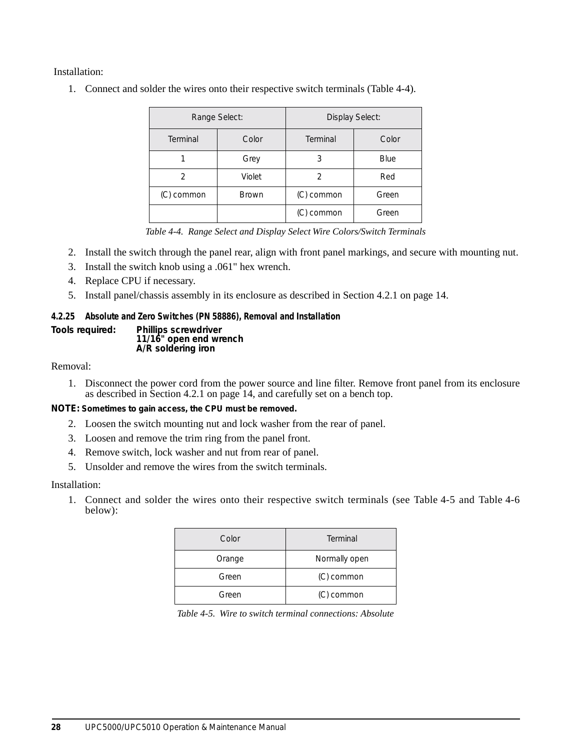Installation:

1. Connect and solder the wires onto their respective switch terminals (Table 4-4).

| Range Select: | | Display Select: | |
|---|---|---|---|
| Terminal | Color | Terminal | Color |
| 1 | Grey | 3 | Blue |
| 2 | Violet | 2 | Red |
| (C) common | Brown | (C) common | Green |
| | | (C) common | Green |

*Table 4-4. Range Select and Display Select Wire Colors/Switch Terminals*

2. Install the switch through the panel rear, align with front panel markings, and secure with mounting nut.
3. Install the switch knob using a .061" hex wrench.
4. Replace CPU if necessary.
5. Install panel/chassis assembly in its enclosure as described in Section 4.2.1 on page 14.

#### 4.2.25 Absolute and Zero Switches (PN 58886), Removal and Installation

**Tools required:** **Phillips screwdriver**
**11/16" open end wrench**
**A/R soldering iron**

Removal:

1. Disconnect the power cord from the power source and line filter. Remove front panel from its enclosure as described in Section 4.2.1 on page 14, and carefully set on a bench top.

**NOTE: Sometimes to gain access, the CPU must be removed.**

2. Loosen the switch mounting nut and lock washer from the rear of panel.
3. Loosen and remove the trim ring from the panel front.
4. Remove switch, lock washer and nut from rear of panel.
5. Unsolder and remove the wires from the switch terminals.

Installation:

1. Connect and solder the wires onto their respective switch terminals (see Table 4-5 and Table 4-6 below):

| Color | Terminal |
|---|---|
| Orange | Normally open |
| Green | (C) common |
| Green | (C) common |

*Table 4-5. Wire to switch terminal connections: Absolute*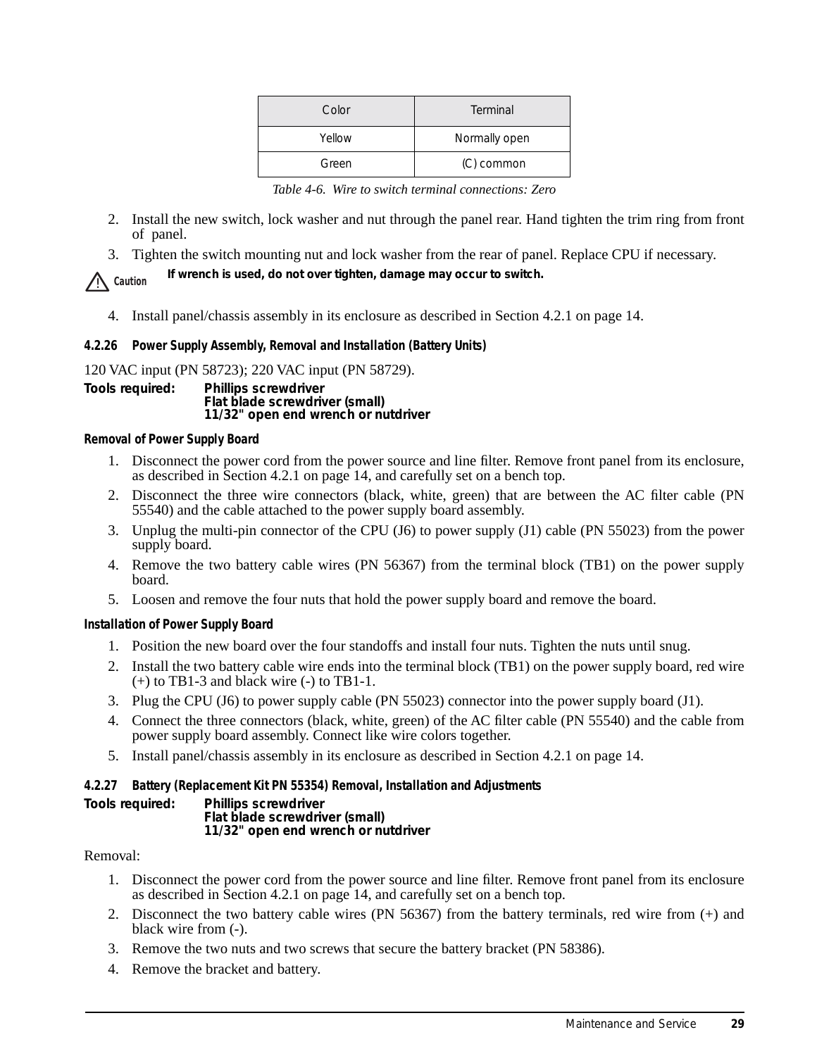| Color | Terminal |
|---|---|
| Yellow | Normally open |
| Green | (C) common |

*Table 4-6. Wire to switch terminal connections: Zero*

2. Install the new switch, lock washer and nut through the panel rear. Hand tighten the trim ring from front of panel.
3. Tighten the switch mounting nut and lock washer from the rear of panel. Replace CPU if necessary.

⚠ **Caution** **If wrench is used, do not over tighten, damage may occur to switch.**

4. Install panel/chassis assembly in its enclosure as described in Section 4.2.1 on page 14.

#### 4.2.26 Power Supply Assembly, Removal and Installation (Battery Units)

120 VAC input (PN 58723); 220 VAC input (PN 58729).

**Tools required:** **Phillips screwdriver**
**Flat blade screwdriver (small)**
**11/32" open end wrench or nutdriver**

##### Removal of Power Supply Board

1. Disconnect the power cord from the power source and line filter. Remove front panel from its enclosure, as described in Section 4.2.1 on page 14, and carefully set on a bench top.
2. Disconnect the three wire connectors (black, white, green) that are between the AC filter cable (PN 55540) and the cable attached to the power supply board assembly.
3. Unplug the multi-pin connector of the CPU (J6) to power supply (J1) cable (PN 55023) from the power supply board.
4. Remove the two battery cable wires (PN 56367) from the terminal block (TB1) on the power supply board.
5. Loosen and remove the four nuts that hold the power supply board and remove the board.

##### Installation of Power Supply Board

1. Position the new board over the four standoffs and install four nuts. Tighten the nuts until snug.
2. Install the two battery cable wire ends into the terminal block (TB1) on the power supply board, red wire (+) to TB1-3 and black wire (-) to TB1-1.
3. Plug the CPU (J6) to power supply cable (PN 55023) connector into the power supply board (J1).
4. Connect the three connectors (black, white, green) of the AC filter cable (PN 55540) and the cable from power supply board assembly. Connect like wire colors together.
5. Install panel/chassis assembly in its enclosure as described in Section 4.2.1 on page 14.

#### 4.2.27 Battery (Replacement Kit PN 55354) Removal, Installation and Adjustments

**Tools required:** **Phillips screwdriver**
**Flat blade screwdriver (small)**
**11/32" open end wrench or nutdriver**

Removal:

1. Disconnect the power cord from the power source and line filter. Remove front panel from its enclosure as described in Section 4.2.1 on page 14, and carefully set on a bench top.
2. Disconnect the two battery cable wires (PN 56367) from the battery terminals, red wire from (+) and black wire from (-).
3. Remove the two nuts and two screws that secure the battery bracket (PN 58386).
4. Remove the bracket and battery.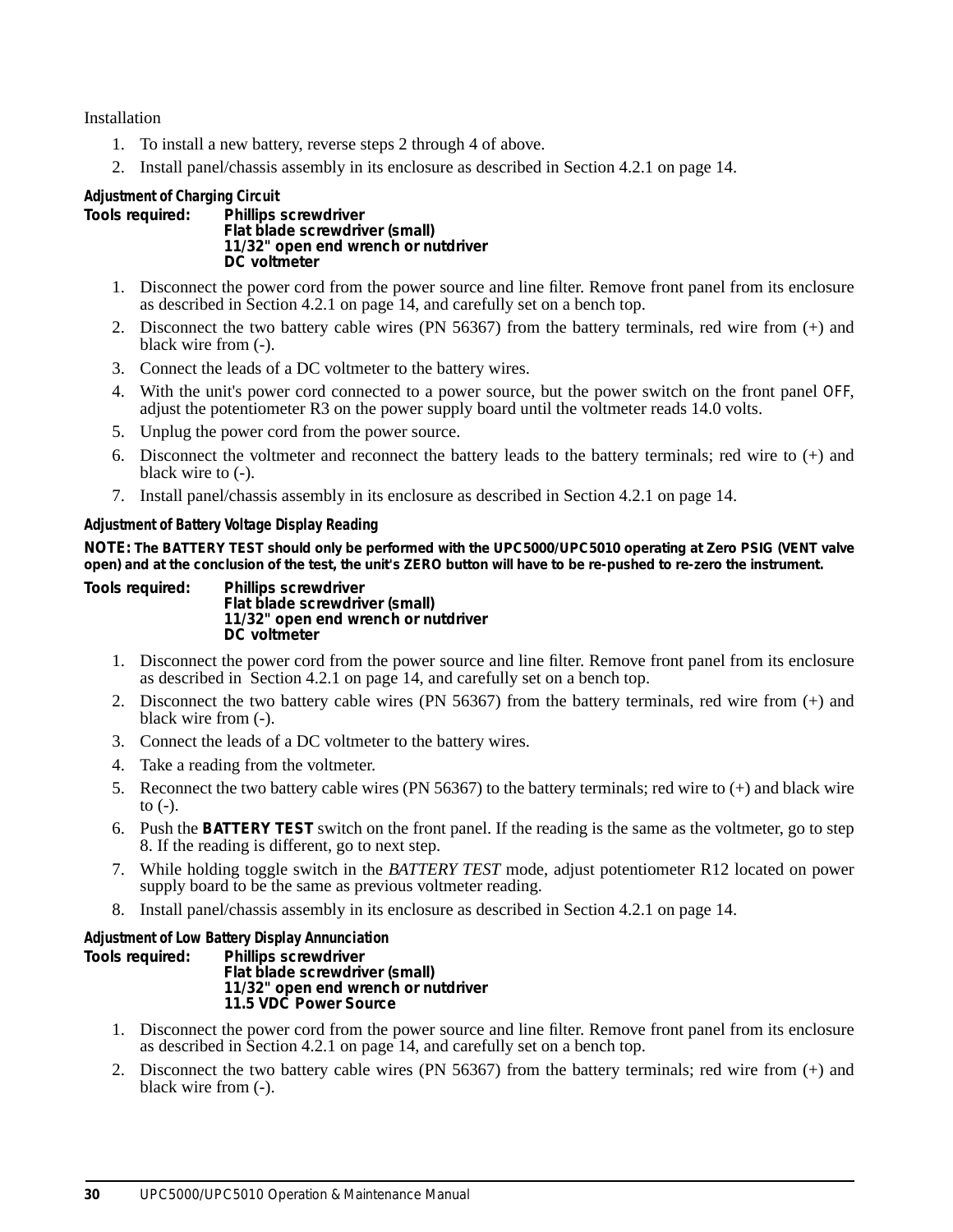Installation

1. To install a new battery, reverse steps 2 through 4 of above.
2. Install panel/chassis assembly in its enclosure as described in Section 4.2.1 on page 14.

### Adjustment of Charging Circuit

**Tools required:** **Phillips screwdriver**
**Flat blade screwdriver (small)**
**11/32" open end wrench or nutdriver**
**DC voltmeter**

1. Disconnect the power cord from the power source and line filter. Remove front panel from its enclosure as described in Section 4.2.1 on page 14, and carefully set on a bench top.
2. Disconnect the two battery cable wires (PN 56367) from the battery terminals, red wire from (+) and black wire from (-).
3. Connect the leads of a DC voltmeter to the battery wires.
4. With the unit's power cord connected to a power source, but the power switch on the front panel OFF, adjust the potentiometer R3 on the power supply board until the voltmeter reads 14.0 volts.
5. Unplug the power cord from the power source.
6. Disconnect the voltmeter and reconnect the battery leads to the battery terminals; red wire to (+) and black wire to (-).
7. Install panel/chassis assembly in its enclosure as described in Section 4.2.1 on page 14.

### Adjustment of Battery Voltage Display Reading

**NOTE: The BATTERY TEST should only be performed with the UPC5000/UPC5010 operating at Zero PSIG (VENT valve open) and at the conclusion of the test, the unit's ZERO button will have to be re-pushed to re-zero the instrument.**

**Tools required:** **Phillips screwdriver**
**Flat blade screwdriver (small)**
**11/32" open end wrench or nutdriver**
**DC voltmeter**

1. Disconnect the power cord from the power source and line filter. Remove front panel from its enclosure as described in Section 4.2.1 on page 14, and carefully set on a bench top.
2. Disconnect the two battery cable wires (PN 56367) from the battery terminals, red wire from (+) and black wire from (-).
3. Connect the leads of a DC voltmeter to the battery wires.
4. Take a reading from the voltmeter.
5. Reconnect the two battery cable wires (PN 56367) to the battery terminals; red wire to (+) and black wire to (-).
6. Push the **BATTERY TEST** switch on the front panel. If the reading is the same as the voltmeter, go to step 8. If the reading is different, go to next step.
7. While holding toggle switch in the *BATTERY TEST* mode, adjust potentiometer R12 located on power supply board to be the same as previous voltmeter reading.
8. Install panel/chassis assembly in its enclosure as described in Section 4.2.1 on page 14.

### Adjustment of Low Battery Display Annunciation

**Tools required:** **Phillips screwdriver**
**Flat blade screwdriver (small)**
**11/32" open end wrench or nutdriver**
**11.5 VDC Power Source**

1. Disconnect the power cord from the power source and line filter. Remove front panel from its enclosure as described in Section 4.2.1 on page 14, and carefully set on a bench top.
2. Disconnect the two battery cable wires (PN 56367) from the battery terminals; red wire from (+) and black wire from (-).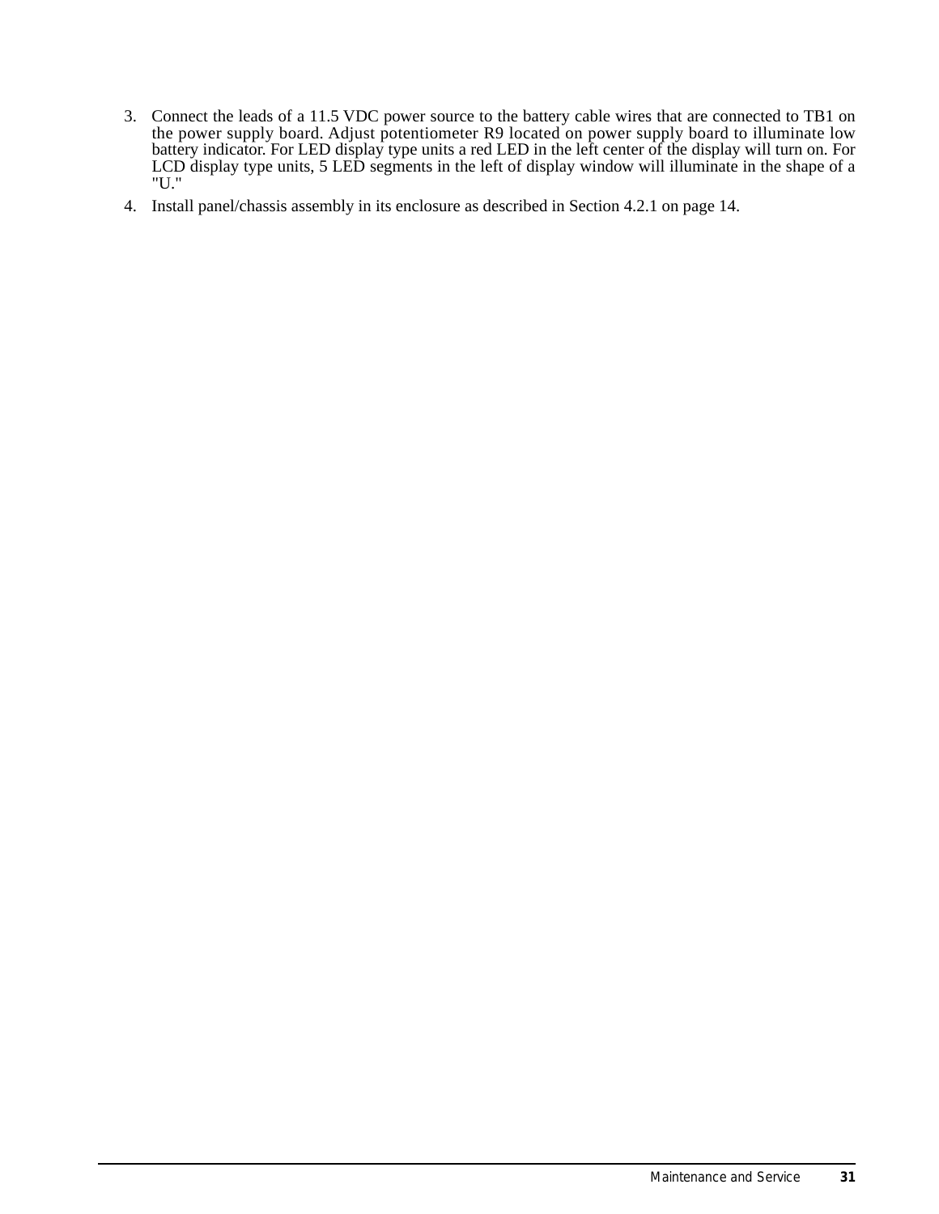3. Connect the leads of a 11.5 VDC power source to the battery cable wires that are connected to TB1 on the power supply board. Adjust potentiometer R9 located on power supply board to illuminate low battery indicator. For LED display type units a red LED in the left center of the display will turn on. For LCD display type units, 5 LED segments in the left of display window will illuminate in the shape of a "U."
4. Install panel/chassis assembly in its enclosure as described in Section 4.2.1 on page 14.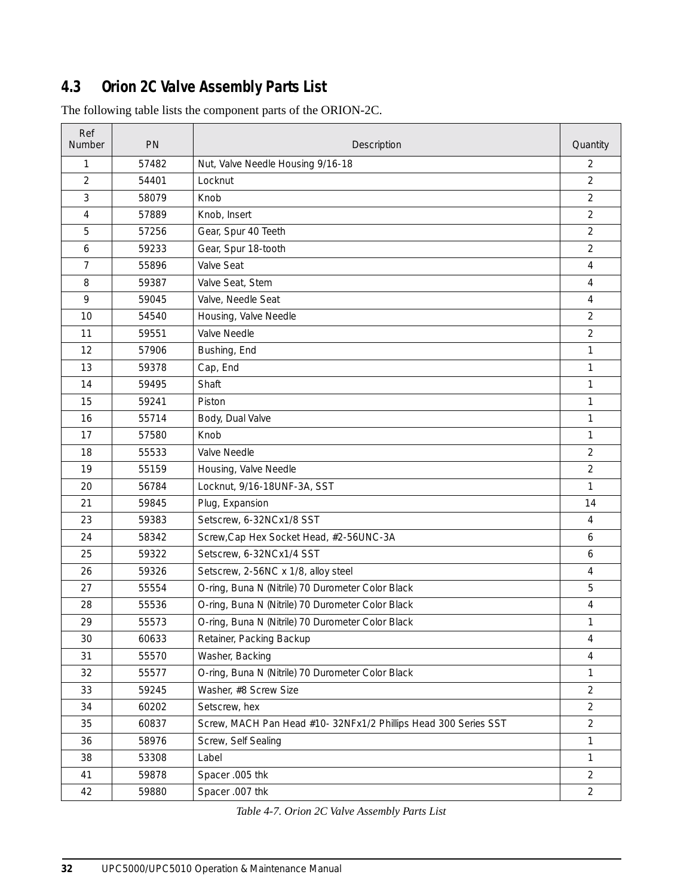## 4.3 Orion 2C Valve Assembly Parts List

The following table lists the component parts of the ORION-2C.

| Ref Number | PN | Description | Quantity |
|---|---|---|---|
| 1 | 57482 | Nut, Valve Needle Housing 9/16-18 | 2 |
| 2 | 54401 | Locknut | 2 |
| 3 | 58079 | Knob | 2 |
| 4 | 57889 | Knob, Insert | 2 |
| 5 | 57256 | Gear, Spur 40 Teeth | 2 |
| 6 | 59233 | Gear, Spur 18-tooth | 2 |
| 7 | 55896 | Valve Seat | 4 |
| 8 | 59387 | Valve Seat, Stem | 4 |
| 9 | 59045 | Valve, Needle Seat | 4 |
| 10 | 54540 | Housing, Valve Needle | 2 |
| 11 | 59551 | Valve Needle | 2 |
| 12 | 57906 | Bushing, End | 1 |
| 13 | 59378 | Cap, End | 1 |
| 14 | 59495 | Shaft | 1 |
| 15 | 59241 | Piston | 1 |
| 16 | 55714 | Body, Dual Valve | 1 |
| 17 | 57580 | Knob | 1 |
| 18 | 55533 | Valve Needle | 2 |
| 19 | 55159 | Housing, Valve Needle | 2 |
| 20 | 56784 | Locknut, 9/16-18UNF-3A, SST | 1 |
| 21 | 59845 | Plug, Expansion | 14 |
| 23 | 59383 | Setscrew, 6-32NCx1/8 SST | 4 |
| 24 | 58342 | Screw,Cap Hex Socket Head, #2-56UNC-3A | 6 |
| 25 | 59322 | Setscrew, 6-32NCx1/4 SST | 6 |
| 26 | 59326 | Setscrew, 2-56NC x 1/8, alloy steel | 4 |
| 27 | 55554 | O-ring, Buna N (Nitrile) 70 Durometer Color Black | 5 |
| 28 | 55536 | O-ring, Buna N (Nitrile) 70 Durometer Color Black | 4 |
| 29 | 55573 | O-ring, Buna N (Nitrile) 70 Durometer Color Black | 1 |
| 30 | 60633 | Retainer, Packing Backup | 4 |
| 31 | 55570 | Washer, Backing | 4 |
| 32 | 55577 | O-ring, Buna N (Nitrile) 70 Durometer Color Black | 1 |
| 33 | 59245 | Washer, #8 Screw Size | 2 |
| 34 | 60202 | Setscrew, hex | 2 |
| 35 | 60837 | Screw, MACH Pan Head #10- 32NFx1/2 Phillips Head 300 Series SST | 2 |
| 36 | 58976 | Screw, Self Sealing | 1 |
| 38 | 53308 | Label | 1 |
| 41 | 59878 | Spacer .005 thk | 2 |
| 42 | 59880 | Spacer .007 thk | 2 |

*Table 4-7. Orion 2C Valve Assembly Parts List*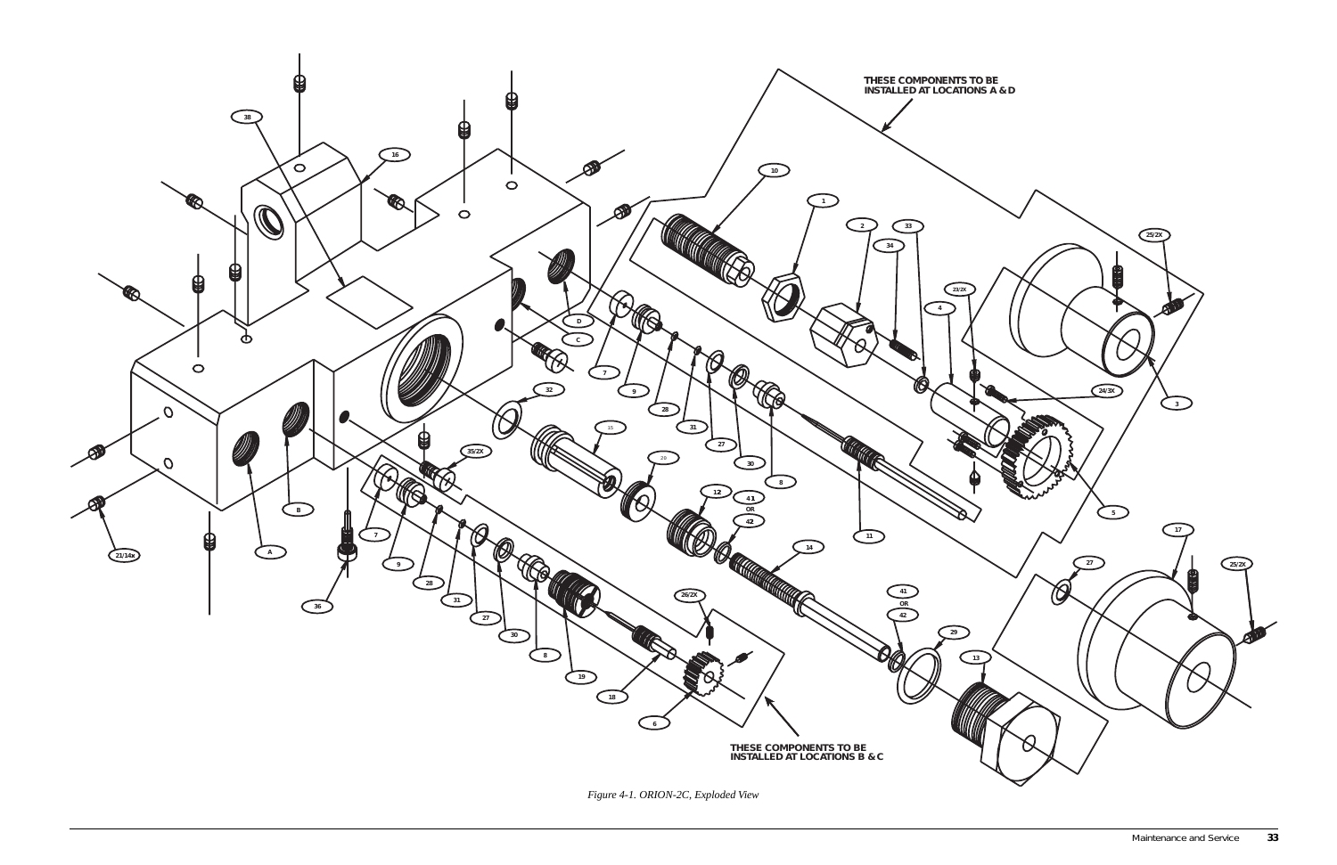THESE COMPONENTS TO BE INSTALLED AT LOCATIONS A & D

THESE COMPONENTS TO BE INSTALLED AT LOCATIONS B & C

*Figure 4-1. ORION-2C, Exploded View*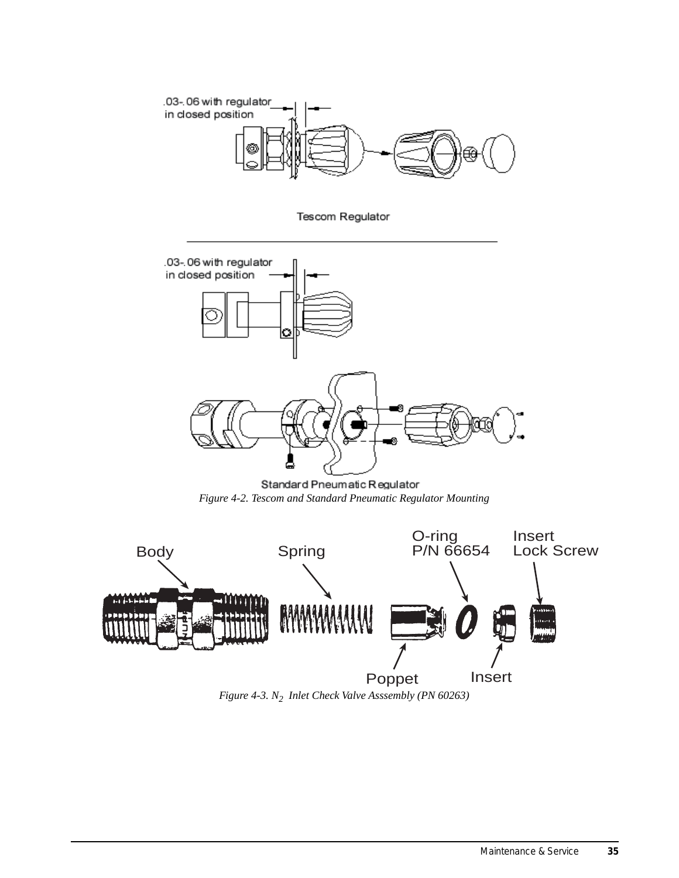.03-.06 with regulator in closed position

Tescom Regulator

.03-.06 with regulator in closed position

Standard Pneumatic Regulator

*Figure 4-2. Tescom and Standard Pneumatic Regulator Mounting*

Body

Spring

O-ring P/N 66654

Insert Lock Screw

Poppet

Insert

*Figure 4-3. $N_2$ Inlet Check Valve Asssembly (PN 60263)*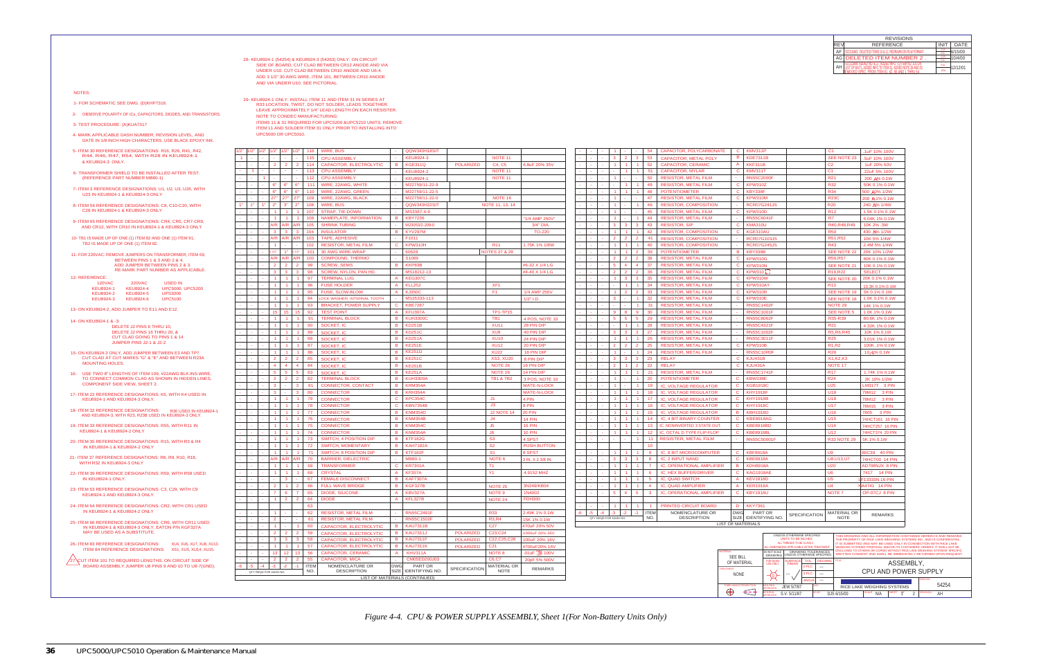| REV | REFERENCE | INIT | DATE |
|---|---|---|---|
| AF | ECO10460: DELETED ITEMS 10 & 11, REDRAWN ON BUW FORMAT | | 6/15/00 |
| AG | DELETED ITEM NUMBER 2 | | 10/4/00 |
| AH | | | 12/12/01 |

NOTES:

1- FOR SCHEMATIC SEE DWG. (D)KHP7316.

2- OBSERVE POLARITY OF ICs, CAPACITORS, DIODES, AND TRANSISTORS.

3- TEST PROCEDURE: (A)KUA7317

4- MARK APPLICABLE DASH NUMBER, REVISION LEVEL, AND DATE IN 1/8 INCH HIGH CHARACTERS. USE BLACK EPOXY INK.

5- ITEM 30 REFERENCE DESIGNATIONS: R16, R26, R41, R42, R44, R46, R47, R54, WITH R28 IN KEU8924-1 & KEU8924-3 ONLY.

6- TRANSFORMER SHIELD TO BE INSTALLED AFTER TEST. (REFERENCE PART NUMBER M880-1)

7- ITEM 3 REFERENCE DESIGNATIONS, U1, U2, U3, U26, WITH U23 IN KEU8924-1 & KEU8924-3 ONLY

8- ITEM 56 REFERENCE DESIGNATIONS: C8, C10-C20, WITH C28 IN KEU8924-1 & KEU8924-3 ONLY

9- ITEM 65 REFERENCE DESIGNATIONS: CR4, CR5, CR7-CR9, AND CR12, WITH CR10 IN KEU8924-1 & KEU8924-3 ONLY

10- TB1 IS MADE UP OF ONE (1) ITEM 82 AND ONE (1) ITEM 91. TB2 IS MADE UP OF ONE (1) ITEM 82.

11- FOR 220VAC: REMOVE JUMPERS ON TRANSFORMER, ITEM 69, BETWEEN PINS 1 & 3 AND 2 & 4. ADD JUMPER BETWEEN PINS 2 & 3. RE-MARK PART NUMBER AS APPLICABLE.

12- REFERENCE:

| 120VAC | 220VAC | USED IN |
|---|---|---|
| KEU8924-1 | KEU8924-4 | UPC5000, UPC5200 |
| KEU8924-2 | KEU8924-5 | UPS3000 |
| KEU8924-3 | KEU8924-6 | UPC5100 |

13- ON KEU8924-2, ADD JUMPER TO E11 AND E12.

14- ON KEU8924-1 & -3: DELETE J2 PINS 6 THRU 10, DELETE J2 PINS 16 THRU 20, & CUT CLAD GOING TO PINS 1 & 14 JUMPER PINS J2-1 & J2-2

15- ON KEU8924-3 ONLY, ADD JUMPER BETWEEN E3 AND TP7. CUT CLAD AT CUT MARKS "G" & "E" AND BETWEEN R23A MOUNTING HOLES.

16- USE TWO 8" LENGTHS OF ITEM 109, #22AWG BLK.INS.WIRE, TO CONNECT COMMON CLAD AS SHOWN IN HIDDEN LINES, COMPONENT SIDE VIEW, SHEET 2.

17- ITEM 22 REFERENCE DESIGNATIONS: K5, WITH K4 USED IN KEU8924-1 AND KEU8924-3 ONLY.

18- ITEM 32 REFERENCE DESIGNATIONS: R30 USED IN KEU8924-1 AND KEU8924-3 WITH R23, R23B USED IN KEU8924-3 ONLY

19- ITEM 33 REFERENCE DESIGNATIONS: R55, WITH R11 IN KEU8924-1 & KEU8924-2 ONLY

20- ITEM 35 REFERENCE DESIGNATIONS: R15, WITH R3 & R4 IN KEU8924-1 & KEU8924-2 ONLY

21- ITEM 37 REFERENCE DESIGNATIONS: R8, R9, R10, R18, WITH R32 IN KEU8924-3 ONLY

22- ITEM 39 REFERENCE DESIGNATIONS: R59, WITH R58 USED IN KEU8924-1 ONLY.

23- ITEM 53 REFERENCE DESIGNATIONS: C3, C29, WITH C9 KEU8924-1 AND KEU8924-3 ONLY.

24- ITEM 64 REFERENCE DESIGNATIONS: CR2, WITH CR1 USED IN KEU8924-1 & KEU8924-2 ONLY

25- ITEM 60 REFERENCE DESIGNATIONS: CR6, WITH CR11 USED IN KEU8924-1 & KEU8924-3 ONLY. EATON P/N KGF327A MAY BE USED AS A SUBSTITUTE.

26- ITEM 83 REFERENCE DESIGNATIONS: XU4, XU6, XU7, XU8, XU13. ITEM 84 REFERENCE DESIGNATIONS: XS1, XU5, XU14, XU15.

27- CUT ITEM 101 TO REQUIRED LENGTHS. ON CIRCUIT SIDE OF BOARD ASSEMBLY JUMPER U8 PINS 9 AND 10 TO U8-7(GND).

28- KEU8924-1 (54254) & KEU8924-3 (54263) ONLY: ON CIRCUIT SIDE OF BOARD, CUT CLAD BETWEEN CR12 ANODE AND VIA UNDER U10. CUT CLAD BETWEEN CR10 ANODE AND U6-4. ADD 3 1/2" 30 AWG WIRE, ITEM 101, BETWEEN CR10 ANODE AND VIA UNDER U10. SEE PICTORIAL.

29- KEU8924-1 ONLY: INSTALL ITEM 11 AND ITEM 31 IN SERIES AT R33 LOCATION. TWIST, DO NOT SOLDER, LEADS TOGETHER. LEAVE APPROXIMATELY 1/4" LEAD LENGTH ON EACH RESISTER. NOTE TO CONDEC MANUFACTURING: ITEMS 11 & 31 REQUIRED FOR UPC5200 &UPC5210 UNITS. REMOVE ITEM 11 AND SOLDER ITEM 31 ONLY PRIOR TO INSTALLING INTO UPC5000 OR UPC5010.

| -6 | -5 | -4 | -3 | -2 | -1 | ITEM NO. | NOMENCLATURE OR DESCRIPTION | DWG SIZE | PART OR IDENTIFYING NO. | SPECIFICATION | MATERIAL OR NOTE | REMARKS |
|---|---|---|---|---|---|---|---|---|---|---|---|---|
| 1/2" | 1/2" | 1/2" | 1/2" | 1/2" | 1/2" | 116 | WIRE, BUS | - | QQW343H18SIT | | | |
| 1 | - | - | - | - | - | 115 | CPU ASSEMBLY | - | KEU8924-3 | | NOTE 11 | |
| - | - | 2 | 2 | 2 | 2 | 114 | CAPACITOR, ELECTROLYTIC | B | KGE311Q | POLARIZED | C4, C5 | 6.8uF 20% 35V |
| - | 1 | - | - | - | - | 113 | CPU ASSEMBLY | - | KEU8924-2 | | NOTE 11 | |
| - | - | 1 | - | - | - | 112 | CPU ASSEMBLY | - | KEU8924-1 | | NOTE 11 | |
| - | - | 6" | 6" | 6" | 6" | 111 | WIRE, 22AWG, WHITE | - | M22759/11-22-9 | | | |
| - | - | 6" | 6" | 6" | 6" | 110 | WIRE, 22AWG, GREEN | - | M22759/11-22-5 | | | |
| - | - | 27" | 27" | 27" | 27" | 109 | WIRE, 22AWG, BLACK | - | M22759/11-22-0 | | NOTE 16 | |
| 1" | 1" | 1" | 2" | 3" | 2" | 108 | WIRE, BUS | - | QQW343H22SIT | | NOTE 11, 13, 14 | |
| - | - | 1 | 1 | 1 | 1 | 107 | STRAP, TIE-DOWN | - | MS3367-4-9 | | | |
| - | - | 1 | 1 | 1 | 1 | 106 | NAMEPLATE, INFORMATION | B | KBY7236 | | "1/4 AMP 250V" | |
| - | - | A/R | A/R | A/R | A/R | 105 | SHRINK TUBING | - | M23053/2-209-0 | | 3/4" DIA. | |
| - | - | 3 | 3 | 3 | 3 | 104 | INSULATOR | B | KYV2978 | | TO-220 | |
| - | - | A/R | A/R | A/R | A/R | 103 | TAPE, ADHESIVE | - | F1011 | | | |
| - | - | 1 | - | - | - | 102 | RESISTOR, METAL FILM | C | KPW310H | | R11 | 1.75K 1% 1/8W |
| - | - | 1.5" | 1" | 1.5" | 1.5" | 101 | 30 AWG WIRE-WRAP | - | 6052B | | NOTES 27 & 28 | |
| - | - | A/R | A/R | A/R | A/R | 100 | COMPOUND, THERMO | - | S1069 | | | |
| - | - | 2 | 2 | 2 | 2 | 99 | SCREW, SEMS | B | KKP83B | | #6-32 X 1/4 LG | |
| - | - | 3 | 3 | 3 | 3 | 98 | SCREW, NYLON, PAN HD. | - | MS18212-13 | | #4-40 X 1/4 LG | |
| - | - | 1 | 1 | 1 | 1 | 97 | TERMINAL LUG | A | KEG307C | | | |
| - | - | 1 | 1 | 1 | 1 | 96 | FUSE HOLDER | A | KLL252 | | XF1 | |
| - | - | 1 | 1 | 1 | 1 | 95 | FUSE, SLOW-BLOW | A | KJ350C | | F1 | 1/4 AMP 250V |
| - | - | 1 | 1 | 1 | 1 | 94 | LOCK WASHER, INTERNAL TOOTH | - | MS35333-113 | | 1/2" I.D. | |
| - | - | 1 | 1 | 1 | 1 | 93 | BRACKET, POWER SUPPLY | C | KBE7267 | | | |
| - | - | 15 | 15 | 15 | 15 | 92 | TEST POINT | A | KFU387A | | TP1-TP15 | |
| - | - | 1 | 1 | 1 | 1 | 91 | TERMINAL BLOCK | B | KUH3308C | | TB1 | 4 POS. NOTE 10 |
| - | - | 1 | 1 | 1 | 1 | 90 | SOCKET, IC | B | KE251B | | XU11 | 28 PIN DIP |
| - | - | 1 | 1 | 1 | 1 | 89 | SOCKET, IC | B | KE251C | | XU9 | 40 PIN DIP |
| - | - | 1 | 1 | 1 | 1 | 88 | SOCKET, IC | B | KE251A | | XU10 | 24 PIN DIP |
| - | - | 1 | 1 | 1 | 1 | 87 | SOCKET, IC | B | KE251E | | XU12 | 20 PIN DIP |
| - | - | 1 | 1 | 1 | 1 | 86 | SOCKET, IC | B | KE251D | | XU22 | 18 PIN DIP |
| - | - | 2 | 2 | 2 | 2 | 85 | SOCKET, IC | B | KE251C | | XS3, XU20 | 8 PIN DIP |
| - | - | 4 | 4 | 4 | 4 | 84 | SOCKET, IC | B | KE251B | | NOTE 26 | 16 PIN DIP |
| - | - | 5 | 5 | 5 | 5 | 83 | SOCKET, IC | B | KE251A | | NOTE 26 | 14 PIN DIP |
| - | - | 2 | 2 | 2 | 2 | 82 | TERMINAL BLOCK | B | KUH3308A | | TB1 & TB2 | 3 POS. NOTE 10 |
| - | - | 3 | - | - | 3 | 81 | CONNECTOR, CONTACT | B | KRM354A | | | MATE-N-LOCK |
| - | - | 3 | - | - | 3 | 80 | CONNECTOR | B | KRH354A | | | MATE-N-LOCK |
| - | - | 1 | 1 | 1 | 1 | 79 | CONNECTOR | C | KPC354C | | J1 | 4 PIN |
| - | - | 1 | 1 | 1 | 1 | 78 | CONNECTOR | C | KBN7354B | | J3 | 8 PIN |
| - | - | 1 | 1 | 1 | 1 | 77 | CONNECTOR | B | KNM354D | | J2 NOTE 14 | 20 PIN |
| - | - | 1 | 1 | 1 | 1 | 76 | CONNECTOR | B | KNM354B | | J4 | 14 PIN |
| - | - | 1 | 1 | 1 | 1 | 75 | CONNECTOR | B | KNM354C | | J5 | 16 PIN |
| - | - | 1 | 1 | 1 | 1 | 74 | CONNECTOR | B | KNM354A | | J6 | 10 PIN |
| - | - | 1 | 1 | 1 | 1 | 73 | SWITCH, 4 POSITION DIP | B | KTF182G | | S3 | 4 SPST |
| - | - | 1 | 1 | 1 | 1 | 72 | SWITCH, MOMENTARY | B | KAH7182A | | S2 | PUSH BUTTON |
| - | - | 1 | 1 | 1 | 1 | 71 | SWITCH, 8 POSITION DIP | B | KTF182F | | S1 | 8 SPST |
| - | - | A/R | A/R | A/R | A/R | 70 | BARRIER, DIELECTRIC | - | M880-1 | | NOTE 6 | 3 IN. X 2 3/8 IN. |
| - | - | 1 | 1 | 1 | 1 | 69 | TRANSFORMER | C | KR7301A | | T1 | |
| - | - | 1 | 1 | 1 | 1 | 68 | CRYSTAL | A | KF357A | | Y1 | 4.9152 MHZ |
| - | - | - | 3 | - | - | 67 | FEMALE DISCONNECT | B | KAF7307A | | | |
| - | - | 2 | 1 | 2 | 2 | 66 | FULL WAVE BRIDGE | B | KGF327B | | NOTE 25 | 3N249/KBP04 |
| - | - | 7 | 6 | 7 | 6 | 65 | DIODE, SILICONE | A | KBV327A | | NOTE 9 | 1N4002 |
| - | - | 1 | 2 | 2 | 2 | 64 | DIODE | A | KFL327B | | NOTE 24 | FDH300 |
| | | | | | | 63 | | | | | | |
| - | - | 1 | - | - | - | 62 | RESISTOR, METAL FILM | - | RN55C2493F | | R33 | 2.49K 1% 0.1W |
| - | - | 2 | - | - | - | 61 | RESISTOR, METAL FILM | - | RN55C1502F | | R3,R4 | 15K 1% 0.1W |
| - | - | 1 | - | 1 | 1 | 60 | CAPACITOR, ELECTROLYTIC | B | KAU7311B | | C27 | 470uF 20% 50V |
| - | - | 2 | 2 | 2 | 2 | 59 | CAPACITOR, ELECTROLYTIC | B | KAU7311J | POLARIZED | C23,C24 | 1000uF 20% 35V |
| - | - | 3 | 3 | 3 | 3 | 58 | CAPACITOR, ELECTROLYTIC | B | KAU7311F | POLARIZED | C22,C25,C26 | 100uF 20% 16V |
| - | - | 1 | 1 | 1 | 1 | 57 | CAPACITOR, ELECTROLYTIC | B | KAU7311K | POLARIZED | C21 | 4700uF 20% 16V |
| - | - | 13 | 12 | 13 | 56 | 56 | CAPACITOR, CERAMIC | A | KHV311A | | NOTE 8 | .01uF 20% 100V |
| - | - | 2 | 2 | 2 | 2 | 55 | CAPACITOR, MICA | - | CM05ED200J03 | | C6,C7 | 20pF 5% 500V |

QTY REQ'D FOR DASH NO. — LIST OF MATERIALS (CONTINUED)

| -6 | -5 | -4 | -3 | -2 | -1 | ITEM NO. | NOMENCLATURE OR DESCRIPTION | DWG SIZE | PART OR IDENTIFYING NO. | SPECIFICATION | MATERIAL OR NOTE | REMARKS |
|---|---|---|---|---|---|---|---|---|---|---|---|---|
| - | - | 1 | - | - | - | 54 | CAPACITOR, POLYCARBONATE | C | KMV311P | | C1 | .1uF 10% 100V |
| - | - | 3 | 2 | 3 | 3 | 53 | CAPACITOR, METAL POLY | B | KDE7311B | | SEE NOTE 23 | .5uF 10% 100V |
| - | - | 1 | 1 | 1 | 1 | 52 | CAPACITOR, CERAMIC | A | KKF311B | | C2 | .1uF 20% 50V |
| - | - | - | 1 | - | 1 | 51 | CAPACITOR, MYLAR | C | KMV311T | | C1 | .22uF 5% 100V |
| - | - | 1 | - | - | - | 50 | RESISTOR, METAL FILM | - | RN55C2000F | | R21 | 200 Ω 1% 0.1W |
| - | - | - | 1 | 1 | 1 | 49 | RESISTOR, METAL FILM | C | KPW310Z | | R32 | 50K 0.1% 0.1W |
| - | - | 1 | 1 | 1 | 1 | 48 | POTENTIOMETER | C | KBY338F | | R34 | 500 Ω 5% 1/2W |
| - | - | 1 | - | - | - | 47 | RESISTOR, METAL FILM | C | KPW310M | | R23C | 200 Ω 1% 0.1W |
| - | - | 1 | - | - | 1 | 46 | RESISTOR, COMPOSITION | - | RCR07G241JS | | R20 | 240 Ω 5% 1/4W |
| - | - | 1 | 1 | 1 | - | 45 | RESISTOR, METAL FILM | C | KPW310D | | R12 | 1.5K 0.1% 0.1W |
| - | - | 1 | - | - | 1 | 44 | RESISTOR, METAL FILM | - | RN55C6041F | | R7 | 6.04K 1% 0.1W |
| - | - | 3 | 3 | 3 | 3 | 43 | RESISTOR, SIP | C | KMA310U | | R40,R48,R49 | 10K 2% .3W |
| - | - | 1 | 1 | 1 | 1 | 42 | RESISTOR, COMPOSITION | C | KGE310AU | | R50 | 430 Ω 5% 1/2W |
| - | - | 2 | 2 | 2 | 2 | 41 | RESISTOR, COMPOSITION | - | RCR07G103JS | | R51,R52 | 10K 5% 1/4W |
| - | - | 1 | 1 | 1 | 1 | 40 | RESISTOR, COMPOSITION | - | RCR07G245JS | | R43 | 2.4M 5% 1/4W |
| - | - | 1 | 1 | 2 | 2 | 39 | POTENTIOMETER | B | KBY338B | | SEE NOTE 22 | 20K 10% 1/2W |
| - | - | 2 | 2 | 2 | 2 | 38 | RESISTOR, METAL FILM | C | KPW310G | | R56,R57 | 80K 0.1% 0.1W |
| - | - | 5 | 4 | 4 | 4 | 37 | RESISTOR, METAL FILM | C | KPW310N | | SEE NOTE 21 | 10K 0.1% 0.1W |
| - | - | 2 | 2 | 2 | 2 | 36 | RESISTOR, METAL FILM | C | KPW310 | | R19,R22 | SELECT |
| - | - | 1 | 3 | 3 | 3 | 35 | RESISTOR, METAL FILM | C | KPW310W | | SEE NOTE 20 | 20K 0.1% 0.1W |
| - | - | - | 1 | 1 | 1 | 34 | RESISTOR, METAL FILM | C | KPW310AY | | R13 | 13.3K 0.1% 0.1W |
| - | - | 1 | 2 | 2 | 2 | 33 | RESISTOR, METAL FILM | C | KPW310R | | SEE NOTE 19 | 5K 0.1% 0.1W |
| - | - | 3 | - | 1 | 1 | 32 | RESISTOR, METAL FILM | C | KPW310E | | SEE NOTE 18 | 1.0K 0.1% 0.1W |
| - | - | 1 | - | - | 1 | 31 | RESISTOR, METAL FILM | - | RN55C1402F | | NOTE 29 | 14K 1% 0.1W |
| - | - | 9 | 8 | 9 | 8 | 30 | RESISTOR, METAL FILM | - | RN55C1001F | | SEE NOTE 5 | 1.0K 1% 0.1W |
| - | - | 5 | 5 | 5 | 5 | 29 | RESISTOR, METAL FILM | - | RN55C8062F | | R35-R39 | 80.6K 1% 0.1W |
| - | - | - | - | 1 | 1 | 28 | RESISTOR, METAL FILM | - | RN55C4321F | | R21 | 4.32K 1% 0.1W |
| - | - | 3 | 3 | 3 | 3 | 27 | RESISTOR, METAL FILM | - | RN55C1002F | | R5,R6,R45 | 10K 1% 0.1W |
| - | - | 1 | 1 | 1 | 1 | 26 | RESISTOR, METAL FILM | - | RN55C3011F | | R25 | 3.01K 1% 0.1W |
| - | - | 2 | 2 | 2 | 2 | 25 | RESISTOR, METAL FILM | C | KPW310B | | R1,R2 | 100K .1% 0.1W |
| - | - | 1 | - | 1 | 1 | 24 | RESISTOR, METAL FILM | - | RN55C10R0F | | R29 | 10 Ω 1% 0.1W |
| - | - | 3 | 3 | 3 | 3 | 23 | RELAY | C | KJU431B | | K1,K2,K3 | |
| - | - | 2 | 1 | 2 | 2 | 22 | RELAY | C | KJU431A | | NOTE 17 | |
| - | - | 1 | 1 | 1 | 1 | 21 | RESISTOR, METAL FILM | - | RN55C1741F | | R17 | 1.74K 1% 0.1W |
| - | - | 1 | 1 | 1 | 1 | 20 | POTENTIOMETER | C | KBW338E | | R24 | 2K 10% 1/2W |
| - | - | 1 | 1 | 1 | 1 | 19 | IC, VOLTAGE REGULATOR | C | KGB1918C | | U25 | LM317T 3 PIN |
| - | - | 1 | 1 | 1 | 1 | 18 | IC, VOLTAGE REGULATOR | C | KHY1918F | | U19 | 79M12 3 PIN |
| - | - | 1 | 1 | 1 | 1 | 17 | IC, VOLTAGE REGULATOR | C | KHY1918B | | U18 | 78M12 3 PIN |
| - | - | 1 | 1 | 1 | 1 | 16 | IC, VOLTAGE REGULATOR | C | KHY1918C | | U17 | 78M15 3 PIN |
| - | - | 1 | 1 | 1 | 1 | 15 | IC, VOLTAGE REGULATOR | B | KBH1918D | | U16 | 7805 3 PIN |
| - | - | 1 | 1 | 1 | 1 | 14 | IC, 4 BIT BINARY COUNTER | C | KBE8918AG | | U15 | 74HCT161 16 PIN |
| - | - | 1 | 1 | 1 | 1 | 13 | IC, NONINVERTED 3 STATE OUT. | C | KBE8918BD | | U14 | 74HCT257 16 PIN |
| - | - | 1 | 1 | 1 | 1 | 12 | IC, OCTAL D TYPE FLIP-FLOP | C | KBE8918BL | | U12 | 74HCT374 20 PIN |
| - | - | 1 | - | - | 1 | 11 | RESISTOR, METAL FILM | - | RN55C50001F | | R33 NOTE 29 | 5K 1% 0.1W |
| | | | | | | 10 | | | | | | |
| - | - | 1 | 1 | 1 | 1 | 9 | IC, 8 BIT MICROCOMPUTER | C | KBF8918A | | U9 | 80C39 40 PIN |
| - | - | 3 | 3 | 3 | 3 | 8 | IC, 2 INPUT NAND | C | KBE8918A | | U8,U13,U7 | 74HCT00 14 PIN |
| - | - | 1 | 1 | 1 | 1 | 7 | IC, OPERATIONAL AMPLIFIER | B | KDH8918A | | U20 | AD708NZK 8 PIN |
| - | - | 1 | 1 | 1 | 1 | 6 | IC, HEX BUFFER/DRIVER | C | KAG1918AE | | U6 | 7417 14 PIN |
| - | - | 1 | 1 | 1 | 1 | 5 | IC, QUAD SWITCH | A | KEV1918D | | U5 | DF13333N 18 PIN |
| - | - | 1 | 1 | 1 | 1 | 4 | IC, QUAD AMPLIFIER | A | KER1918A | | U4 | HA4741 14 PIN |
| - | - | 5 | 4 | 5 | 4 | 3 | IC, OPERATIONAL AMPLIFIER | C | KBY1918U | | NOTE 7 | OP-07CJ 8 PIN |
| | | | | | | 2 | | | | | | |
| - | - | 1 | 1 | 1 | 1 | 1 | PRINTED CIRCUIT BOARD | D | KKY7361 | | | |

QTY REQ'D FOR DASH NO. — LIST OF MATERIALS

UNLESS OTHERWISE SPECIFIED: UNITS TO BE INCHES. ALL THREADS TUBE CLASS 2. ALL DIMENSIONS APPLICABLE AFTER TREATMENT. DO NOT SCALE DRAWING. DRAWING TOLERANCES UNLESS OTHERWISE SPECIFIED.

MATERIAL: SEE BILL OF MATERIAL. TREATMENT: NONE.

THIS DRAWING AND ALL INFORMATION CONTAINED HEREIN IS AND REMAINS THE PROPERTY OF RICE LAKE WEIGHING SYSTEMS INC. AND IS CONFIDENTIAL. IT IS SUBMITTED AND MAY BE USED ONLY IN CONNECTION WITH RICE LAKE WEIGHING SYSTEMS PROPOSAL AND/OR ITS CUSTOMERS' ORDERS. IT SHALL NOT BE DISCLOSED TO OTHERS OR COPIED WITHOUT RICE LAKE WEIGHING SYSTEMS SPECIFIC WRITTEN CONSENT AND SHALL BE IMMEDIATELY RETURNED UPON REQUEST.

TITLE: ASSEMBLY, CPU AND POWER SUPPLY

ORIGINAL DRAWN: JEW 5/7/87 — ORIGINAL APPROVED: S.V. 5/11/87 — DRAWN: DJS 6/15/00 — RICE LAKE WEIGHING SYSTEMS — DWG NO. 54254 — SCALE: N/A — SHEET 1 OF 2 — REVISION: AH

*Figure 4-4. CPU & POWER SUPPLY ASSEMBLY, Sheet 1(For Non-Battery Units Only)*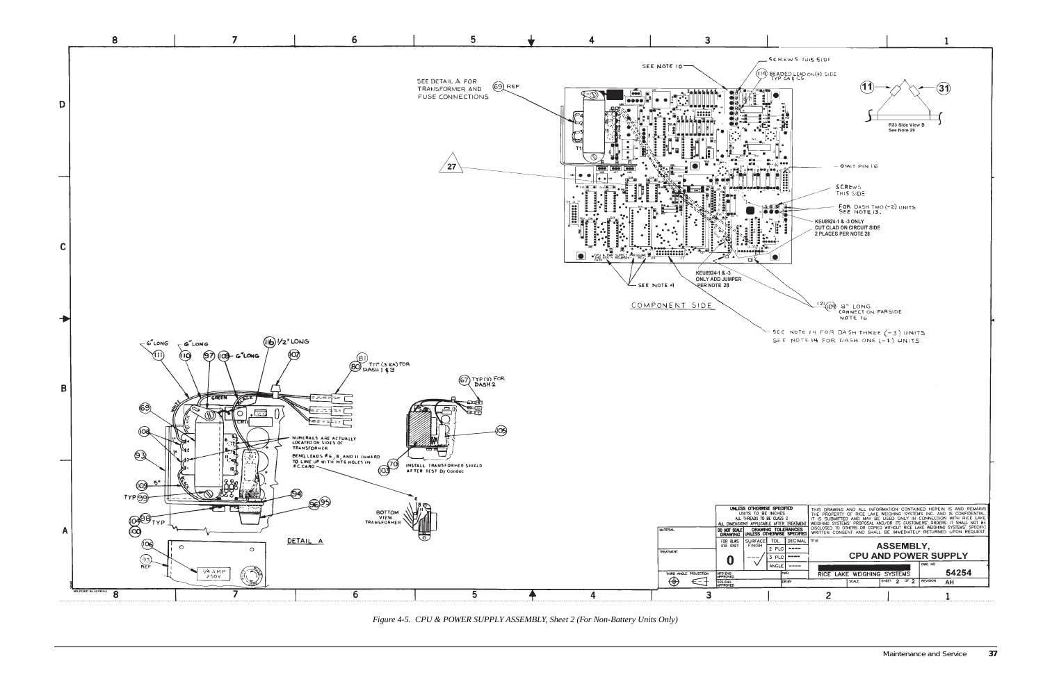Figure 4-5. CPU & POWER SUPPLY ASSEMBLY, Sheet 2 (For Non-Battery Units Only)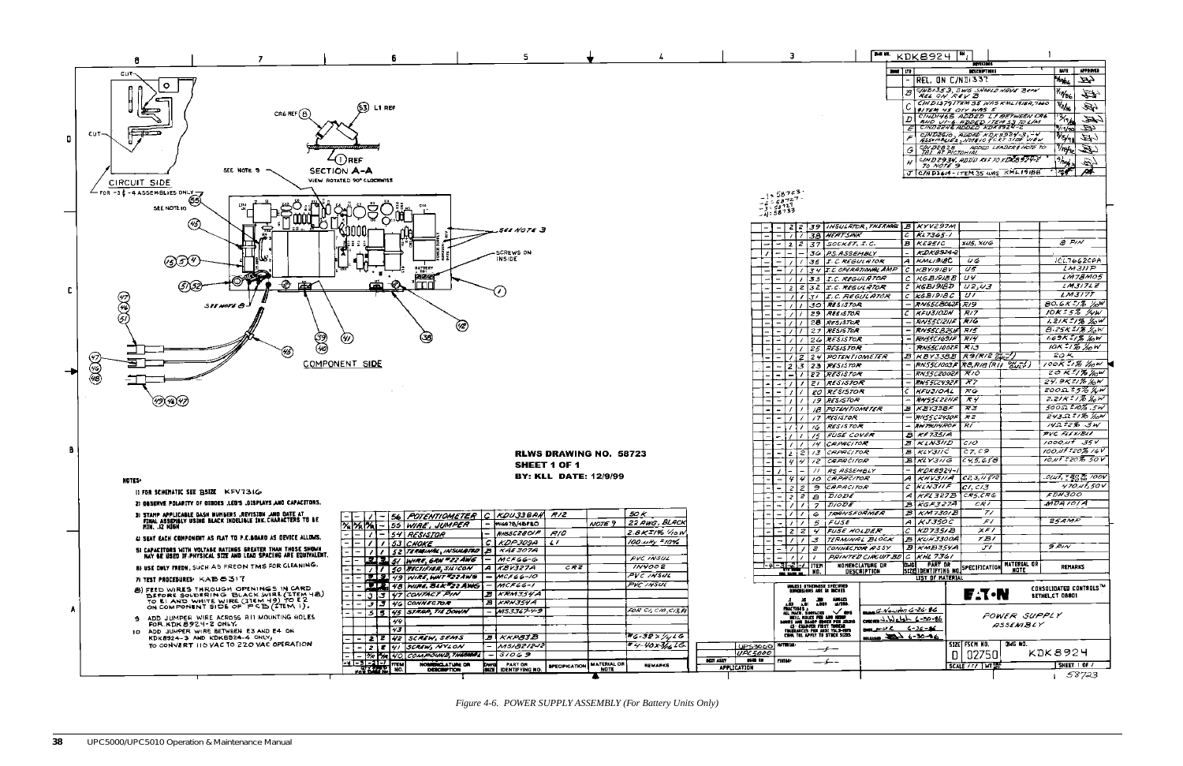| ZONE | LTR | DESCRIPTION | DATE | APPROVED |
|---|---|---|---|---|
| | - | REL. ON C/N D1337 | | |
| | B | C/N D1353, DWG SHOULD HAVE BEEN REL ON REV B | | |
| | C | C/N D1375 ITEM 35 WAS KML918A, ITEM 41 QTY WAS 5 | | |
| | D | C/N D1465 ADDED L1 BETWEEN CR6 AND U1-6, ADDED ITEM 53 TO L/M | | |
| | E | C/N D2246 ADDED KDK8924-2 | | |
| | F | C/N D2610, ADDED KDK8924-3,-4 ASSEMBLIES, NOTE 10 & CKT SIDE VIEW | | |
| | G | C/N D2828 ADDED LEADER & NOTE TO J1 AT PICTORIAL | | |
| | H | C/N D2934, ADDED REF TO KDK8924-2 TO NOTE 9 | | |
| | J | C/N D3614 - ITEM 35 WAS KML918B | | |

CIRCUIT SIDE — FOR -3 & -4 ASSEMBLIES ONLY

SECTION A-A — VIEW ROTATED 90° CLOCKWISE

COMPONENT SIDE

RLWS DRAWING NO. 58723
SHEET 1 OF 1
BY: KLL DATE: 12/9/99

NOTES:

1) FOR SCHEMATIC SEE B SIZE KFV7316
2) OBSERVE POLARITY OF DIODES, LEDS, DISPLAYS AND CAPACITORS.
3) STAMP APPLICABLE DASH NUMBERS, REVISION AND DATE AT FINAL ASSEMBLY USING BLACK INDELIBLE INK. CHARACTERS TO BE MIN. .12 HIGH
4) SEAT EACH COMPONENT AS FLAT TO P.C. BOARD AS DEVICE ALLOWS.
5) CAPACITORS WITH VOLTAGE RATINGS GREATER THAN THOSE SHOWN MAY BE USED IF PHYSICAL SIZE AND LEAD SPACING ARE EQUIVALENT.
6) USE ONLY FREON, SUCH AS FREON TMS FOR CLEANING.
7) TEST PROCEDURES: KAB8317
8) FEED WIRES THROUGH OPENINGS IN CARD BEFORE SOLDERING BLACK WIRE (ITEM 48) TO E1 AND WHITE WIRE (ITEM 49) TO E2 ON COMPONENT SIDE OF PCB (ITEM 1).
9) ADD JUMPER WIRE ACROSS R11 MOUNTING HOLES FOR KDK8924-2 ONLY.
10) ADD JUMPER WIRE BETWEEN E3 AND E4 ON KDK8924-3 AND KDK8924-4 ONLY, TO CONVERT 110 VAC TO 220 VAC OPERATION

| -4 | -3 | -2 | -1 | ITEM NO. | NOMENCLATURE OR DESCRIPTION | DWG SIZE | PART OR IDENTIFYING NO. | SPECIFICATION | MATERIAL OR NOTE | REMARKS |
|---|---|---|---|---|---|---|---|---|---|---|
| - | - | / | - | 56 | POTENTIOMETER | C | KDU338AH | R12 | | 50 K |
| 7/8 | 7/8 | 7/8 | - | 55 | WIRE, JUMPER | - | M16878/4BFB0 | | NOTE 9 | 22 AWG, BLACK |
| - | - | / | - | 54 | RESISTOR | - | RN55C2801F | R10 | | 2.8 K±1% 1/10 W |
| - | - | / | / | 53 | CHOKE | C | KDP309A | L1 | | 100 μHy ±10% |
| - | - | / | / | 52 | TERMINAL, INSULATED | B | KAE307A | | | |
| - | 2 | 2 | 2 | 51 | WIRE, GRN #22 AWG | - | MCF66-6 | | | PVC INSUL |
| - | - | / | / | 50 | RECTIFIER, SILICON | A | KBV327A | CR2 | | IN4002 |
| - | - | 2 | 2 | 49 | WIRE, WHT #22 AWG | - | MCF66-10 | | | PVC INSUL |
| - | - | 2 | 2 | 48 | WIRE, BLK #22 AWG | - | MCF66-1 | | | PVC INSUL |
| - | - | 3 | 3 | 47 | CONTACT PIN | B | KRM354A | | | |
| - | - | 3 | 3 | 46 | CONNECTOR | B | KRM354V | | | |
| - | - | 5 | 5 | 45 | STRAP, TIE DOWN | - | MS3367-4-9 | | | FOR C1, C10, C13, F1 |
| | | | | 44 | | | | | | |
| | | | | 43 | | | | | | |
| - | - | 2 | 2 | 42 | SCREW, SEMS | B | KKP83B | | | #6-32 x 1/4 LG |
| - | - | 2 | 2 | 41 | SCREW, NYLON | - | MS51957-12 | | | #4-40 x 3/8 LG |
| - | - | A/R | A/R | 40 | COMPOUND, THERMAL | - | 5106 9 | | | |
| - | - | 2 | 2 | 39 | INSULATOR, THERMAL | B | KYV297M | | | |
| - | - | / | / | 38 | HEATSINK | C | KL7365-1 | | | |
| - | - | 2 | 2 | 37 | SOCKET, I.C. | B | KE251C | XU5, XU6 | | 8 PIN |
| / | - | - | - | 36 | PS ASSEMBLY | - | KDK8924-2 | | | |
| - | - | / | / | 35 | I.C. REGULATOR | A | KML918C | U6 | | ICL7662CPA |
| - | - | / | / | 34 | I.C. OPERATIONAL AMP | C | KBY918V | U5 | | LM311P |
| - | - | / | / | 33 | I.C. REGULATOR | C | KGB1918B | U4 | | LM78M05 |
| - | - | 2 | 2 | 32 | I.C. REGULATOR | C | KGB1918D | U2, U3 | | LM317LZ |
| - | - | / | / | 31 | I.C. REGULATOR | C | KGB1918C | U1 | | LM317T |
| - | - | / | / | 30 | RESISTOR | - | RN55C8062F | R19 | | 80.6 K ±1% 1/10 W |
| - | - | / | / | 29 | RESISTOR | C | KFU3102H | R17 | | 10 K ±5% 1/4 W |
| - | - | / | / | 28 | RESISTOR | - | RN55C1211F | R16 | | 1.21 K ±1% 1/10 W |
| - | - | / | / | 27 | RESISTOR | - | RN55C8251F | R15 | | 8.25 K ±1% 1/10 W |
| - | - | / | / | 26 | RESISTOR | - | RN55C1651F | R14 | | 1.65 K ±1% 1/10 W |
| - | - | / | / | 25 | RESISTOR | - | RN55C1002F | R13 | | 10 K ±1% 1/10 W |
| - | - | / | 2 | 24 | POTENTIOMETER | B | KBY338B | R9 (R12 -1 ONLY) | | 20 K |
| - | - | 2 | 3 | 23 | RESISTOR | - | RN55C1003F | R8, R18 (R11 -1 ONLY) | | 100 K ±1% 1/10 W |
| - | - | - | / | 22 | RESISTOR | - | RN55C2002F | R10 | | 20 K ±1% 1/10 W |
| - | - | / | / | 21 | RESISTOR | - | RN55C2492F | R7 | | 24.9 K ±1% 1/10 W |
| - | - | / | / | 20 | RESISTOR | C | KFU3201AL | R6 | | 200 Ω ±5% 1/4 W |
| - | - | / | / | 19 | RESISTOR | - | RN55C2211F | R4 | | 2.21 K ±1% 1/10 W |
| - | - | / | / | 18 | POTENTIOMETER | B | KBY338F | R3 | | 500 Ω ±10% .5 W |
| - | - | / | / | 17 | RESISTOR | - | RN55C2430F | R2 | | 243 Ω ±1% 1/10 W |
| - | - | / | / | 16 | RESISTOR | - | RW79U1R0F | R1 | | 1 Ω ±2% 3 W |
| - | - | / | / | 15 | FUSE COVER | B | KF7351A | | | PVC FLEXIBLE |
| - | - | / | / | 14 | CAPACITOR | B | KLN311D | C10 | | 1000 μF 35 V |
| - | - | 2 | 2 | 13 | CAPACITOR | B | KLY311C | C7, C9 | | 100 μF ±20% 16 V |
| - | - | 4 | 4 | 12 | CAPACITOR | B | KLY311G | C4, 5, 6, 8 | | 10 μF ±20% 50 V |
| / | - | - | - | 11 | PS ASSEMBLY | - | KDK8924-1 | | | |
| - | - | 4 | 4 | 10 | CAPACITOR | A | KHV311A | C2, 3, 11, 12 | | .01 μF ±20% 100 V |
| - | - | 2 | 2 | 9 | CAPACITOR | C | KLN311F | C1, C13 | | 470 μF, 50 V |
| - | - | 2 | 2 | 8 | DIODE | A | KFL327B | CR5, CR6 | | FDH300 |
| - | - | / | / | 7 | DIODE | B | KGF327A | CR1 | | MDA101A |
| - | - | / | / | 6 | TRANSFORMER | B | KM7301B | T1 | | |
| - | - | / | / | 5 | FUSE | A | KJ350C | F1 | | .25 AMP |
| - | - | 2 | 2 | 4 | FUSE HOLDER | C | KD7351B | XF1 | | |
| - | - | / | / | 3 | TERMINAL BLOCK | B | KUN3300A | TB1 | | |
| - | - | / | / | 2 | CONNECTOR ASSY | B | KMB354A | J1 | | 9 PIN |
| - | - | / | / | 1 | PRINTED CIRCUIT BD | C | KHL7361 | | | |
| -4 | -3 | -2 | -1 | ITEM NO. | NOMENCLATURE OR DESCRIPTION | DWG SIZE | PART OR IDENTIFYING NO. | SPECIFICATION | MATERIAL OR NOTE | REMARKS |

-1 = 58723, -2 = 58727, -3 = 58729, -4 = 58733

NEXT ASSY: UPS3000, UPC5000 — USED ON — APPLICATION

DRAWN: G. Newton 6-26-86 — CHECKED: 6-30-86 — ENGR: 6-26-86 — RELEASED: 6-30-86

EATON — CONSOLIDATED CONTROLS™ BETHEL, CT 06801

POWER SUPPLY ASSEMBLY

SIZE D — FSCM NO. 02750 — DWG NO. KDK8924 — SCALE 1/1 — SHEET 1 OF 1 — 58723

*Figure 4-6. POWER SUPPLY ASSEMBLY (For Battery Units Only)*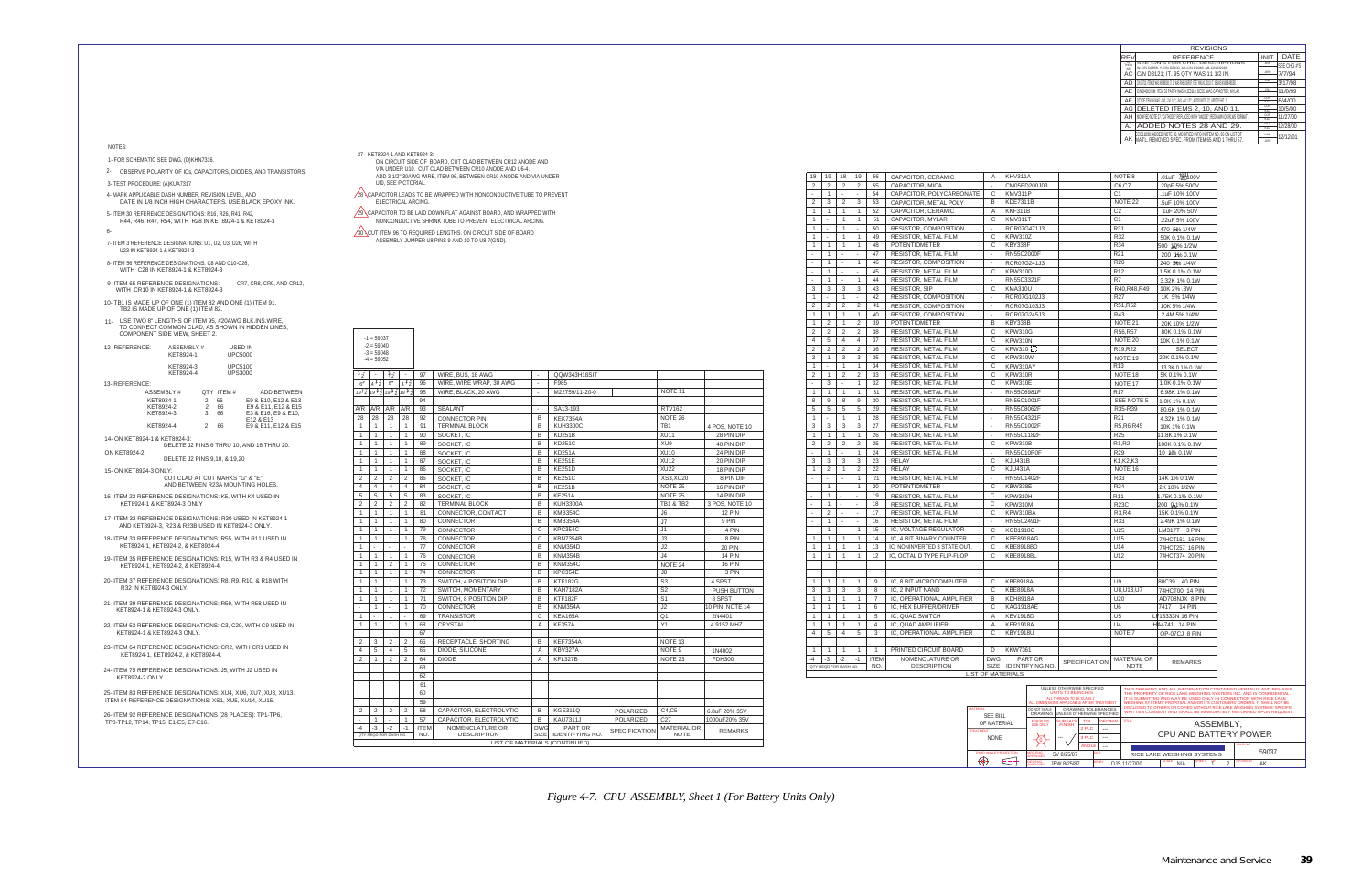## REVISIONS

| REV | REFERENCE | INIT | DATE |
|---|---|---|---|
| AB | | | SEE CHG #'S |
| AC | C/N D3121; IT. 95 QTY WAS 11 1/2 IN. | | 7/7/94 |
| AD | | | 3/17/98 |
| AE | | | 11/8/99 |
| AF | | | 8/4/00 |
| AG | DELETED ITEMS 2, 10, AND 11. | | 10/5/00 |
| AH | | | 11/27/00 |
| AJ | ADDED NOTES 28 AND 29. | | 12/28/00 |
| AK | ADDED NOTE 30; MATL. REMOVED SPEC. FROM ITEM 65 AND 1 THRU 57. | | 12/12/01 |

NOTES:

1- FOR SCHEMATIC SEE DWG. (D)KHN7316.

2- OBSERVE POLARITY OF ICs, CAPACITORS, DIODES, AND TRANSISTORS.

3- TEST PROCEDURE: (A)KUA7317

4- MARK APPLICABLE DASH NUMBER, REVISION LEVEL, AND DATE IN 1/8 INCH HIGH CHARACTERS. USE BLACK EPOXY INK.

5- ITEM 30 REFERENCE DESIGNATIONS: R16, R26, R41, R42, R44, R46, R47, R54, WITH R28 IN KET8924-1 & KET8924-3

6-

7- ITEM 3 REFERENCE DESIGNATIONS: U1, U2, U3, U26, WITH U23 IN KET8924-1 & KET8924-3

8- ITEM 56 REFERENCE DESIGNATIONS: C8 AND C10-C26, WITH C28 IN KET8924-1 & KET8924-3

9- ITEM 65 REFERENCE DESIGNATIONS: CR7, CR8, CR9, AND CR12, WITH CR10 IN KET8924-1 & KET8924-3

10- TB1 IS MADE UP OF ONE (1) ITEM 82 AND ONE (1) ITEM 91. TB2 IS MADE UP OF ONE (1) ITEM 82.

11- USE TWO 8" LENGTHS OF ITEM 95, #20AWG BLK.INS.WIRE, TO CONNECT COMMON CLAD, AS SHOWN IN HIDDEN LINES, COMPONENT SIDE VIEW, SHEET 2.

12- REFERENCE:

| ASSEMBLY # | USED IN |
|---|---|
| KET8924-1 | UPC5000 |
| KET8924-3 | UPC5100 |
| KET8924-4 | UPS3000 |

13- REFERENCE:

| ASSEMBLY # | QTY | ITEM # | ADD BETWEEN |
|---|---|---|---|
| KET8924-1 | 2 | 66 | E9 & E10, E12 & E13 |
| KET8924-2 | 2 | 66 | E9 & E11, E12 & E15 |
| KET8924-3 | 3 | 66 | E3 & E16, E9 & E10, E12 & E13 |
| KET8924-4 | 2 | 66 | E9 & E11, E12 & E15 |

14- ON KET8924-1 & KET8924-3:
DELETE J2 PINS 6 THRU 10, AND 16 THRU 20.

ON KET8924-2:
DELETE J2 PINS 9,10, & 19,20

15- ON KET8924-3 ONLY:
CUT CLAD AT CUT MARKS "G" & "E" AND BETWEEN R23A MOUNTING HOLES.

16- ITEM 22 REFERENCE DESIGNATIONS: K5, WITH K4 USED IN KET8924-1 & KET8924-3 ONLY

17- ITEM 32 REFERENCE DESIGNATIONS: R30 USED IN KET8924-1 AND KET8924-3, R23 & R23B USED IN KET8924-3 ONLY.

18- ITEM 33 REFERENCE DESIGNATIONS: R55, WITH R11 USED IN KET8924-1, KET8924-2, & KET8924-4.

19- ITEM 35 REFERENCE DESIGNATIONS: R15, WITH R3 & R4 USED IN KET8924-1, KET8924-2, & KET8924-4.

20- ITEM 37 REFERENCE DESIGNATIONS: R8, R9, R10, & R18 WITH R32 IN KET8924-3 ONLY.

21- ITEM 39 REFERENCE DESIGNATIONS: R59, WITH R58 USED IN KET8924-1 & KET8924-3 ONLY.

22- ITEM 53 REFERENCE DESIGNATIONS: C3, C29, WITH C9 USED IN KET8924-1 & KET8924-3 ONLY.

23- ITEM 64 REFERENCE DESIGNATIONS: CR2, WITH CR1 USED IN KET8924-1, KET8924-2, & KET8924-4.

24- ITEM 75 REFERENCE DESIGNATIONS: J5, WITH J2 USED IN KET8924-2 ONLY.

25- ITEM 83 REFERENCE DESIGNATIONS: XU4, XU6, XU7, XU8, XU13. ITEM 84 REFERENCE DESIGNATIONS: XS1, XU5, XU14, XU15.

26- ITEM 92 REFERENCE DESIGNATIONS (28 PLACES): TP1-TP6, TP8-TP12, TP14, TP15, E1-E5, E7-E16.

27- KET8924-1 AND KET8924-3:
ON CIRCUIT SIDE OF BOARD, CUT CLAD BETWEEN CR12 ANODE AND VIA UNDER U10. CUT CLAD BETWEEN CR10 ANODE AND U6-4. ADD 3 1/2" 30AWG WIRE, ITEM 96, BETWEEN CR10 ANODE AND VIA UNDER U10, SEE PICTORIAL.

28- CAPACITOR LEADS TO BE WRAPPED WITH NONCONDUCTIVE TUBE TO PREVENT ELECTRICAL ARCING.

29- CAPACITOR TO BE LAID DOWN FLAT AGAINST BOARD, AND WRAPPED WITH NONCONDUCTIVE SHRINK TUBE TO PREVENT ELECTRICAL ARCING.

30- CUT ITEM 96 TO REQUIRED LENGTHS. ON CIRCUIT SIDE OF BOARD ASSEMBLY JUMPER U8 PINS 9 AND 10 TO U8-7(GND).

-1 = 59037
-2 = 59040
-3 = 59048
-4 = 59052

| -4 | -3 | -2 | -1 | ITEM NO. | NOMENCLATURE OR DESCRIPTION | DWG SIZE | PART OR IDENTIFYING NO. | SPECIFICATION | MATERIAL OR NOTE | REMARKS |
|---|---|---|---|---|---|---|---|---|---|---|
| 1/2 | - | 1/2 | - | 97 | WIRE, BUS, 18 AWG | - | QQW343H18SIT | | | |
| 6" | 4 1/2 | 6" | 4 1/2 | 96 | WIRE, WIRE WRAP, 30 AWG | - | F985 | | | |
| 16 1/2 | 16 1/2 | 16 1/2 | 16 1/2 | 95 | WIRE, BLACK, 20 AWG | - | M22759/11-20-0 | | NOTE 11 | |
| | | | | 94 | | | | | | |
| A/R | A/R | A/R | A/R | 93 | SEALANT | - | SA13-193 | | RTV162 | |
| 28 | 28 | 28 | 28 | 92 | CONNECTOR PIN | B | KEK7354A | | NOTE 26 | |
| 1 | 1 | 1 | 1 | 91 | TERMINAL BLOCK | B | KUH3300C | | TB1 | 4 POS, NOTE 10 |
| 1 | 1 | 1 | 1 | 90 | SOCKET, IC | B | KD251B | | XU11 | 28 PIN DIP |
| 1 | 1 | 1 | 1 | 89 | SOCKET, IC | B | KD251C | | XU9 | 40 PIN DIP |
| 1 | 1 | 1 | 1 | 88 | SOCKET, IC | B | KD251A | | XU10 | 24 PIN DIP |
| 1 | 1 | 1 | 1 | 87 | SOCKET, IC | B | KE251E | | XU12 | 20 PIN DIP |
| 1 | 1 | 1 | 1 | 86 | SOCKET, IC | B | KE251D | | XU22 | 18 PIN DIP |
| 2 | 2 | 2 | 2 | 85 | SOCKET, IC | B | KE251C | | XS3,XU20 | 8 PIN DIP |
| 4 | 4 | 4 | 4 | 84 | SOCKET, IC | B | KE251B | | NOTE 25 | 16 PIN DIP |
| 5 | 5 | 5 | 5 | 83 | SOCKET, IC | B | KE251A | | NOTE 25 | 14 PIN DIP |
| 2 | 2 | 2 | 2 | 82 | TERMINAL BLOCK | B | KUH3300A | | TB1 & TB2 | 3 POS, NOTE 10 |
| 1 | 1 | 1 | 1 | 81 | CONNECTOR, CONTACT | B | KMB354C | | J6 | 12 PIN |
| 1 | 1 | 1 | 1 | 80 | CONNECTOR | B | KMB354A | | J7 | 9 PIN |
| 1 | 1 | 1 | 1 | 79 | CONNECTOR | C | KPC354C | | J1 | 4 PIN |
| 1 | 1 | 1 | 1 | 78 | CONNECTOR | C | KBN7354B | | J3 | 8 PIN |
| 1 | - | - | 1 | 77 | CONNECTOR | B | KNM354D | | J2 | 20 PIN |
| 1 | 1 | 1 | 1 | 76 | CONNECTOR | B | KNM354B | | J4 | 14 PIN |
| 1 | 1 | 2 | 1 | 75 | CONNECTOR | B | KNM354C | | NOTE 24 | 16 PIN |
| 1 | 1 | 1 | 1 | 74 | CONNECTOR | B | KPC354E | | J8 | 3 PIN |
| 1 | 1 | 1 | 1 | 73 | SWITCH, 4 POSITION DIP | B | KTF182G | | S3 | 4 SPST |
| 1 | 1 | 1 | 1 | 72 | SWITCH, MOMENTARY | B | KAH7182A | | S2 | PUSH BUTTON |
| 1 | 1 | 1 | 1 | 71 | SWITCH, 8 POSITION DIP | B | KTF182F | | S1 | 8 SPST |
| - | 1 | - | 1 | 70 | CONNECTOR | B | KNM354A | | J2 | 10 PIN NOTE 14 |
| 1 | - | 1 | - | 69 | TRANSISTOR | C | KEA165A | | Q1 | 2N4401 |
| 1 | 1 | 1 | 1 | 68 | CRYSTAL | A | KF357A | | Y1 | 4.9152 MHZ |
| | | | | 67 | | | | | | |
| 2 | 3 | 2 | 2 | 66 | RECEPTACLE, SHORTING | B | KEF7354A | | NOTE 13 | |
| 4 | 5 | 4 | 5 | 65 | DIODE, SILICONE | A | KBV327A | | NOTE 9 | 1N4002 |
| 2 | 1 | 2 | 2 | 64 | DIODE | A | KFL327B | | NOTE 23 | FDH300 |
| | | | | 63 | | | | | | |
| | | | | 62 | | | | | | |
| | | | | 61 | | | | | | |
| | | | | 60 | | | | | | |
| | | | | 59 | | | | | | |
| 2 | 2 | 2 | 2 | 58 | CAPACITOR, ELECTROLYTIC | B | KGE311Q | POLARIZED | C4,C5 | 6.8uF 20% 35V |
| | 1 | - | 1 | 57 | CAPACITOR, ELECTROLYTIC | B | KAU7311J | POLARIZED | C27 | 1000uF 20% 35V |

LIST OF MATERIALS (CONTINUED)

| 18 | 19 | 18 | 19 | 56 | CAPACITOR, CERAMIC | A | KHV311A | | NOTE 8 | .01uF 20% 100V |
|---|---|---|---|---|---|---|---|---|---|---|
| 2 | 2 | 2 | 2 | 55 | CAPACITOR, MICA | - | CM05ED200J03 | | C6,C7 | 20pF 5% 500V |
| - | 1 | - | - | 54 | CAPACITOR, POLYCARBONATE | C | KMV311P | | C1 | .1uF 10% 100V |
| 2 | 3 | 2 | 3 | 53 | CAPACITOR, METAL POLY | B | KDE7311B | | NOTE 22 | .5uF 10% 100V |
| 1 | 1 | 1 | 1 | 52 | CAPACITOR, CERAMIC | A | KKF311B | | C2 | .1uF 20% 50V |
| 1 | - | 1 | 1 | 51 | CAPACITOR, MYLAR | C | KMV311T | | C1 | .22uF 5% 100V |
| 1 | - | 1 | - | 50 | RESISTOR, COMPOSITION | - | RCR07G471J3 | | R31 | 470 5% 1/4W |
| 1 | - | 1 | 1 | 49 | RESISTOR, METAL FILM | C | KPW310Z | | R32 | 50K 0.1% 0.1W |
| 1 | 1 | 1 | 1 | 48 | POTENTIOMETER | C | KBY338F | | R34 | 500 10% 1/2W |
| - | 1 | - | - | 47 | RESISTOR, METAL FILM | - | RN55C2000F | | R21 | 200 1% 0.1W |
| - | - | - | 1 | 46 | RESISTOR, COMPOSITION | - | RCR07G241J3 | | R20 | 240 5% 1/4W |
| - | 1 | - | - | 45 | RESISTOR, METAL FILM | C | KPW310D | | R12 | 1.5K 0.1% 0.1W |
| - | 1 | - | 1 | 44 | RESISTOR, METAL FILM | - | RN55C3321F | | R7 | 3.32K 1% 0.1W |
| 3 | 3 | 3 | 3 | 43 | RESISTOR, SIP | C | KMA310U | | R40,R48,R49 | 10K 2% .3W |
| 1 | - | 1 | - | 42 | RESISTOR, COMPOSITION | - | RCR07G102J3 | | R27 | 1K 5% 1/4W |
| 2 | 2 | 2 | 2 | 41 | RESISTOR, COMPOSITION | - | RCR07G103J3 | | R51,R52 | 10K 5% 1/4W |
| 1 | 1 | 1 | 1 | 40 | RESISTOR, COMPOSITION | - | RCR07G245J3 | | R43 | 2.4M 5% 1/4W |
| 1 | 2 | 1 | 2 | 39 | POTENTIOMETER | B | KBY338B | | NOTE 21 | 20K 10% 1/2W |
| 2 | 2 | 2 | 2 | 38 | RESISTOR, METAL FILM | C | KPW310G | | R56,R57 | 80K 0.1% 0.1W |
| 4 | 5 | 4 | 4 | 37 | RESISTOR, METAL FILM | C | KPW310N | | NOTE 20 | 10K 0.1% 0.1W |
| 2 | 2 | 2 | 2 | 36 | RESISTOR, METAL FILM | C | KPW310 | | R19,R22 | SELECT |
| 3 | 3 | 3 | 3 | 35 | RESISTOR, METAL FILM | C | KPW310W | | NOTE 19 | 20K 0.1% 0.1W |
| 1 | - | 1 | 1 | 34 | RESISTOR, METAL FILM | C | KPW310AY | | R13 | 13.3K 0.1% 0.1W |
| 2 | 1 | 2 | 2 | 33 | RESISTOR, METAL FILM | C | KPW310R | | NOTE 18 | 5K 0.1% 0.1W |
| - | 3 | - | 1 | 32 | RESISTOR, METAL FILM | C | KPW310E | | NOTE 17 | 1.0K 0.1% 0.1W |
| 1 | 1 | 1 | 1 | 31 | RESISTOR, METAL FILM | - | RN55C6981F | | R17 | 6.98K 1% 0.1W |
| 8 | 9 | 8 | 9 | 30 | RESISTOR, METAL FILM | - | RN55C1001F | | SEE NOTE 5 | 1.0K 1% 0.1W |
| 5 | 5 | 5 | 5 | 29 | RESISTOR, METAL FILM | - | RN55C8062F | | R35-R39 | 80.6K 1% 0.1W |
| 1 | - | 1 | 1 | 28 | RESISTOR, METAL FILM | - | RN55C4321F | | R21 | 4.32K 1% 0.1W |
| 3 | 3 | 3 | 3 | 27 | RESISTOR, METAL FILM | - | RN55C1002F | | R5,R6,R45 | 10K 1% 0.1W |
| 1 | 1 | 1 | 1 | 26 | RESISTOR, METAL FILM | - | RN55C1182F | | R25 | 11.8K 1% 0.1W |
| 2 | 2 | 2 | 2 | 25 | RESISTOR, METAL FILM | C | KPW310B | | R1,R2 | 100K 0.1% 0.1W |
| - | 1 | - | 1 | 24 | RESISTOR, METAL FILM | - | RN55C10R0F | | R29 | 10 1% 0.1W |
| 3 | 3 | 3 | 3 | 23 | RELAY | C | KJU431B | | K1,K2,K3 | |
| 1 | 2 | 1 | 2 | 22 | RELAY | C | KJU431A | | NOTE 16 | |
| - | - | - | 1 | 21 | RESISTOR, METAL FILM | - | RN55C1402F | | R33 | 14K 1% 0.1W |
| 1 | - | 1 | - | 20 | POTENTIOMETER | C | KBW338E | | R34 | 2K 10% 1/2W |
| - | 1 | - | - | 19 | RESISTOR, METAL FILM | C | KPW310H | | R11 | 1.75K 0.1% 0.1W |
| - | 1 | - | - | 18 | RESISTOR, METAL FILM | C | KPW310M | | R23C | 200 0.1% 0.1W |
| - | 2 | - | - | 17 | RESISTOR, METAL FILM | C | KPW310BA | | R3,R4 | 15K 0.1% 0.1W |
| - | 1 | - | - | 16 | RESISTOR, METAL FILM | - | RN55C2491F | | R33 | 2.49K 1% 0.1W |
| - | 1 | - | 1 | 15 | IC, VOLTAGE REGULATOR | C | KGB1918C | | U25 | LM317T 3 PIN |
| 1 | 1 | 1 | 1 | 14 | IC, 4 BIT BINARY COUNTER | C | KBE8918AG | | U15 | 74HCT161 16 PIN |
| 1 | 1 | 1 | 1 | 13 | IC, NONINVERTED 3-STATE OUT. | C | KBE8918BD | | U14 | 74HCT257 16 PIN |
| 1 | 1 | 1 | 1 | 12 | IC, OCTAL D TYPE FLIP-FLOP | C | KBE8918BL | | U12 | 74HCT374 20 PIN |
| | | | | | | | | | | |
| 1 | 1 | 1 | 1 | 9 | IC, 8 BIT MICROCOMPUTER | C | KBF8918A | | U9 | 80C39 40 PIN |
| 3 | 3 | 3 | 3 | 8 | IC, 2 INPUT NAND | C | KBE8918A | | U8,U13,U7 | 74HCT00 14 PIN |
| 1 | 1 | 1 | 1 | 7 | IC, OPERATIONAL AMPLIFIER | B | KDH8918A | | U20 | AD708JN 8 PIN |
| 1 | 1 | 1 | 1 | 6 | IC, HEX BUFFER/DRIVER | C | KAG1918AE | | U6 | 7417 14 PIN |
| 1 | 1 | 1 | 1 | 5 | IC, QUAD SWITCH | A | KEV1918D | | U5 | LF13333N 16 PIN |
| 1 | 1 | 1 | 1 | 4 | IC, QUAD AMPLIFIER | A | KER1918A | | U4 | HA4741 14 PIN |
| 4 | 5 | 4 | 5 | 3 | IC, OPERATIONAL AMPLIFIER | C | KBY1918U | | NOTE 7 | OP-07CJ 8 PIN |
| | | | | | | | | | | |
| 1 | 1 | 1 | 1 | 1 | PRINTED CIRCUIT BOARD | D | KKW7361 | | | |
| -4 | -3 | -2 | -1 | ITEM NO. | NOMENCLATURE OR DESCRIPTION | DWG SIZE | PART OR IDENTIFYING NO. | SPECIFICATION | MATERIAL OR NOTE | REMARKS |

QTY REQD FOR DASH NO.

LIST OF MATERIALS

UNLESS OTHERWISE SPECIFIED: UNITS TO BE INCHES; ALL THREADS TO BE CLASS 2; ALL DIMENSIONS APPLICABLE AFTER TREATMENT.

MATERIAL: SEE BILL OF MATERIAL

TREATMENT: NONE

THIS DRAWING AND ALL INFORMATION CONTAINED HEREIN IS AND REMAINS THE PROPERTY OF RICE LAKE WEIGHING SYSTEMS INC. AND IS CONFIDENTIAL. IT IS SUBMITTED AND MAY BE USED ONLY IN CONNECTION WITH RICE LAKE WEIGHING SYSTEMS PROPOSAL AND/OR ITS CUSTOMERS' ORDERS. IT SHALL NOT BE DISCLOSED TO OTHERS OR COPIED WITHOUT RICE LAKE WEIGHING SYSTEMS' SPECIFIC WRITTEN CONSENT AND SHALL BE IMMEDIATELY RETURNED UPON REQUEST.

TITLE: ASSEMBLY, CPU AND BATTERY POWER

DRAWN: SV 8/25/87 — CHECKED: JEW 8/25/87 — DJS 11/27/00

RICE LAKE WEIGHING SYSTEMS — 59037 — SCALE N/A — SHEET 1 OF 2 — REV AK

*Figure 4-7. CPU ASSEMBLY, Sheet 1 (For Battery Units Only)*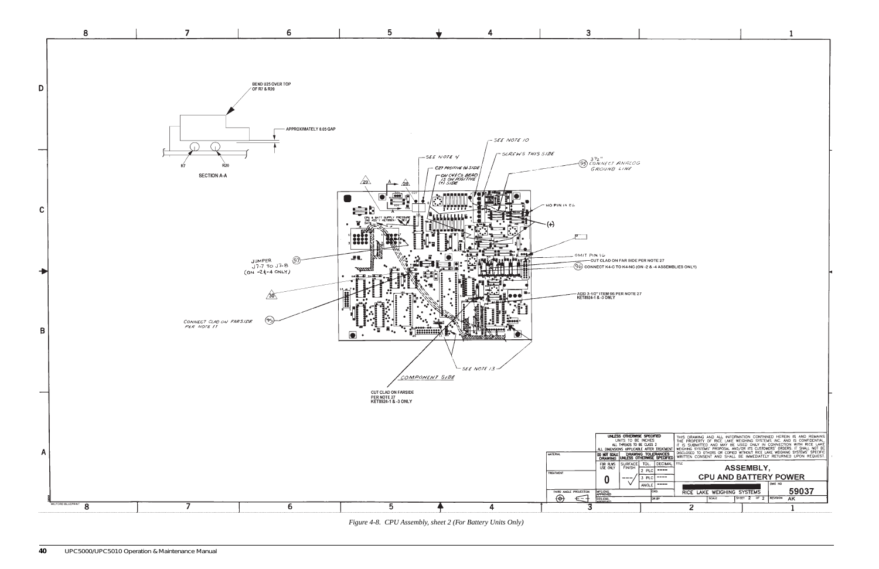BEND U25 OVER TOP OF R7 & R20

APPROXIMATELY 0.05 GAP

R7 R20

SECTION A-A

SEE NOTE 10

SEE NOTE 4

SCREWS THIS SIDE

C27 POSITIVE (+) SIDE

ON C4 & C5 BEND IS ON POSITIVE (+) SIDE

(95) 3-1/2" CONNECT ANALOG GROUND LINE

NO PIN IN E6

(+)

JUMPER J7-7 TO J7-8 (ON -2 & -4 ONLY) (97)

OMIT PIN 16

CUT CLAD ON FAR SIDE PER NOTE 27

(96) CONNECT K4-C TO K4-NC (ON -2 & -4 ASSEMBLIES ONLY)

ADD 3-1/2" ITEM 96 PER NOTE 27 KET8924-1 & -3 ONLY

CONNECT CLAD ON FARSIDE PER NOTE 11 (95)

SEE NOTE 13

COMPONENT SIDE

CUT CLAD ON FARSIDE PER NOTE 27 KET8924-1 & -3 ONLY

UNLESS OTHERWISE SPECIFIED UNITS TO BE INCHES ALL THREADS TO BE CLASS 2 ALL DIMENSIONS APPLICABLE AFTER TREATMENT

DO NOT SCALE DRAWING

DRAWING TOLERANCES UNLESS OTHERWISE SPECIFIED

THIS DRAWING AND ALL INFORMATION CONTAINED HEREIN IS AND REMAINS THE PROPERTY OF RICE LAKE WEIGHING SYSTEMS INC. AND IS CONFIDENTIAL. IT IS SUBMITTED AND MAY BE USED ONLY IN CONNECTION WITH RICE LAKE WEIGHING SYSTEMS' PROPOSAL AND/OR ITS CUSTOMERS' ORDERS. IT SHALL NOT BE DISCLOSED TO OTHERS OR COPIED WITHOUT RICE LAKE WEIGHING SYSTEMS' SPECIFIC WRITTEN CONSENT AND SHALL BE IMMEDIATELY RETURNED UPON REQUEST.

TITLE: ASSEMBLY, CPU AND BATTERY POWER

RICE LAKE WEIGHING SYSTEMS

DWG NO 59037 SHEET 2 OF 2 REVISION AK

*Figure 4-8. CPU Assembly, sheet 2 (For Battery Units Only)*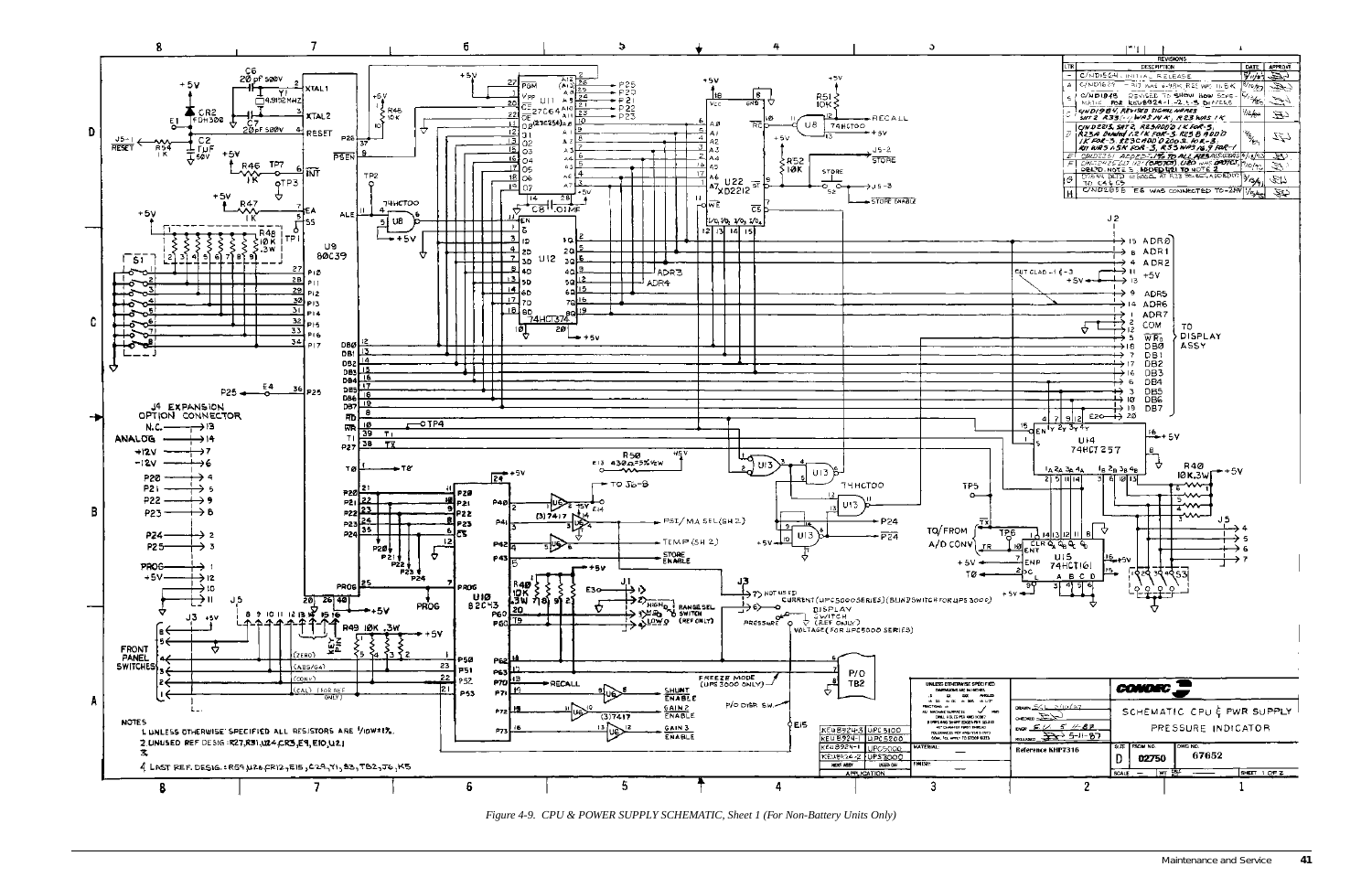Figure 4-9. CPU & POWER SUPPLY SCHEMATIC, Sheet 1 (For Non-Battery Units Only)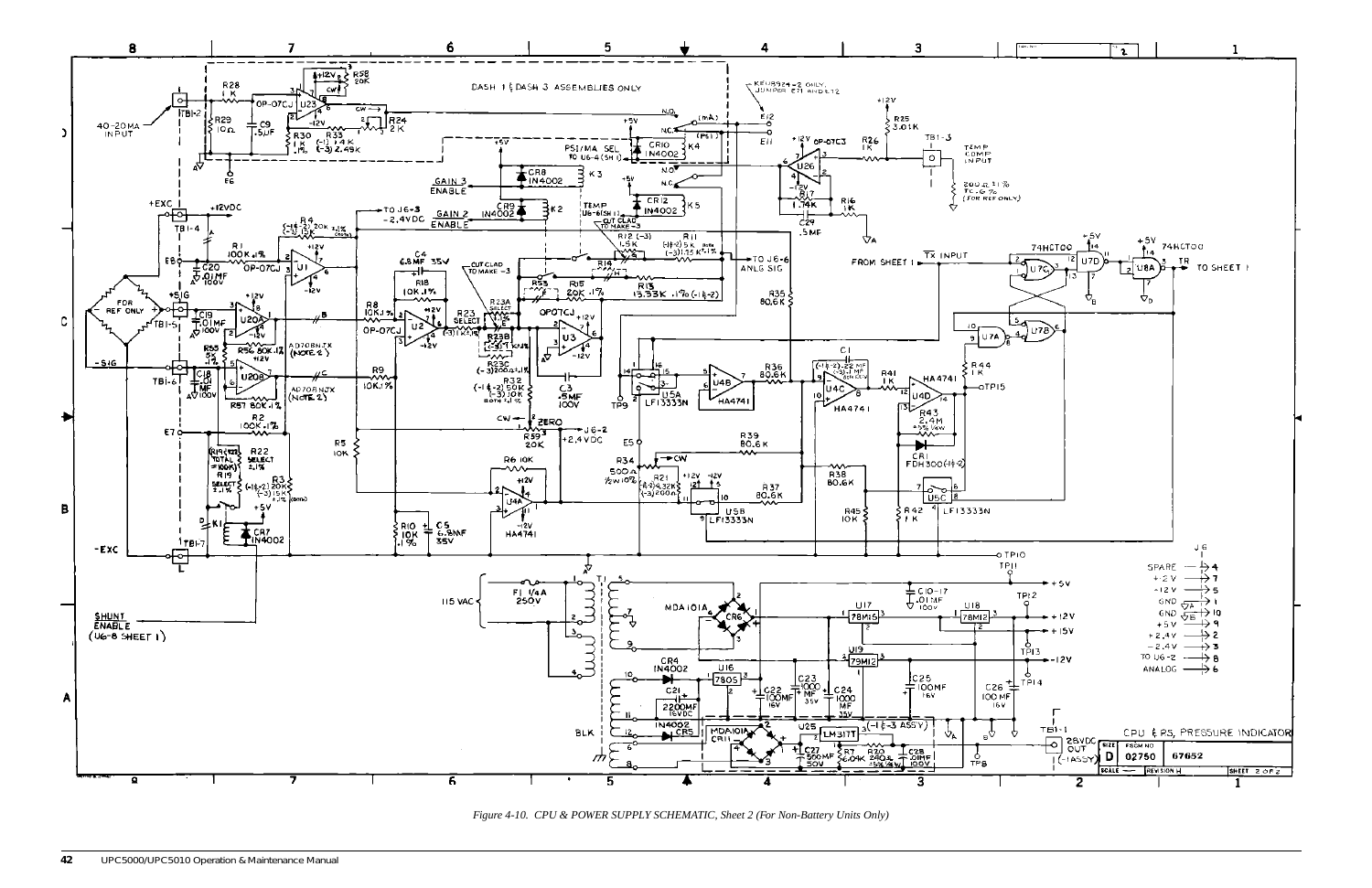*Figure 4-10.  CPU & POWER SUPPLY SCHEMATIC, Sheet 2 (For Non-Battery Units Only)*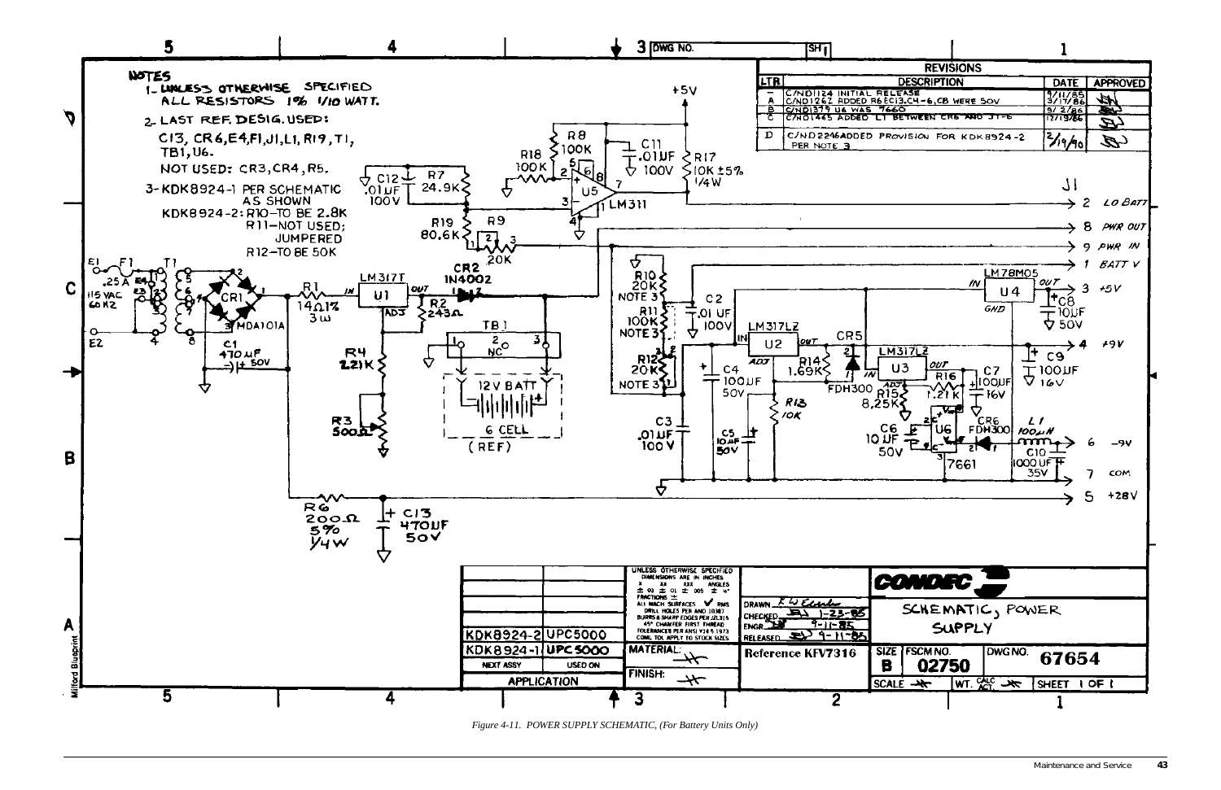NOTES

1- UNLESS OTHERWISE SPECIFIED ALL RESISTORS 1% 1/10 WATT.

2- LAST REF. DESIG. USED:
C13, CR6, E4, F1, J1, L1, R19, T1, TB1, U6.
NOT USED: CR3, CR4, R5.

3- KDK8924-1 PER SCHEMATIC AS SHOWN
KDK8924-2: R10—TO BE 2.8K
R11—NOT USED; JUMPERED
R12—TO BE 50K

| LTR | DESCRIPTION | DATE | APPROVED |
|---|---|---|---|
| — | C/ND1124 INITIAL RELEASE | 9/11/85 | |
| A | C/ND1262 ADDED R6 & C13, C4-6, C8 WERE 50V | 3/17/86 | |
| B | C/ND1379 U6 WAS 7660 | 9/2/86 | |
| C | C/ND1465 ADDED L1 BETWEEN CR6 AND J1-6 | 12/19/86 | |
| D | C/ND2246 ADDED PROVISION FOR KDK8924-2 PER NOTE 3 | 2/19/90 | |

| | |
|---|---|
| KDK8924-2 | UPC5000 |
| KDK8924-1 | UPC5000 |
| NEXT ASSY | USED ON |
| APPLICATION | |

UNLESS OTHERWISE SPECIFIED DIMENSIONS ARE IN INCHES

MATERIAL:

FINISH:

DRAWN

CHECKED 1-23-85

ENGR 9-11-85

RELEASED 9-11-85

Reference KFV7316

CONDEC

SCHEMATIC, POWER SUPPLY

SIZE B | FSCM NO. 02750 | DWG NO. 67654

SCALE | WT. | SHEET 1 OF 1

*Figure 4-11. POWER SUPPLY SCHEMATIC, (For Battery Units Only)*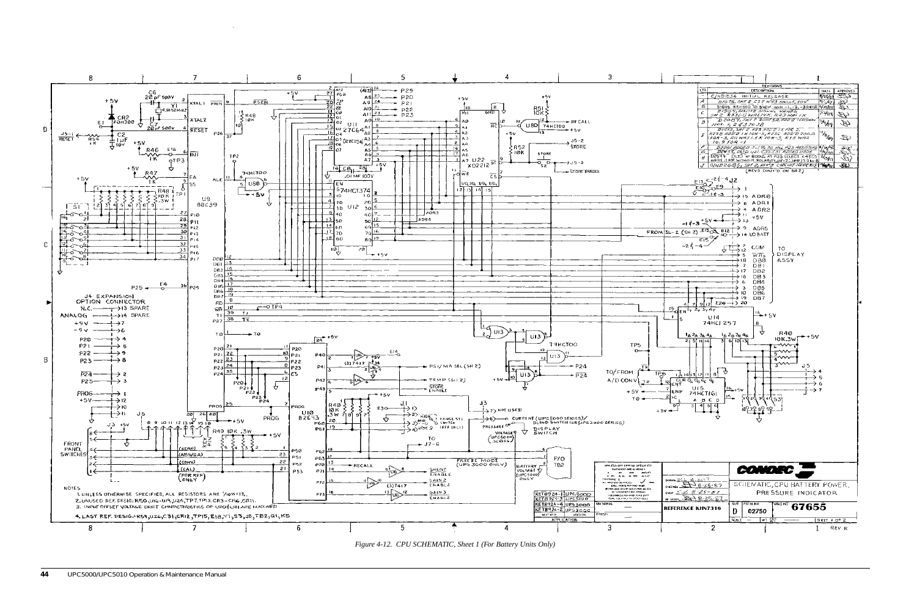Figure 4-12. CPU SCHEMATIC, Sheet 1 (For Battery Units Only)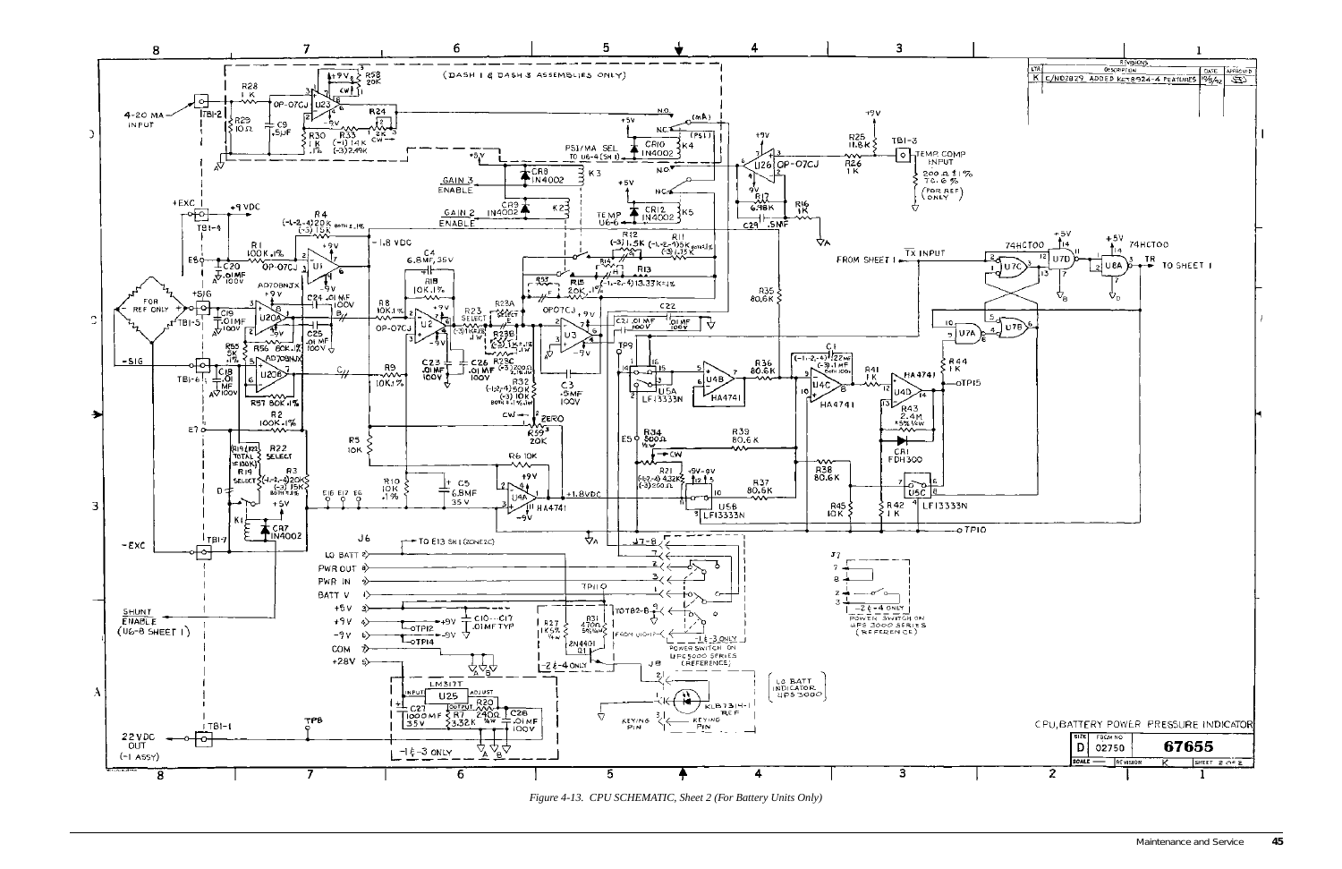*Figure 4-13. CPU SCHEMATIC, Sheet 2 (For Battery Units Only)*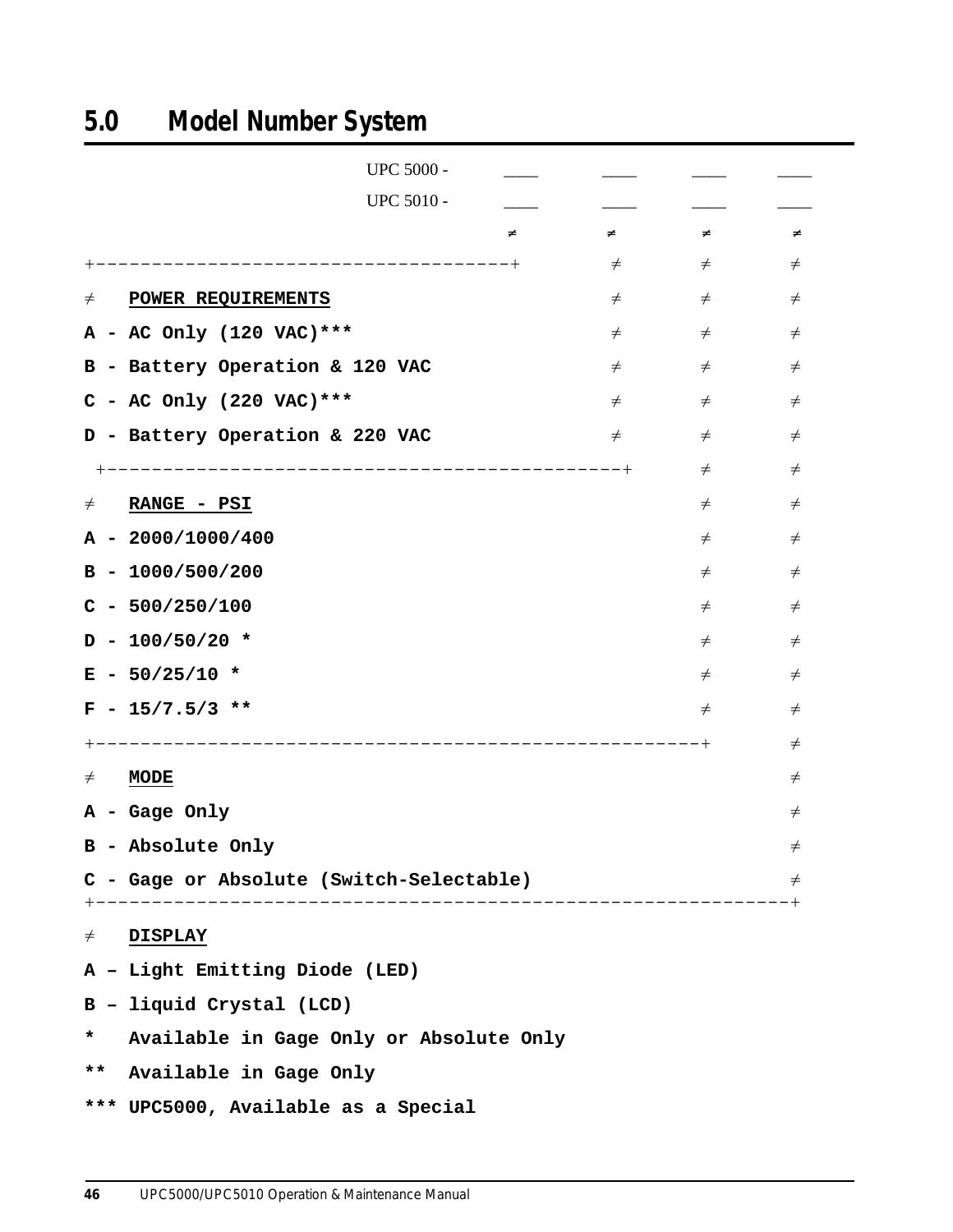## 5.0 Model Number System

```
                              UPC 5000 -   ____     ____     ____     ____
                              UPC 5010 -   ____     ____     ____     ____
                                             ≠        ≠        ≠        ≠
+------------------------------------+                ≠        ≠        ≠
≠   POWER REQUIREMENTS                                ≠        ≠        ≠
A - AC Only (120 VAC)***                              ≠        ≠        ≠
B - Battery Operation & 120 VAC                       ≠        ≠        ≠
C - AC Only (220 VAC)***                              ≠        ≠        ≠
D - Battery Operation & 220 VAC                       ≠        ≠        ≠
 +----------------------------------------------+              ≠        ≠
≠   RANGE - PSI                                                ≠        ≠
A - 2000/1000/400                                              ≠        ≠
B - 1000/500/200                                               ≠        ≠
C - 500/250/100                                                ≠        ≠
D - 100/50/20 *                                                ≠        ≠
E - 50/25/10 *                                                 ≠        ≠
F - 15/7.5/3 **                                                ≠        ≠
+------------------------------------------------------+                ≠
≠   MODE                                                                ≠
A - Gage Only                                                           ≠
B - Absolute Only                                                       ≠
C - Gage or Absolute (Switch-Selectable)                                ≠
+--------------------------------------------------------------+
≠   DISPLAY
A – Light Emitting Diode (LED)
B – liquid Crystal (LCD)
```

\*   Available in Gage Only or Absolute Only

\*\*  Available in Gage Only

\*\*\* UPC5000, Available as a Special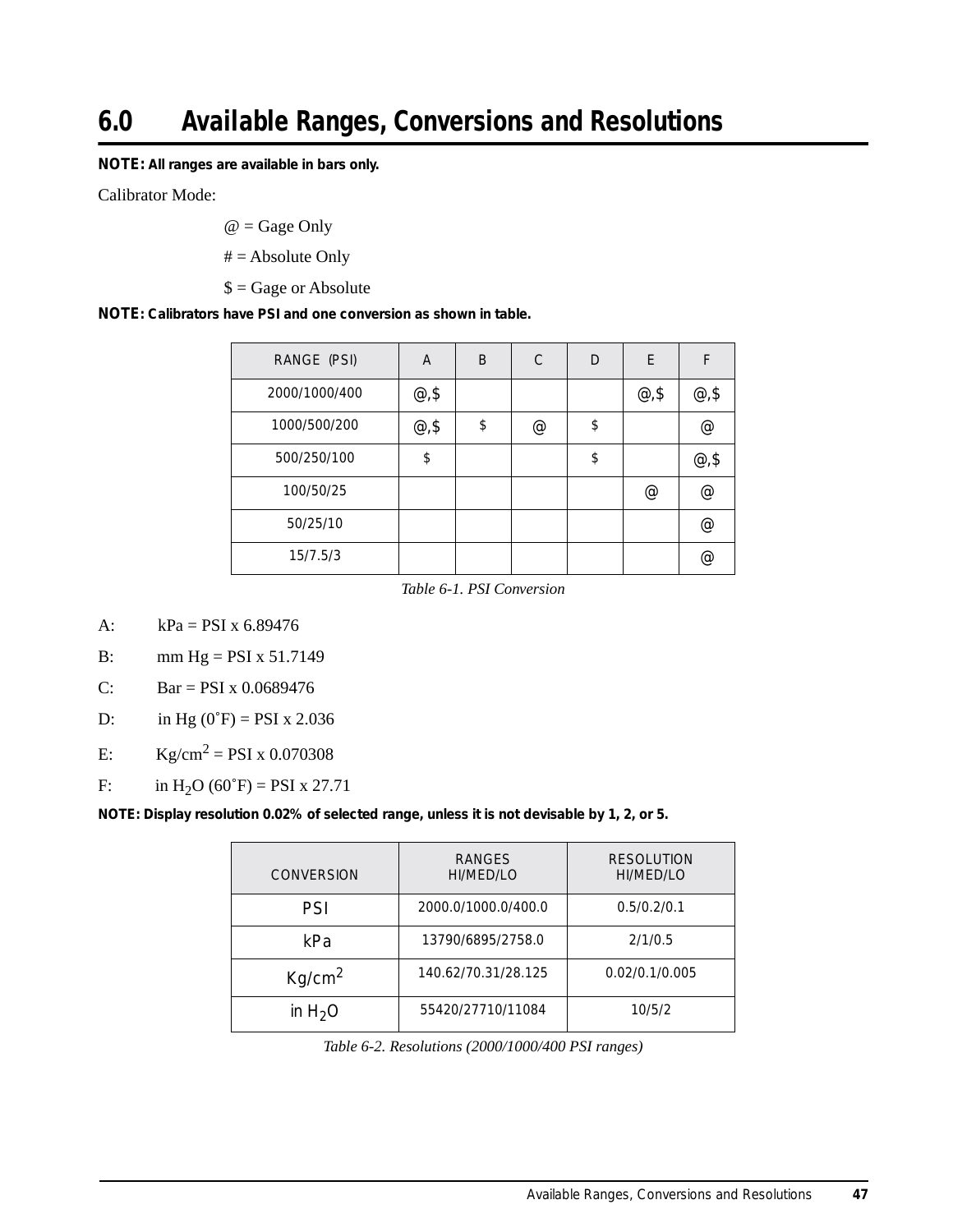# 6.0 Available Ranges, Conversions and Resolutions

**NOTE: All ranges are available in bars only.**

Calibrator Mode:

@ = Gage Only

# = Absolute Only

$ = Gage or Absolute

**NOTE: Calibrators have PSI and one conversion as shown in table.**

| RANGE (PSI) | A | B | C | D | E | F |
|---|---|---|---|---|---|---|
| 2000/1000/400 | @,$ | | | | @,$ | @,$ |
| 1000/500/200 | @,$ | $ | @ | $ | | @ |
| 500/250/100 | $ | | | $ | | @,$ |
| 100/50/25 | | | | | @ | @ |
| 50/25/10 | | | | | | @ |
| 15/7.5/3 | | | | | | @ |

*Table 6-1. PSI Conversion*

A: kPa = PSI x 6.89476

B: mm Hg = PSI x 51.7149

C: Bar = PSI x 0.0689476

D: in Hg (0˚F) = PSI x 2.036

E: $Kg/cm^2$ = PSI x 0.070308

F: in $H_2O$ (60˚F) = PSI x 27.71

**NOTE: Display resolution 0.02% of selected range, unless it is not devisable by 1, 2, or 5.**

| CONVERSION | RANGES HI/MED/LO | RESOLUTION HI/MED/LO |
|---|---|---|
| PSI | 2000.0/1000.0/400.0 | 0.5/0.2/0.1 |
| kPa | 13790/6895/2758.0 | 2/1/0.5 |
| $Kg/cm^2$ | 140.62/70.31/28.125 | 0.02/0.1/0.005 |
| in $H_2O$ | 55420/27710/11084 | 10/5/2 |

*Table 6-2. Resolutions (2000/1000/400 PSI ranges)*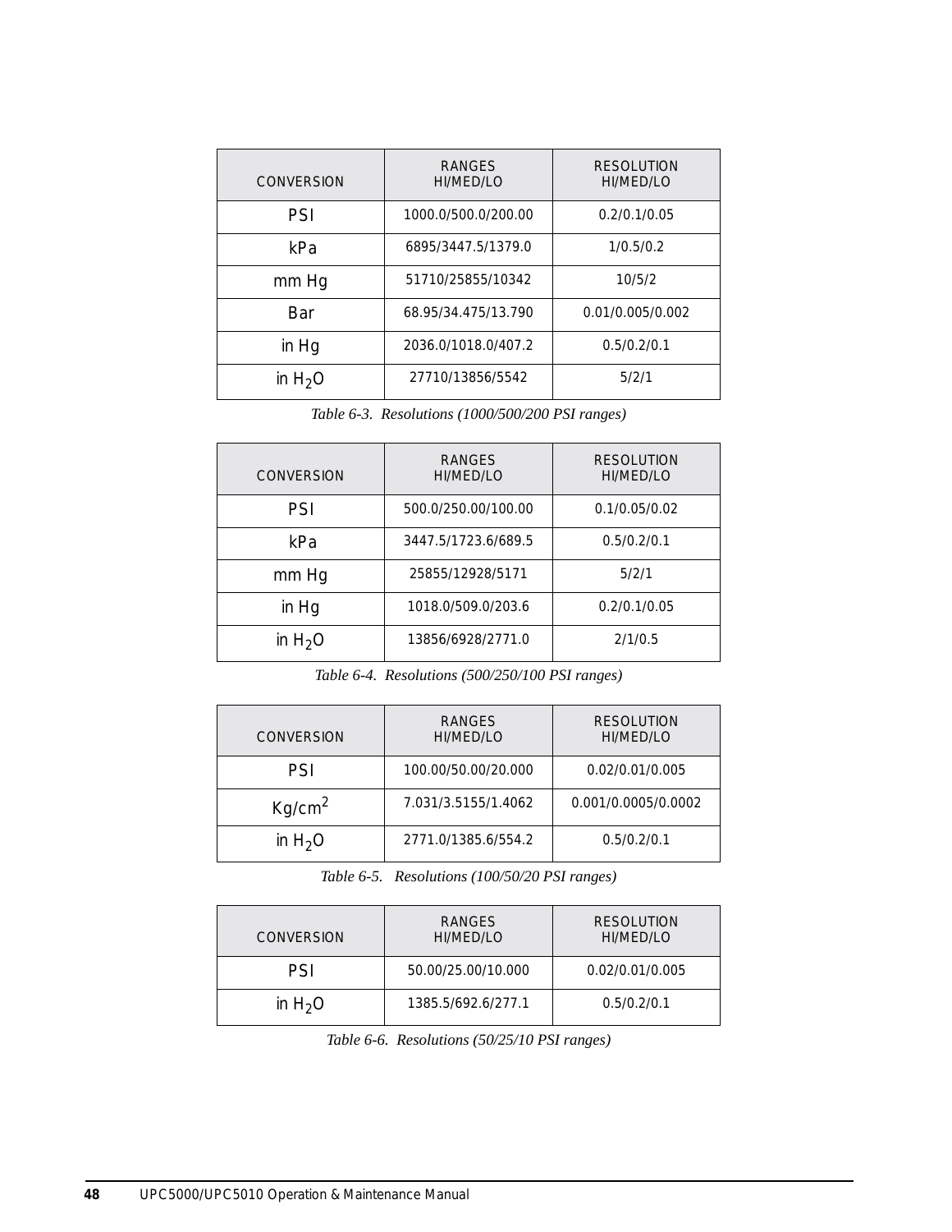| CONVERSION | RANGES HI/MED/LO | RESOLUTION HI/MED/LO |
|---|---|---|
| PSI | 1000.0/500.0/200.00 | 0.2/0.1/0.05 |
| kPa | 6895/3447.5/1379.0 | 1/0.5/0.2 |
| mm Hg | 51710/25855/10342 | 10/5/2 |
| Bar | 68.95/34.475/13.790 | 0.01/0.005/0.002 |
| in Hg | 2036.0/1018.0/407.2 | 0.5/0.2/0.1 |
| in $H_2O$ | 27710/13856/5542 | 5/2/1 |

*Table 6-3. Resolutions (1000/500/200 PSI ranges)*

| CONVERSION | RANGES HI/MED/LO | RESOLUTION HI/MED/LO |
|---|---|---|
| PSI | 500.0/250.00/100.00 | 0.1/0.05/0.02 |
| kPa | 3447.5/1723.6/689.5 | 0.5/0.2/0.1 |
| mm Hg | 25855/12928/5171 | 5/2/1 |
| in Hg | 1018.0/509.0/203.6 | 0.2/0.1/0.05 |
| in $H_2O$ | 13856/6928/2771.0 | 2/1/0.5 |

*Table 6-4. Resolutions (500/250/100 PSI ranges)*

| CONVERSION | RANGES HI/MED/LO | RESOLUTION HI/MED/LO |
|---|---|---|
| PSI | 100.00/50.00/20.000 | 0.02/0.01/0.005 |
| $Kg/cm^2$ | 7.031/3.5155/1.4062 | 0.001/0.0005/0.0002 |
| in $H_2O$ | 2771.0/1385.6/554.2 | 0.5/0.2/0.1 |

*Table 6-5. Resolutions (100/50/20 PSI ranges)*

| CONVERSION | RANGES HI/MED/LO | RESOLUTION HI/MED/LO |
|---|---|---|
| PSI | 50.00/25.00/10.000 | 0.02/0.01/0.005 |
| in $H_2O$ | 1385.5/692.6/277.1 | 0.5/0.2/0.1 |

*Table 6-6. Resolutions (50/25/10 PSI ranges)*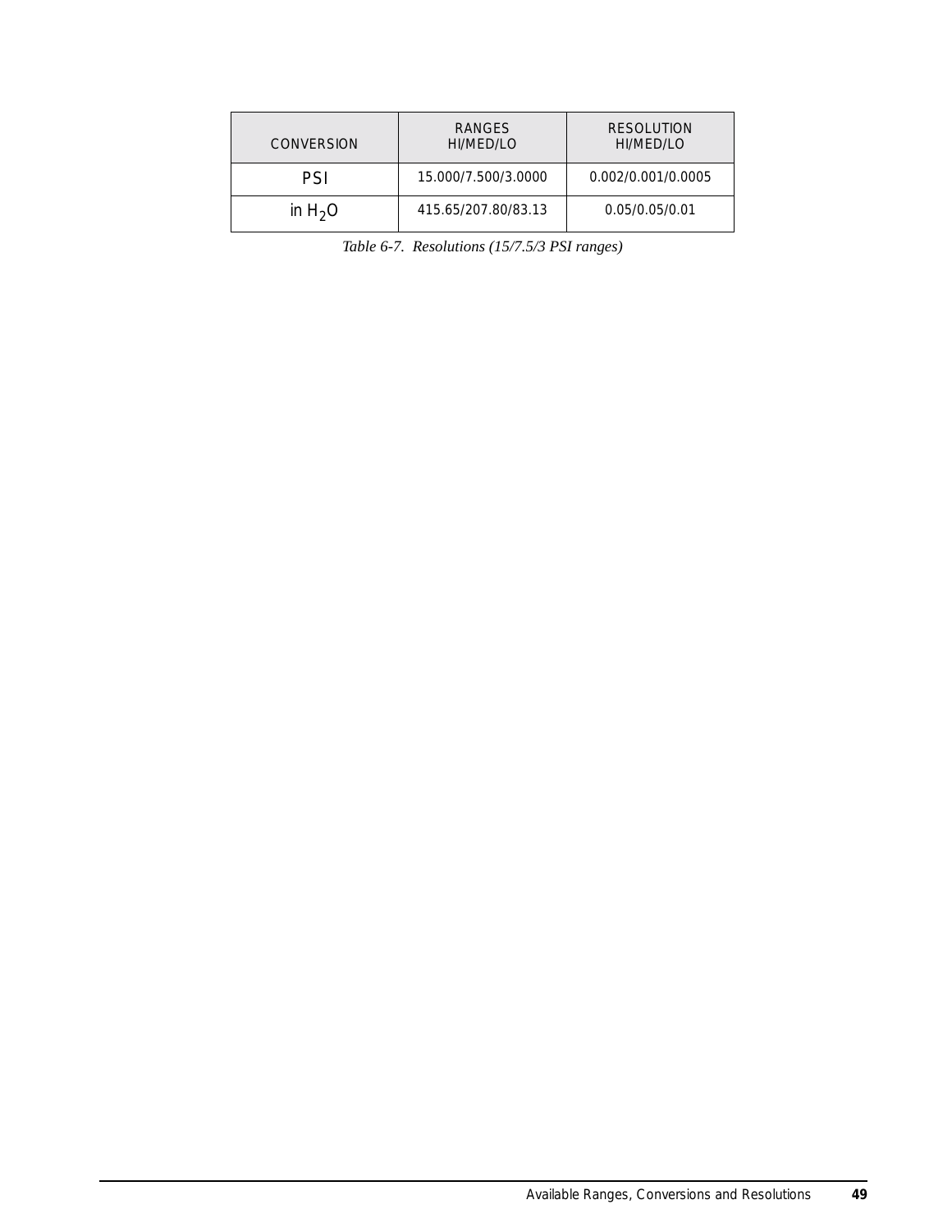| CONVERSION | RANGES HI/MED/LO | RESOLUTION HI/MED/LO |
|---|---|---|
| PSI | 15.000/7.500/3.0000 | 0.002/0.001/0.0005 |
| in $H_2O$ | 415.65/207.80/83.13 | 0.05/0.05/0.01 |

*Table 6-7. Resolutions (15/7.5/3 PSI ranges)*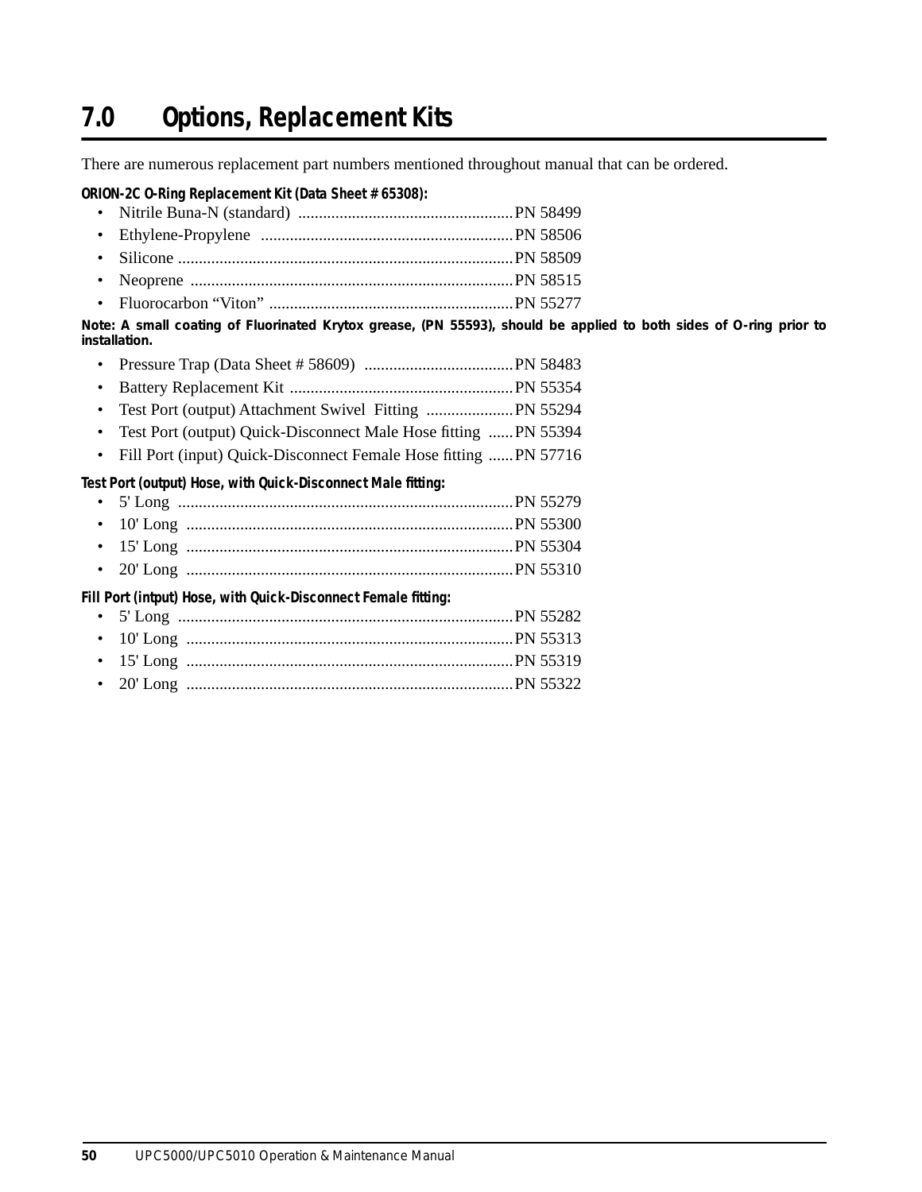# 7.0 Options, Replacement Kits

There are numerous replacement part numbers mentioned throughout manual that can be ordered.

**ORION-2C O-Ring Replacement Kit (Data Sheet # 65308):**

- Nitrile Buna-N (standard) .................................................... PN 58499
- Ethylene-Propylene ............................................................. PN 58506
- Silicone ................................................................................ PN 58509
- Neoprene .............................................................................. PN 58515
- Fluorocarbon “Viton” ........................................................... PN 55277

**Note: A small coating of Fluorinated Krytox grease, (PN 55593), should be applied to both sides of O-ring prior to installation.**

- Pressure Trap (Data Sheet # 58609) .................................... PN 58483
- Battery Replacement Kit ...................................................... PN 55354
- Test Port (output) Attachment Swivel Fitting ..................... PN 55294
- Test Port (output) Quick-Disconnect Male Hose fitting ...... PN 55394
- Fill Port (input) Quick-Disconnect Female Hose fitting ...... PN 57716

**Test Port (output) Hose, with Quick-Disconnect Male fitting:**

- 5' Long ................................................................................. PN 55279
- 10' Long ............................................................................... PN 55300
- 15' Long ............................................................................... PN 55304
- 20' Long ............................................................................... PN 55310

**Fill Port (intput) Hose, with Quick-Disconnect Female fitting:**

- 5' Long ................................................................................. PN 55282
- 10' Long ............................................................................... PN 55313
- 15' Long ............................................................................... PN 55319
- 20' Long ............................................................................... PN 55322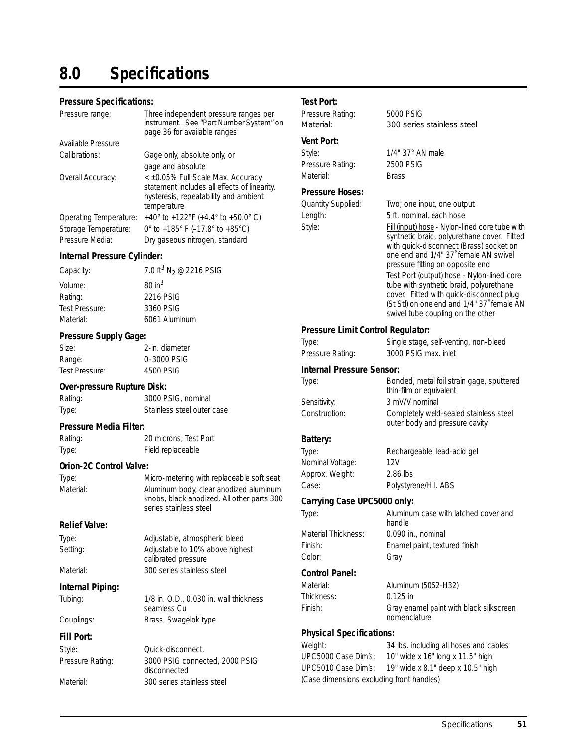# 8.0 Specifications

### Pressure Specifications:

| | |
|---|---|
| Pressure range: | Three independent pressure ranges per instrument. See "Part Number System" on page 36 for available ranges |
| Available Pressure Calibrations: | Gage only, absolute only, or gage and absolute |
| Overall Accuracy: | < ±0.05% Full Scale Max. Accuracy statement includes all effects of linearity, hysteresis, repeatability and ambient temperature |
| Operating Temperature: | +40° to +122°F (+4.4° to +50.0° C) |
| Storage Temperature: | 0° to +185° F (–17.8° to +85°C) |
| Pressure Media: | Dry gaseous nitrogen, standard |

### Internal Pressure Cylinder:

| | |
|---|---|
| Capacity: | 7.0 $ft^3$ $N_2$ @ 2216 PSIG |
| Volume: | 80 $in^3$ |
| Rating: | 2216 PSIG |
| Test Pressure: | 3360 PSIG |
| Material: | 6061 Aluminum |

### Pressure Supply Gage:

| | |
|---|---|
| Size: | 2-in. diameter |
| Range: | 0–3000 PSIG |
| Test Pressure: | 4500 PSIG |

### Over-pressure Rupture Disk:

| | |
|---|---|
| Rating: | 3000 PSIG, nominal |
| Type: | Stainless steel outer case |

### Pressure Media Filter:

| | |
|---|---|
| Rating: | 20 microns, Test Port |
| Type: | Field replaceable |

### Orion-2C Control Valve:

| | |
|---|---|
| Type: | Micro-metering with replaceable soft seat |
| Material: | Aluminum body, clear anodized aluminum knobs, black anodized. All other parts 300 series stainless steel |

### Relief Valve:

| | |
|---|---|
| Type: | Adjustable, atmospheric bleed |
| Setting: | Adjustable to 10% above highest calibrated pressure |
| Material: | 300 series stainless steel |

### Internal Piping:

| | |
|---|---|
| Tubing: | 1/8 in. O.D., 0.030 in. wall thickness seamless Cu |
| Couplings: | Brass, Swagelok type |

### Fill Port:

| | |
|---|---|
| Style: | Quick-disconnect. |
| Pressure Rating: | 3000 PSIG connected, 2000 PSIG disconnected |
| Material: | 300 series stainless steel |

### Test Port:

| | |
|---|---|
| Pressure Rating: | 5000 PSIG |
| Material: | 300 series stainless steel |

### Vent Port:

| | |
|---|---|
| Style: | 1/4" 37° AN male |
| Pressure Rating: | 2500 PSIG |
| Material: | Brass |

### Pressure Hoses:

| | |
|---|---|
| Quantity Supplied: | Two; one input, one output |
| Length: | 5 ft. nominal, each hose |
| Style: | Fill (input) hose - Nylon-lined core tube with synthetic braid, polyurethane cover. Fitted with quick-disconnect (Brass) socket on one end and 1/4" 37˚female AN swivel pressure fitting on opposite end<br>Test Port (output) hose - Nylon-lined core tube with synthetic braid, polyurethane cover. Fitted with quick-disconnect plug (St Stl) on one end and 1/4" 37˚female AN swivel tube coupling on the other |

### Pressure Limit Control Regulator:

| | |
|---|---|
| Type: | Single stage, self-venting, non-bleed |
| Pressure Rating: | 3000 PSIG max. inlet |

### Internal Pressure Sensor:

| | |
|---|---|
| Type: | Bonded, metal foil strain gage, sputtered thin-film or equivalent |
| Sensitivity: | 3 mV/V nominal |
| Construction: | Completely weld-sealed stainless steel outer body and pressure cavity |

### Battery:

| | |
|---|---|
| Type: | Rechargeable, lead-acid gel |
| Nominal Voltage: | 12V |
| Approx. Weight: | 2.86 lbs |
| Case: | Polystyrene/H.I. ABS |

### Carrying Case UPC5000 only:

| | |
|---|---|
| Type: | Aluminum case with latched cover and handle |
| Material Thickness: | 0.090 in., nominal |
| Finish: | Enamel paint, textured finish |
| Color: | Gray |

### Control Panel:

| | |
|---|---|
| Material: | Aluminum (5052-H32) |
| Thickness: | 0.125 in |
| Finish: | Gray enamel paint with black silkscreen nomenclature |

### Physical Specifications:

| | |
|---|---|
| Weight: | 34 lbs. including all hoses and cables |
| UPC5000 Case Dim's: | 10" wide x 16" long x 11.5" high |
| UPC5010 Case Dim's: | 19" wide x 8.1" deep x 10.5" high |

(Case dimensions excluding front handles)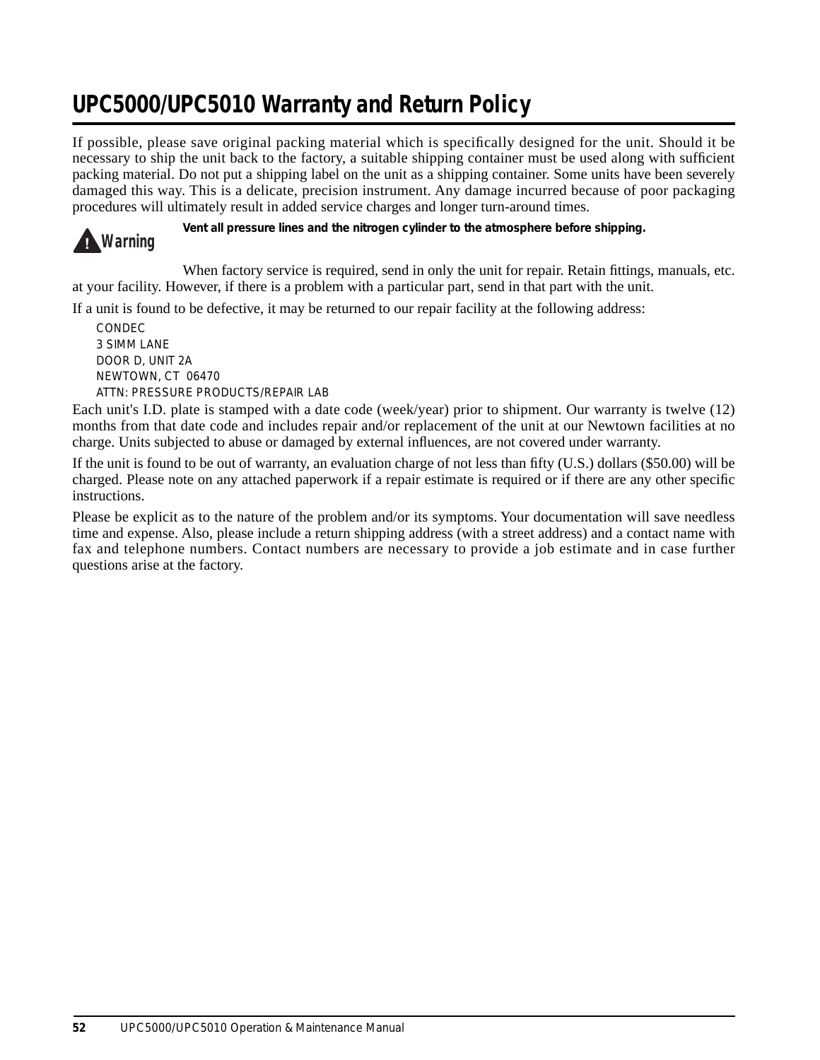# UPC5000/UPC5010 Warranty and Return Policy

If possible, please save original packing material which is specifically designed for the unit. Should it be necessary to ship the unit back to the factory, a suitable shipping container must be used along with sufficient packing material. Do not put a shipping label on the unit as a shipping container. Some units have been severely damaged this way. This is a delicate, precision instrument. Any damage incurred because of poor packaging procedures will ultimately result in added service charges and longer turn-around times.

**Warning** — **Vent all pressure lines and the nitrogen cylinder to the atmosphere before shipping.**

When factory service is required, send in only the unit for repair. Retain fittings, manuals, etc. at your facility. However, if there is a problem with a particular part, send in that part with the unit.

If a unit is found to be defective, it may be returned to our repair facility at the following address:

CONDEC
3 SIMM LANE
DOOR D, UNIT 2A
NEWTOWN, CT 06470
ATTN: PRESSURE PRODUCTS/REPAIR LAB

Each unit's I.D. plate is stamped with a date code (week/year) prior to shipment. Our warranty is twelve (12) months from that date code and includes repair and/or replacement of the unit at our Newtown facilities at no charge. Units subjected to abuse or damaged by external influences, are not covered under warranty.

If the unit is found to be out of warranty, an evaluation charge of not less than fifty (U.S.) dollars ($50.00) will be charged. Please note on any attached paperwork if a repair estimate is required or if there are any other specific instructions.

Please be explicit as to the nature of the problem and/or its symptoms. Your documentation will save needless time and expense. Also, please include a return shipping address (with a street address) and a contact name with fax and telephone numbers. Contact numbers are necessary to provide a job estimate and in case further questions arise at the factory.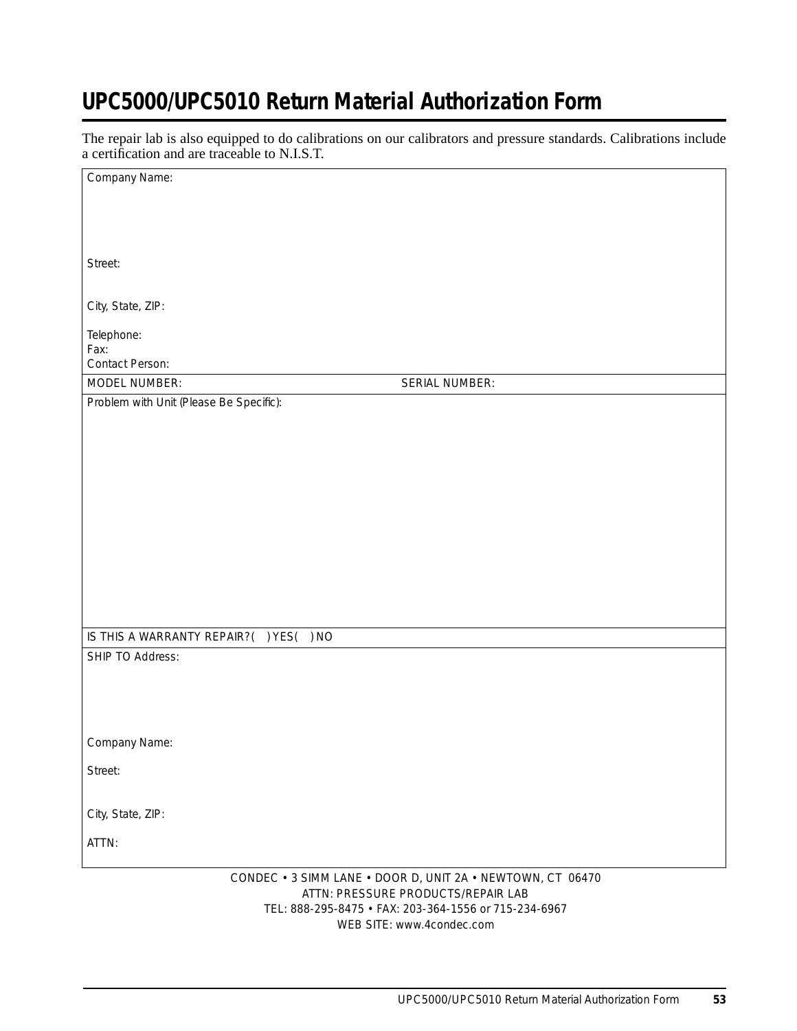# UPC5000/UPC5010 Return Material Authorization Form

The repair lab is also equipped to do calibrations on our calibrators and pressure standards. Calibrations include a certification and are traceable to N.I.S.T.

Company Name:

Street:

City, State, ZIP:

Telephone:
Fax:
Contact Person:

MODEL NUMBER: SERIAL NUMBER:

Problem with Unit (Please Be Specific):

IS THIS A WARRANTY REPAIR? ( ) YES ( ) NO

SHIP TO Address:

Company Name:

Street:

City, State, ZIP:

ATTN:

CONDEC • 3 SIMM LANE • DOOR D, UNIT 2A • NEWTOWN, CT 06470
ATTN: PRESSURE PRODUCTS/REPAIR LAB
TEL: 888-295-8475 • FAX: 203-364-1556 or 715-234-6967
WEB SITE: www.4condec.com